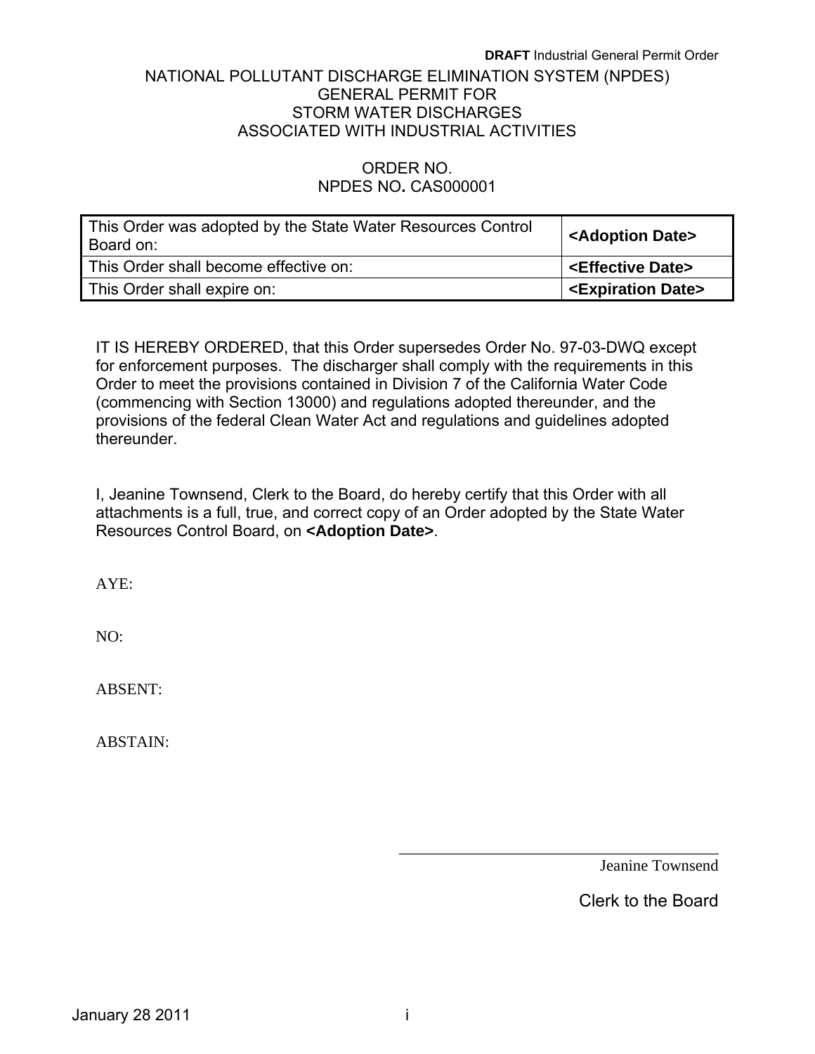**DRAFT** Industrial General Permit Order

# NATIONAL POLLUTANT DISCHARGE ELIMINATION SYSTEM (NPDES) GENERAL PERMIT FOR STORM WATER DISCHARGES ASSOCIATED WITH INDUSTRIAL ACTIVITIES

## ORDER NO.
## NPDES NO. CAS000001

| This Order was adopted by the State Water Resources Control Board on: | **<Adoption Date>** |
|---|---|
| This Order shall become effective on: | **<Effective Date>** |
| This Order shall expire on: | **<Expiration Date>** |

IT IS HEREBY ORDERED, that this Order supersedes Order No. 97-03-DWQ except for enforcement purposes. The discharger shall comply with the requirements in this Order to meet the provisions contained in Division 7 of the California Water Code (commencing with Section 13000) and regulations adopted thereunder, and the provisions of the federal Clean Water Act and regulations and guidelines adopted thereunder.

I, Jeanine Townsend, Clerk to the Board, do hereby certify that this Order with all attachments is a full, true, and correct copy of an Order adopted by the State Water Resources Control Board, on **<Adoption Date>**.

AYE:

NO:

ABSENT:

ABSTAIN:

\_\_\_\_\_\_\_\_\_\_\_\_\_\_\_\_\_\_\_\_\_\_\_\_\_\_\_\_\_\_\_\_\_\_\_\_\_\_\_\_

Jeanine Townsend

Clerk to the Board

January 28 2011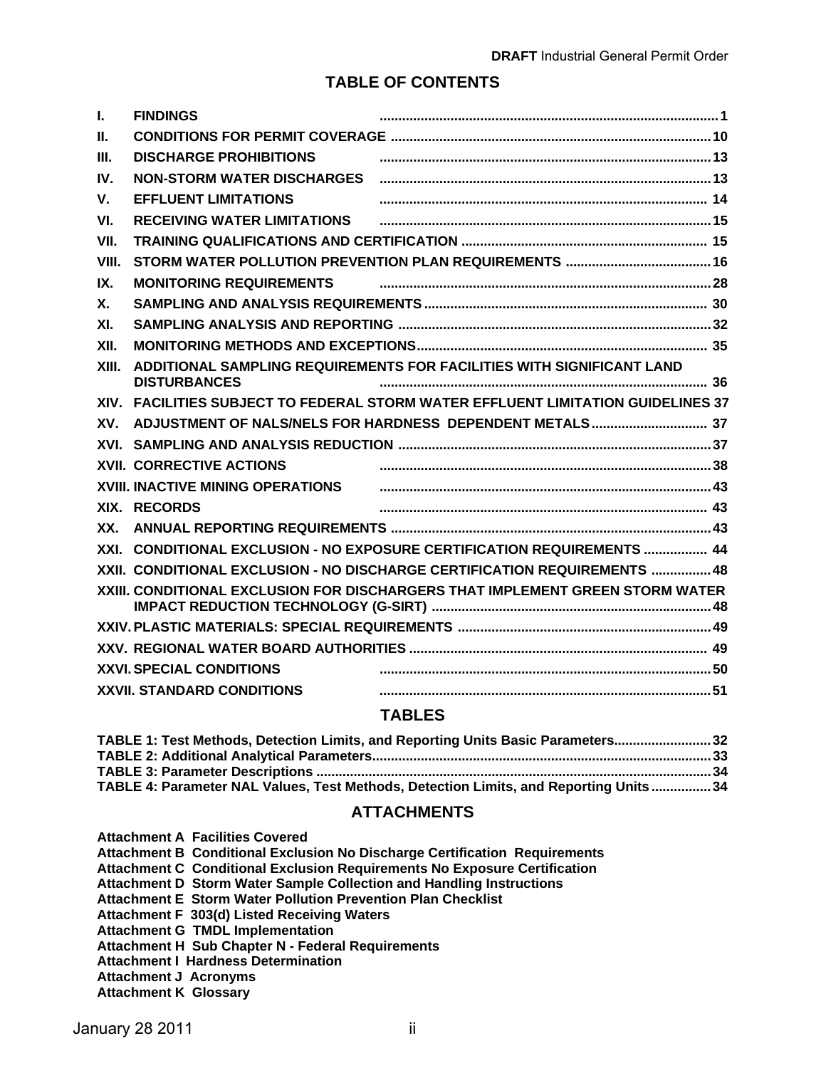## TABLE OF CONTENTS

| | | |
|---|---|---|
| I. | FINDINGS | 1 |
| II. | CONDITIONS FOR PERMIT COVERAGE | 10 |
| III. | DISCHARGE PROHIBITIONS | 13 |
| IV. | NON-STORM WATER DISCHARGES | 13 |
| V. | EFFLUENT LIMITATIONS | 14 |
| VI. | RECEIVING WATER LIMITATIONS | 15 |
| VII. | TRAINING QUALIFICATIONS AND CERTIFICATION | 15 |
| VIII. | STORM WATER POLLUTION PREVENTION PLAN REQUIREMENTS | 16 |
| IX. | MONITORING REQUIREMENTS | 28 |
| X. | SAMPLING AND ANALYSIS REQUIREMENTS | 30 |
| XI. | SAMPLING ANALYSIS AND REPORTING | 32 |
| XII. | MONITORING METHODS AND EXCEPTIONS | 35 |
| XIII. | ADDITIONAL SAMPLING REQUIREMENTS FOR FACILITIES WITH SIGNIFICANT LAND DISTURBANCES | 36 |
| XIV. | FACILITIES SUBJECT TO FEDERAL STORM WATER EFFLUENT LIMITATION GUIDELINES | 37 |
| XV. | ADJUSTMENT OF NALS/NELS FOR HARDNESS DEPENDENT METALS | 37 |
| XVI. | SAMPLING AND ANALYSIS REDUCTION | 37 |
| XVII. | CORRECTIVE ACTIONS | 38 |
| XVIII. | INACTIVE MINING OPERATIONS | 43 |
| XIX. | RECORDS | 43 |
| XX. | ANNUAL REPORTING REQUIREMENTS | 43 |
| XXI. | CONDITIONAL EXCLUSION - NO EXPOSURE CERTIFICATION REQUIREMENTS | 44 |
| XXII. | CONDITIONAL EXCLUSION - NO DISCHARGE CERTIFICATION REQUIREMENTS | 48 |
| XXIII. | CONDITIONAL EXCLUSION FOR DISCHARGERS THAT IMPLEMENT GREEN STORM WATER IMPACT REDUCTION TECHNOLOGY (G-SIRT) | 48 |
| XXIV. | PLASTIC MATERIALS: SPECIAL REQUIREMENTS | 49 |
| XXV. | REGIONAL WATER BOARD AUTHORITIES | 49 |
| XXVI. | SPECIAL CONDITIONS | 50 |
| XXVII. | STANDARD CONDITIONS | 51 |

## TABLES

| | |
|---|---|
| TABLE 1: Test Methods, Detection Limits, and Reporting Units Basic Parameters | 32 |
| TABLE 2: Additional Analytical Parameters | 33 |
| TABLE 3: Parameter Descriptions | 34 |
| TABLE 4: Parameter NAL Values, Test Methods, Detection Limits, and Reporting Units | 34 |

## ATTACHMENTS

**Attachment A Facilities Covered**
**Attachment B Conditional Exclusion No Discharge Certification Requirements**
**Attachment C Conditional Exclusion Requirements No Exposure Certification**
**Attachment D Storm Water Sample Collection and Handling Instructions**
**Attachment E Storm Water Pollution Prevention Plan Checklist**
**Attachment F 303(d) Listed Receiving Waters**
**Attachment G TMDL Implementation**
**Attachment H Sub Chapter N - Federal Requirements**
**Attachment I Hardness Determination**
**Attachment J Acronyms**
**Attachment K Glossary**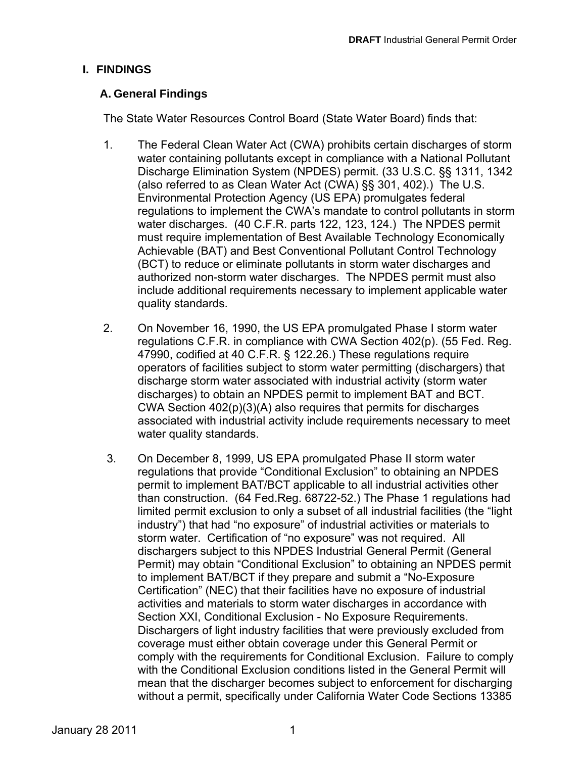# I. FINDINGS

## A. General Findings

The State Water Resources Control Board (State Water Board) finds that:

1. The Federal Clean Water Act (CWA) prohibits certain discharges of storm water containing pollutants except in compliance with a National Pollutant Discharge Elimination System (NPDES) permit. (33 U.S.C. §§ 1311, 1342 (also referred to as Clean Water Act (CWA) §§ 301, 402).) The U.S. Environmental Protection Agency (US EPA) promulgates federal regulations to implement the CWA's mandate to control pollutants in storm water discharges. (40 C.F.R. parts 122, 123, 124.) The NPDES permit must require implementation of Best Available Technology Economically Achievable (BAT) and Best Conventional Pollutant Control Technology (BCT) to reduce or eliminate pollutants in storm water discharges and authorized non-storm water discharges. The NPDES permit must also include additional requirements necessary to implement applicable water quality standards.

2. On November 16, 1990, the US EPA promulgated Phase I storm water regulations C.F.R. in compliance with CWA Section 402(p). (55 Fed. Reg. 47990, codified at 40 C.F.R. § 122.26.) These regulations require operators of facilities subject to storm water permitting (dischargers) that discharge storm water associated with industrial activity (storm water discharges) to obtain an NPDES permit to implement BAT and BCT. CWA Section 402(p)(3)(A) also requires that permits for discharges associated with industrial activity include requirements necessary to meet water quality standards.

3. On December 8, 1999, US EPA promulgated Phase II storm water regulations that provide "Conditional Exclusion" to obtaining an NPDES permit to implement BAT/BCT applicable to all industrial activities other than construction. (64 Fed.Reg. 68722-52.) The Phase 1 regulations had limited permit exclusion to only a subset of all industrial facilities (the "light industry") that had "no exposure" of industrial activities or materials to storm water. Certification of "no exposure" was not required. All dischargers subject to this NPDES Industrial General Permit (General Permit) may obtain "Conditional Exclusion" to obtaining an NPDES permit to implement BAT/BCT if they prepare and submit a "No-Exposure Certification" (NEC) that their facilities have no exposure of industrial activities and materials to storm water discharges in accordance with Section XXI, Conditional Exclusion - No Exposure Requirements. Dischargers of light industry facilities that were previously excluded from coverage must either obtain coverage under this General Permit or comply with the requirements for Conditional Exclusion. Failure to comply with the Conditional Exclusion conditions listed in the General Permit will mean that the discharger becomes subject to enforcement for discharging without a permit, specifically under California Water Code Sections 13385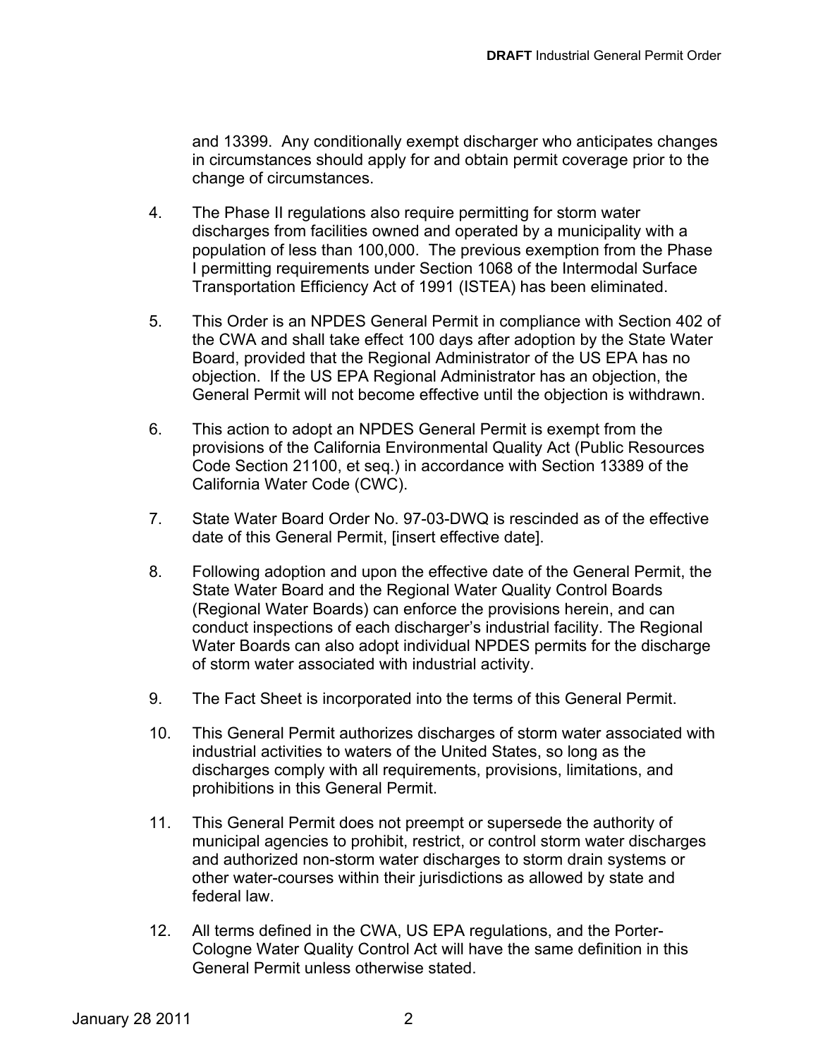and 13399. Any conditionally exempt discharger who anticipates changes in circumstances should apply for and obtain permit coverage prior to the change of circumstances.

4. The Phase II regulations also require permitting for storm water discharges from facilities owned and operated by a municipality with a population of less than 100,000. The previous exemption from the Phase I permitting requirements under Section 1068 of the Intermodal Surface Transportation Efficiency Act of 1991 (ISTEA) has been eliminated.

5. This Order is an NPDES General Permit in compliance with Section 402 of the CWA and shall take effect 100 days after adoption by the State Water Board, provided that the Regional Administrator of the US EPA has no objection. If the US EPA Regional Administrator has an objection, the General Permit will not become effective until the objection is withdrawn.

6. This action to adopt an NPDES General Permit is exempt from the provisions of the California Environmental Quality Act (Public Resources Code Section 21100, et seq.) in accordance with Section 13389 of the California Water Code (CWC).

7. State Water Board Order No. 97-03-DWQ is rescinded as of the effective date of this General Permit, [insert effective date].

8. Following adoption and upon the effective date of the General Permit, the State Water Board and the Regional Water Quality Control Boards (Regional Water Boards) can enforce the provisions herein, and can conduct inspections of each discharger's industrial facility. The Regional Water Boards can also adopt individual NPDES permits for the discharge of storm water associated with industrial activity.

9. The Fact Sheet is incorporated into the terms of this General Permit.

10. This General Permit authorizes discharges of storm water associated with industrial activities to waters of the United States, so long as the discharges comply with all requirements, provisions, limitations, and prohibitions in this General Permit.

11. This General Permit does not preempt or supersede the authority of municipal agencies to prohibit, restrict, or control storm water discharges and authorized non-storm water discharges to storm drain systems or other water-courses within their jurisdictions as allowed by state and federal law.

12. All terms defined in the CWA, US EPA regulations, and the Porter-Cologne Water Quality Control Act will have the same definition in this General Permit unless otherwise stated.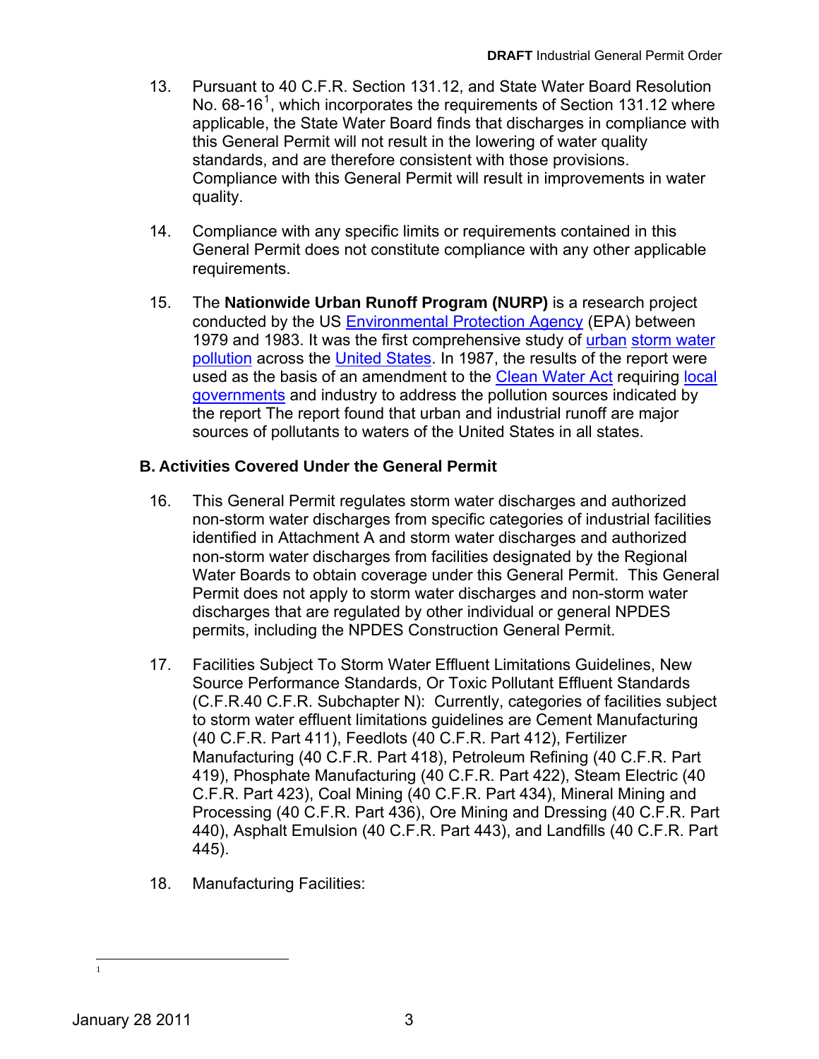13. Pursuant to 40 C.F.R. Section 131.12, and State Water Board Resolution No. 68-16[1], which incorporates the requirements of Section 131.12 where applicable, the State Water Board finds that discharges in compliance with this General Permit will not result in the lowering of water quality standards, and are therefore consistent with those provisions. Compliance with this General Permit will result in improvements in water quality.

14. Compliance with any specific limits or requirements contained in this General Permit does not constitute compliance with any other applicable requirements.

15. The **Nationwide Urban Runoff Program (NURP)** is a research project conducted by the US Environmental Protection Agency (EPA) between 1979 and 1983. It was the first comprehensive study of urban storm water pollution across the United States. In 1987, the results of the report were used as the basis of an amendment to the Clean Water Act requiring local governments and industry to address the pollution sources indicated by the report The report found that urban and industrial runoff are major sources of pollutants to waters of the United States in all states.

## B. Activities Covered Under the General Permit

16. This General Permit regulates storm water discharges and authorized non-storm water discharges from specific categories of industrial facilities identified in Attachment A and storm water discharges and authorized non-storm water discharges from facilities designated by the Regional Water Boards to obtain coverage under this General Permit. This General Permit does not apply to storm water discharges and non-storm water discharges that are regulated by other individual or general NPDES permits, including the NPDES Construction General Permit.

17. Facilities Subject To Storm Water Effluent Limitations Guidelines, New Source Performance Standards, Or Toxic Pollutant Effluent Standards (C.F.R.40 C.F.R. Subchapter N): Currently, categories of facilities subject to storm water effluent limitations guidelines are Cement Manufacturing (40 C.F.R. Part 411), Feedlots (40 C.F.R. Part 412), Fertilizer Manufacturing (40 C.F.R. Part 418), Petroleum Refining (40 C.F.R. Part 419), Phosphate Manufacturing (40 C.F.R. Part 422), Steam Electric (40 C.F.R. Part 423), Coal Mining (40 C.F.R. Part 434), Mineral Mining and Processing (40 C.F.R. Part 436), Ore Mining and Dressing (40 C.F.R. Part 440), Asphalt Emulsion (40 C.F.R. Part 443), and Landfills (40 C.F.R. Part 445).

18. Manufacturing Facilities:

---

[1]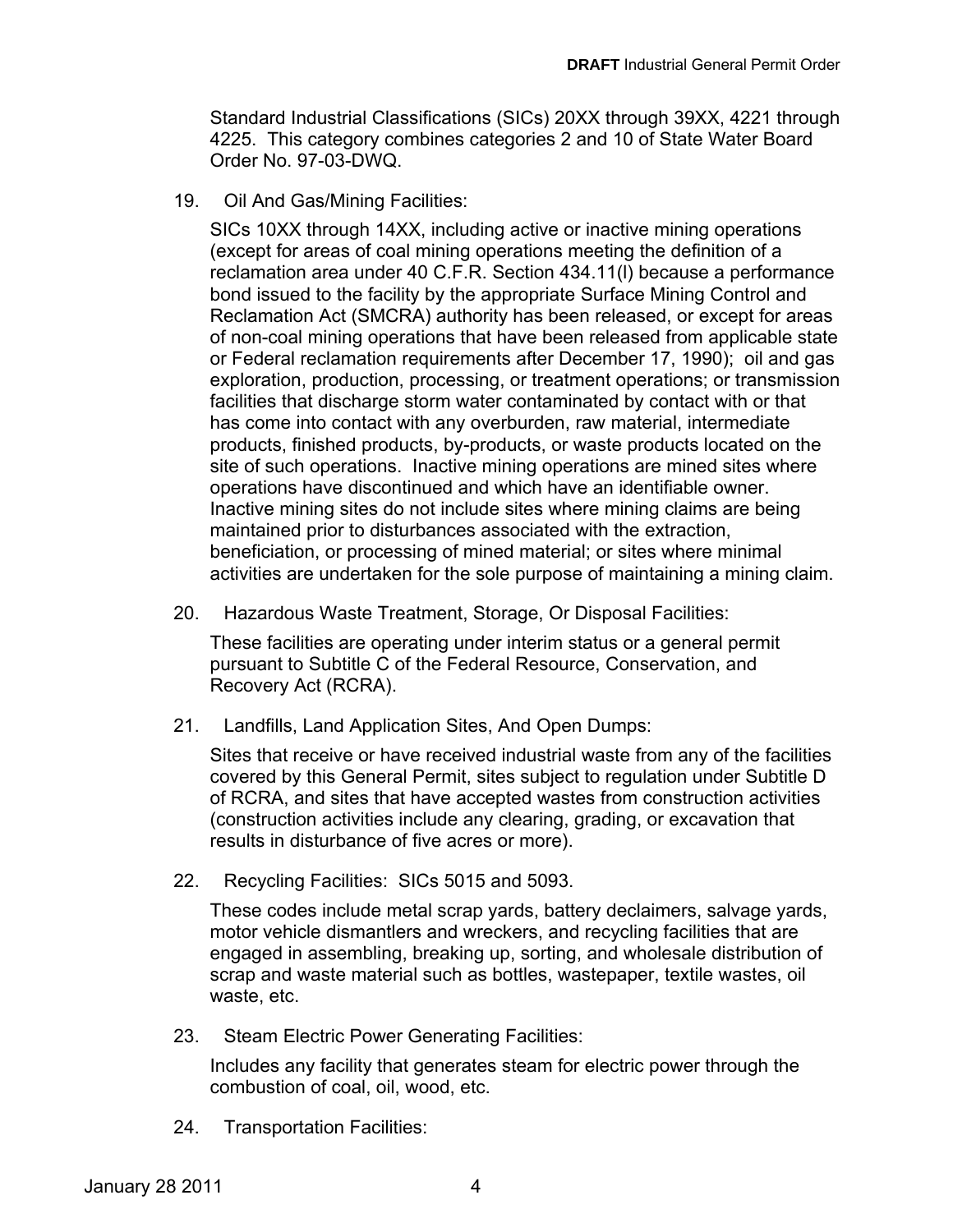Standard Industrial Classifications (SICs) 20XX through 39XX, 4221 through 4225. This category combines categories 2 and 10 of State Water Board Order No. 97-03-DWQ.

19. Oil And Gas/Mining Facilities:

    SICs 10XX through 14XX, including active or inactive mining operations (except for areas of coal mining operations meeting the definition of a reclamation area under 40 C.F.R. Section 434.11(l) because a performance bond issued to the facility by the appropriate Surface Mining Control and Reclamation Act (SMCRA) authority has been released, or except for areas of non-coal mining operations that have been released from applicable state or Federal reclamation requirements after December 17, 1990); oil and gas exploration, production, processing, or treatment operations; or transmission facilities that discharge storm water contaminated by contact with or that has come into contact with any overburden, raw material, intermediate products, finished products, by-products, or waste products located on the site of such operations. Inactive mining operations are mined sites where operations have discontinued and which have an identifiable owner. Inactive mining sites do not include sites where mining claims are being maintained prior to disturbances associated with the extraction, beneficiation, or processing of mined material; or sites where minimal activities are undertaken for the sole purpose of maintaining a mining claim.

20. Hazardous Waste Treatment, Storage, Or Disposal Facilities:

    These facilities are operating under interim status or a general permit pursuant to Subtitle C of the Federal Resource, Conservation, and Recovery Act (RCRA).

21. Landfills, Land Application Sites, And Open Dumps:

    Sites that receive or have received industrial waste from any of the facilities covered by this General Permit, sites subject to regulation under Subtitle D of RCRA, and sites that have accepted wastes from construction activities (construction activities include any clearing, grading, or excavation that results in disturbance of five acres or more).

22. Recycling Facilities: SICs 5015 and 5093.

    These codes include metal scrap yards, battery declaimers, salvage yards, motor vehicle dismantlers and wreckers, and recycling facilities that are engaged in assembling, breaking up, sorting, and wholesale distribution of scrap and waste material such as bottles, wastepaper, textile wastes, oil waste, etc.

23. Steam Electric Power Generating Facilities:

    Includes any facility that generates steam for electric power through the combustion of coal, oil, wood, etc.

24. Transportation Facilities: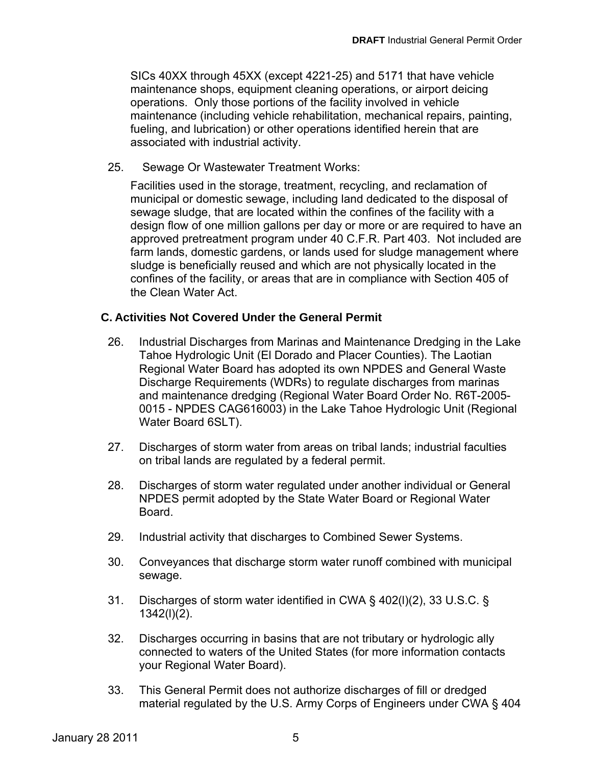SICs 40XX through 45XX (except 4221-25) and 5171 that have vehicle maintenance shops, equipment cleaning operations, or airport deicing operations. Only those portions of the facility involved in vehicle maintenance (including vehicle rehabilitation, mechanical repairs, painting, fueling, and lubrication) or other operations identified herein that are associated with industrial activity.

25. Sewage Or Wastewater Treatment Works:

Facilities used in the storage, treatment, recycling, and reclamation of municipal or domestic sewage, including land dedicated to the disposal of sewage sludge, that are located within the confines of the facility with a design flow of one million gallons per day or more or are required to have an approved pretreatment program under 40 C.F.R. Part 403. Not included are farm lands, domestic gardens, or lands used for sludge management where sludge is beneficially reused and which are not physically located in the confines of the facility, or areas that are in compliance with Section 405 of the Clean Water Act.

### C. Activities Not Covered Under the General Permit

26. Industrial Discharges from Marinas and Maintenance Dredging in the Lake Tahoe Hydrologic Unit (El Dorado and Placer Counties). The Laotian Regional Water Board has adopted its own NPDES and General Waste Discharge Requirements (WDRs) to regulate discharges from marinas and maintenance dredging (Regional Water Board Order No. R6T-2005-0015 - NPDES CAG616003) in the Lake Tahoe Hydrologic Unit (Regional Water Board 6SLT).

27. Discharges of storm water from areas on tribal lands; industrial faculties on tribal lands are regulated by a federal permit.

28. Discharges of storm water regulated under another individual or General NPDES permit adopted by the State Water Board or Regional Water Board.

29. Industrial activity that discharges to Combined Sewer Systems.

30. Conveyances that discharge storm water runoff combined with municipal sewage.

31. Discharges of storm water identified in CWA § 402(l)(2), 33 U.S.C. § 1342(l)(2).

32. Discharges occurring in basins that are not tributary or hydrologic ally connected to waters of the United States (for more information contacts your Regional Water Board).

33. This General Permit does not authorize discharges of fill or dredged material regulated by the U.S. Army Corps of Engineers under CWA § 404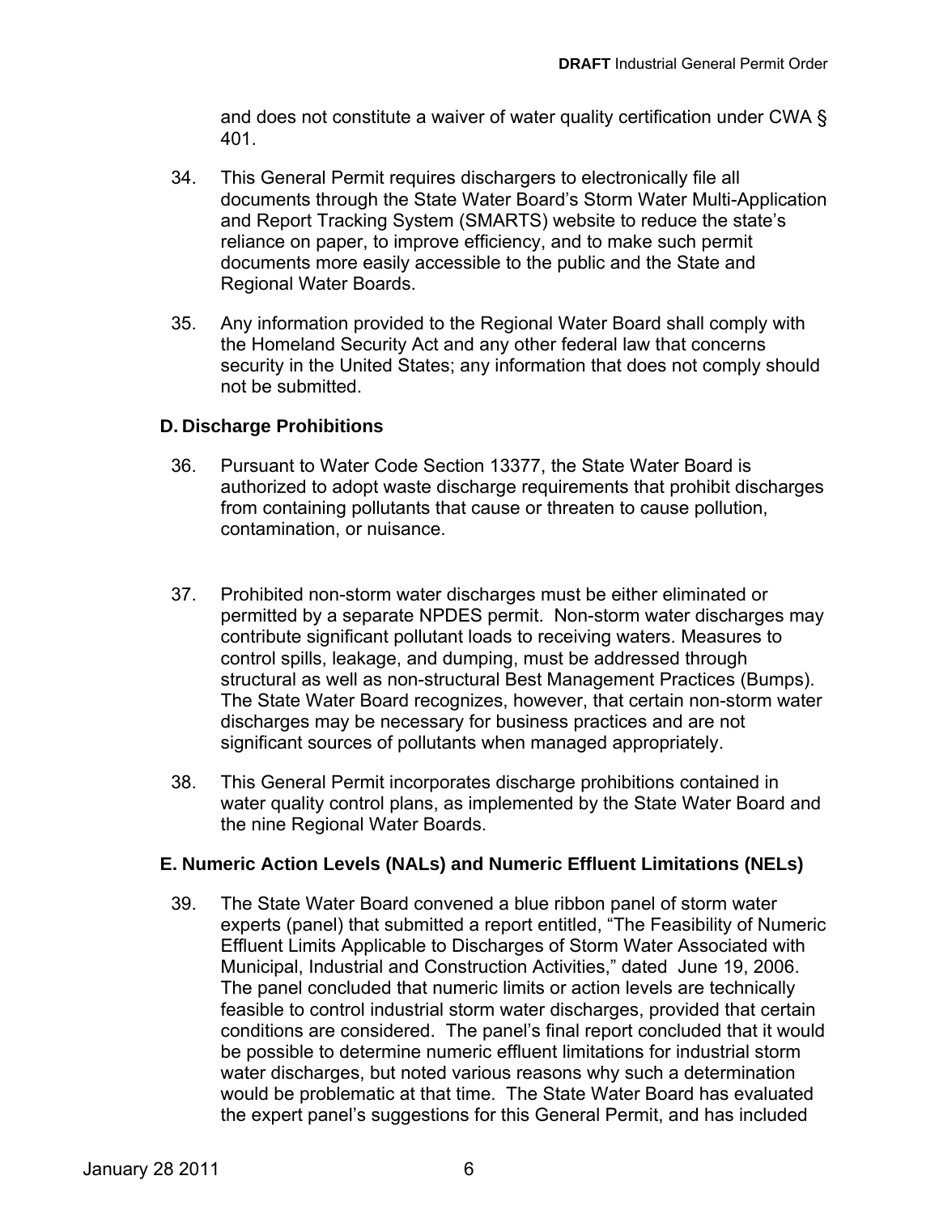and does not constitute a waiver of water quality certification under CWA § 401.

34. This General Permit requires dischargers to electronically file all documents through the State Water Board's Storm Water Multi-Application and Report Tracking System (SMARTS) website to reduce the state's reliance on paper, to improve efficiency, and to make such permit documents more easily accessible to the public and the State and Regional Water Boards.

35. Any information provided to the Regional Water Board shall comply with the Homeland Security Act and any other federal law that concerns security in the United States; any information that does not comply should not be submitted.

### D. Discharge Prohibitions

36. Pursuant to Water Code Section 13377, the State Water Board is authorized to adopt waste discharge requirements that prohibit discharges from containing pollutants that cause or threaten to cause pollution, contamination, or nuisance.

37. Prohibited non-storm water discharges must be either eliminated or permitted by a separate NPDES permit. Non-storm water discharges may contribute significant pollutant loads to receiving waters. Measures to control spills, leakage, and dumping, must be addressed through structural as well as non-structural Best Management Practices (Bumps). The State Water Board recognizes, however, that certain non-storm water discharges may be necessary for business practices and are not significant sources of pollutants when managed appropriately.

38. This General Permit incorporates discharge prohibitions contained in water quality control plans, as implemented by the State Water Board and the nine Regional Water Boards.

### E. Numeric Action Levels (NALs) and Numeric Effluent Limitations (NELs)

39. The State Water Board convened a blue ribbon panel of storm water experts (panel) that submitted a report entitled, "The Feasibility of Numeric Effluent Limits Applicable to Discharges of Storm Water Associated with Municipal, Industrial and Construction Activities," dated June 19, 2006. The panel concluded that numeric limits or action levels are technically feasible to control industrial storm water discharges, provided that certain conditions are considered. The panel's final report concluded that it would be possible to determine numeric effluent limitations for industrial storm water discharges, but noted various reasons why such a determination would be problematic at that time. The State Water Board has evaluated the expert panel's suggestions for this General Permit, and has included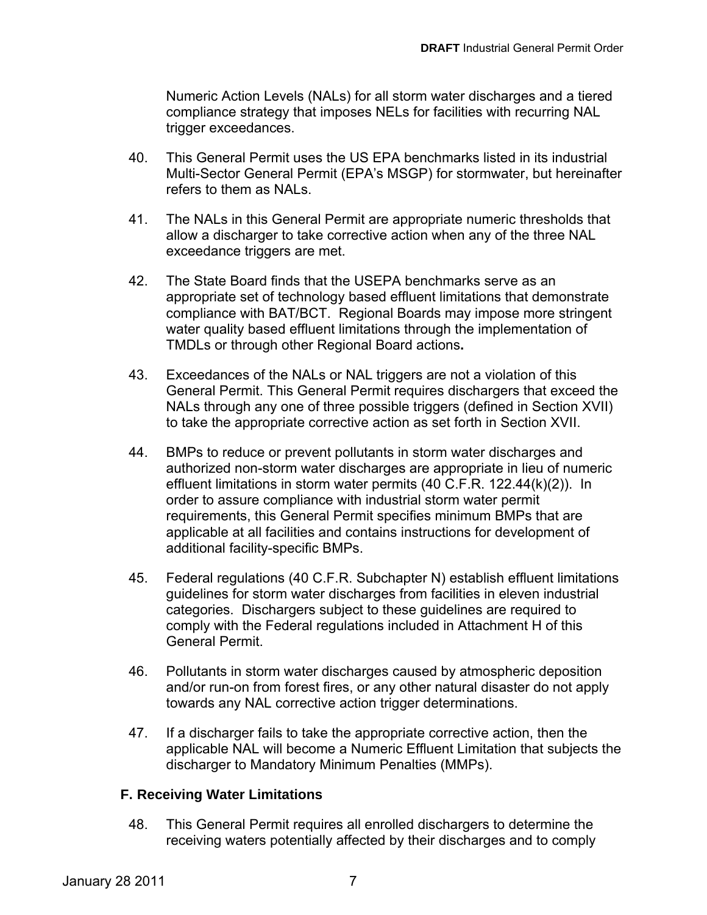Numeric Action Levels (NALs) for all storm water discharges and a tiered compliance strategy that imposes NELs for facilities with recurring NAL trigger exceedances.

40. This General Permit uses the US EPA benchmarks listed in its industrial Multi-Sector General Permit (EPA's MSGP) for stormwater, but hereinafter refers to them as NALs.

41. The NALs in this General Permit are appropriate numeric thresholds that allow a discharger to take corrective action when any of the three NAL exceedance triggers are met.

42. The State Board finds that the USEPA benchmarks serve as an appropriate set of technology based effluent limitations that demonstrate compliance with BAT/BCT. Regional Boards may impose more stringent water quality based effluent limitations through the implementation of TMDLs or through other Regional Board actions**.**

43. Exceedances of the NALs or NAL triggers are not a violation of this General Permit. This General Permit requires dischargers that exceed the NALs through any one of three possible triggers (defined in Section XVII) to take the appropriate corrective action as set forth in Section XVII.

44. BMPs to reduce or prevent pollutants in storm water discharges and authorized non-storm water discharges are appropriate in lieu of numeric effluent limitations in storm water permits (40 C.F.R. 122.44(k)(2)). In order to assure compliance with industrial storm water permit requirements, this General Permit specifies minimum BMPs that are applicable at all facilities and contains instructions for development of additional facility-specific BMPs.

45. Federal regulations (40 C.F.R. Subchapter N) establish effluent limitations guidelines for storm water discharges from facilities in eleven industrial categories. Dischargers subject to these guidelines are required to comply with the Federal regulations included in Attachment H of this General Permit.

46. Pollutants in storm water discharges caused by atmospheric deposition and/or run-on from forest fires, or any other natural disaster do not apply towards any NAL corrective action trigger determinations.

47. If a discharger fails to take the appropriate corrective action, then the applicable NAL will become a Numeric Effluent Limitation that subjects the discharger to Mandatory Minimum Penalties (MMPs).

### F. Receiving Water Limitations

48. This General Permit requires all enrolled dischargers to determine the receiving waters potentially affected by their discharges and to comply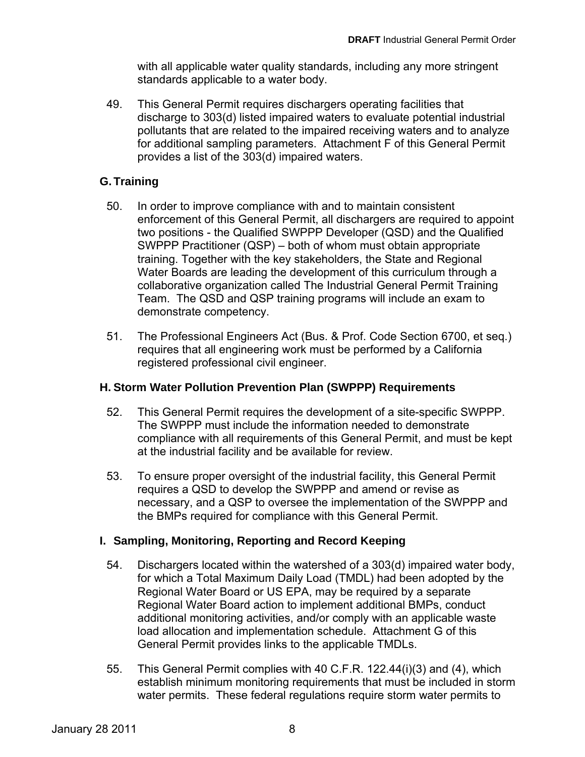with all applicable water quality standards, including any more stringent standards applicable to a water body.

49. This General Permit requires dischargers operating facilities that discharge to 303(d) listed impaired waters to evaluate potential industrial pollutants that are related to the impaired receiving waters and to analyze for additional sampling parameters. Attachment F of this General Permit provides a list of the 303(d) impaired waters.

### G. Training

50. In order to improve compliance with and to maintain consistent enforcement of this General Permit, all dischargers are required to appoint two positions - the Qualified SWPPP Developer (QSD) and the Qualified SWPPP Practitioner (QSP) – both of whom must obtain appropriate training. Together with the key stakeholders, the State and Regional Water Boards are leading the development of this curriculum through a collaborative organization called The Industrial General Permit Training Team. The QSD and QSP training programs will include an exam to demonstrate competency.

51. The Professional Engineers Act (Bus. & Prof. Code Section 6700, et seq.) requires that all engineering work must be performed by a California registered professional civil engineer.

### H. Storm Water Pollution Prevention Plan (SWPPP) Requirements

52. This General Permit requires the development of a site-specific SWPPP. The SWPPP must include the information needed to demonstrate compliance with all requirements of this General Permit, and must be kept at the industrial facility and be available for review.

53. To ensure proper oversight of the industrial facility, this General Permit requires a QSD to develop the SWPPP and amend or revise as necessary, and a QSP to oversee the implementation of the SWPPP and the BMPs required for compliance with this General Permit.

### I. Sampling, Monitoring, Reporting and Record Keeping

54. Dischargers located within the watershed of a 303(d) impaired water body, for which a Total Maximum Daily Load (TMDL) had been adopted by the Regional Water Board or US EPA, may be required by a separate Regional Water Board action to implement additional BMPs, conduct additional monitoring activities, and/or comply with an applicable waste load allocation and implementation schedule. Attachment G of this General Permit provides links to the applicable TMDLs.

55. This General Permit complies with 40 C.F.R. 122.44(i)(3) and (4), which establish minimum monitoring requirements that must be included in storm water permits. These federal regulations require storm water permits to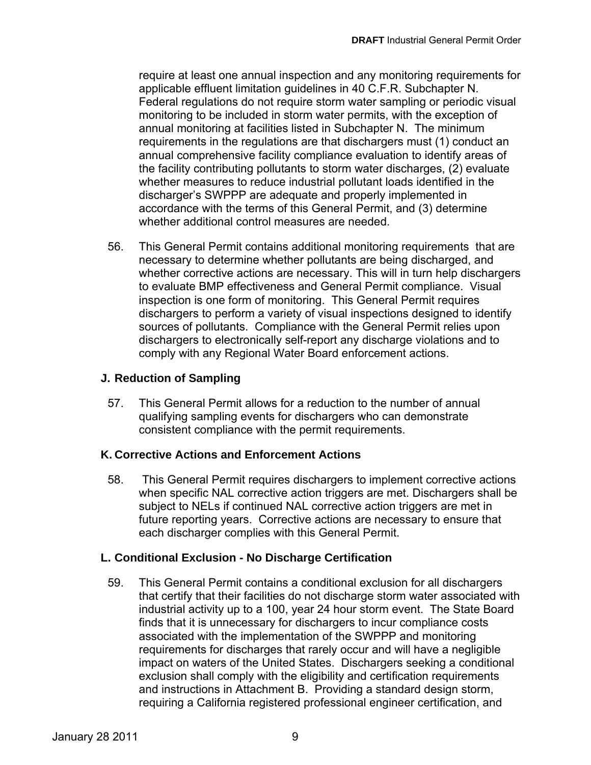require at least one annual inspection and any monitoring requirements for applicable effluent limitation guidelines in 40 C.F.R. Subchapter N. Federal regulations do not require storm water sampling or periodic visual monitoring to be included in storm water permits, with the exception of annual monitoring at facilities listed in Subchapter N. The minimum requirements in the regulations are that dischargers must (1) conduct an annual comprehensive facility compliance evaluation to identify areas of the facility contributing pollutants to storm water discharges, (2) evaluate whether measures to reduce industrial pollutant loads identified in the discharger's SWPPP are adequate and properly implemented in accordance with the terms of this General Permit, and (3) determine whether additional control measures are needed.

56. This General Permit contains additional monitoring requirements that are necessary to determine whether pollutants are being discharged, and whether corrective actions are necessary. This will in turn help dischargers to evaluate BMP effectiveness and General Permit compliance. Visual inspection is one form of monitoring. This General Permit requires dischargers to perform a variety of visual inspections designed to identify sources of pollutants. Compliance with the General Permit relies upon dischargers to electronically self-report any discharge violations and to comply with any Regional Water Board enforcement actions.

### J. Reduction of Sampling

57. This General Permit allows for a reduction to the number of annual qualifying sampling events for dischargers who can demonstrate consistent compliance with the permit requirements.

### K. Corrective Actions and Enforcement Actions

58. This General Permit requires dischargers to implement corrective actions when specific NAL corrective action triggers are met. Dischargers shall be subject to NELs if continued NAL corrective action triggers are met in future reporting years. Corrective actions are necessary to ensure that each discharger complies with this General Permit.

### L. Conditional Exclusion - No Discharge Certification

59. This General Permit contains a conditional exclusion for all dischargers that certify that their facilities do not discharge storm water associated with industrial activity up to a 100, year 24 hour storm event. The State Board finds that it is unnecessary for dischargers to incur compliance costs associated with the implementation of the SWPPP and monitoring requirements for discharges that rarely occur and will have a negligible impact on waters of the United States. Dischargers seeking a conditional exclusion shall comply with the eligibility and certification requirements and instructions in Attachment B. Providing a standard design storm, requiring a California registered professional engineer certification, and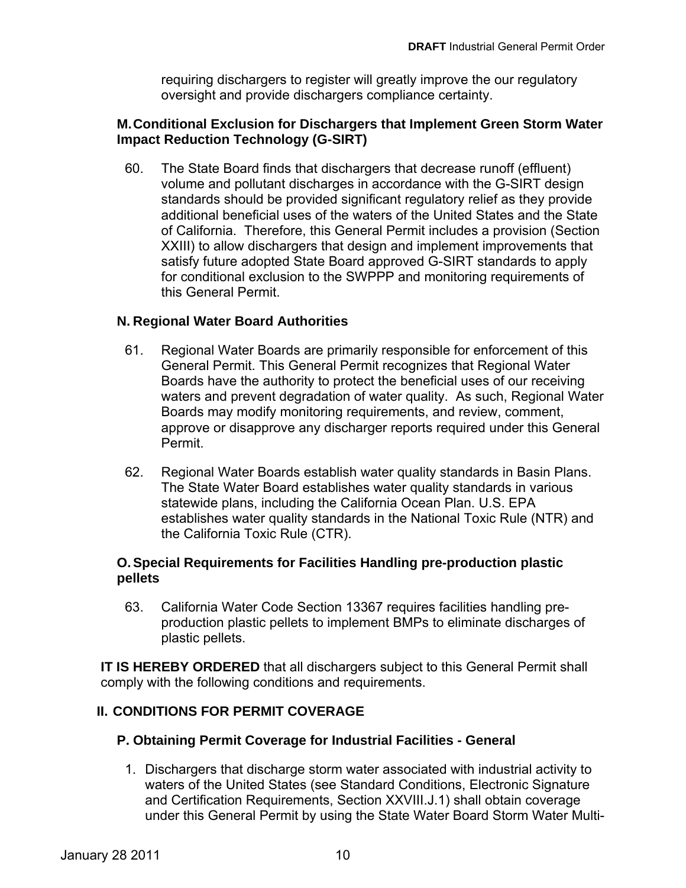requiring dischargers to register will greatly improve the our regulatory oversight and provide dischargers compliance certainty.

### M. Conditional Exclusion for Dischargers that Implement Green Storm Water Impact Reduction Technology (G-SIRT)

60. The State Board finds that dischargers that decrease runoff (effluent) volume and pollutant discharges in accordance with the G-SIRT design standards should be provided significant regulatory relief as they provide additional beneficial uses of the waters of the United States and the State of California. Therefore, this General Permit includes a provision (Section XXIII) to allow dischargers that design and implement improvements that satisfy future adopted State Board approved G-SIRT standards to apply for conditional exclusion to the SWPPP and monitoring requirements of this General Permit.

### N. Regional Water Board Authorities

61. Regional Water Boards are primarily responsible for enforcement of this General Permit. This General Permit recognizes that Regional Water Boards have the authority to protect the beneficial uses of our receiving waters and prevent degradation of water quality. As such, Regional Water Boards may modify monitoring requirements, and review, comment, approve or disapprove any discharger reports required under this General Permit.

62. Regional Water Boards establish water quality standards in Basin Plans. The State Water Board establishes water quality standards in various statewide plans, including the California Ocean Plan. U.S. EPA establishes water quality standards in the National Toxic Rule (NTR) and the California Toxic Rule (CTR).

### O. Special Requirements for Facilities Handling pre-production plastic pellets

63. California Water Code Section 13367 requires facilities handling pre-production plastic pellets to implement BMPs to eliminate discharges of plastic pellets.

**IT IS HEREBY ORDERED** that all dischargers subject to this General Permit shall comply with the following conditions and requirements.

## II. CONDITIONS FOR PERMIT COVERAGE

### P. Obtaining Permit Coverage for Industrial Facilities - General

1. Dischargers that discharge storm water associated with industrial activity to waters of the United States (see Standard Conditions, Electronic Signature and Certification Requirements, Section XXVIII.J.1) shall obtain coverage under this General Permit by using the State Water Board Storm Water Multi-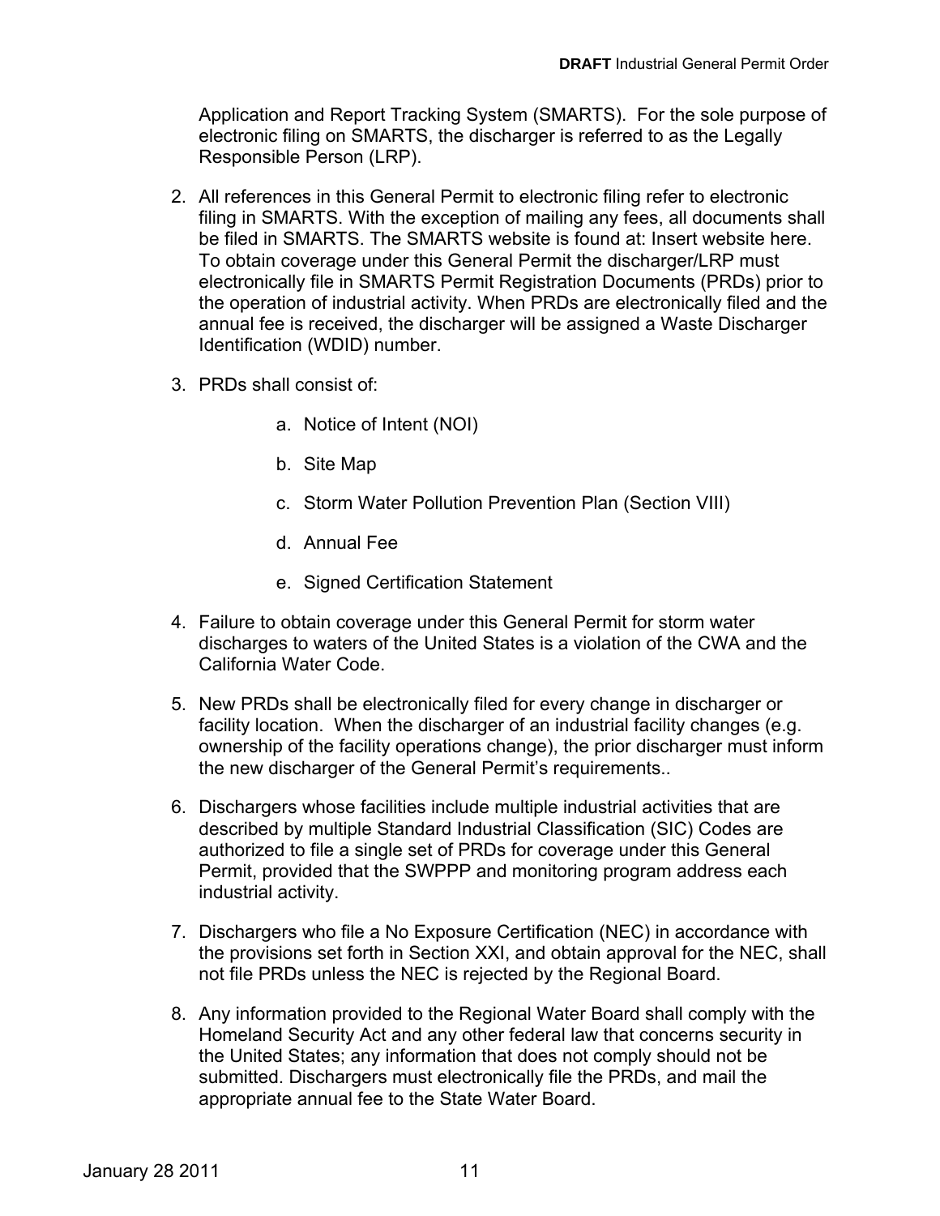Application and Report Tracking System (SMARTS). For the sole purpose of electronic filing on SMARTS, the discharger is referred to as the Legally Responsible Person (LRP).

2. All references in this General Permit to electronic filing refer to electronic filing in SMARTS. With the exception of mailing any fees, all documents shall be filed in SMARTS. The SMARTS website is found at: Insert website here. To obtain coverage under this General Permit the discharger/LRP must electronically file in SMARTS Permit Registration Documents (PRDs) prior to the operation of industrial activity. When PRDs are electronically filed and the annual fee is received, the discharger will be assigned a Waste Discharger Identification (WDID) number.

3. PRDs shall consist of:

    a. Notice of Intent (NOI)

    b. Site Map

    c. Storm Water Pollution Prevention Plan (Section VIII)

    d. Annual Fee

    e. Signed Certification Statement

4. Failure to obtain coverage under this General Permit for storm water discharges to waters of the United States is a violation of the CWA and the California Water Code.

5. New PRDs shall be electronically filed for every change in discharger or facility location. When the discharger of an industrial facility changes (e.g. ownership of the facility operations change), the prior discharger must inform the new discharger of the General Permit's requirements..

6. Dischargers whose facilities include multiple industrial activities that are described by multiple Standard Industrial Classification (SIC) Codes are authorized to file a single set of PRDs for coverage under this General Permit, provided that the SWPPP and monitoring program address each industrial activity.

7. Dischargers who file a No Exposure Certification (NEC) in accordance with the provisions set forth in Section XXI, and obtain approval for the NEC, shall not file PRDs unless the NEC is rejected by the Regional Board.

8. Any information provided to the Regional Water Board shall comply with the Homeland Security Act and any other federal law that concerns security in the United States; any information that does not comply should not be submitted. Dischargers must electronically file the PRDs, and mail the appropriate annual fee to the State Water Board.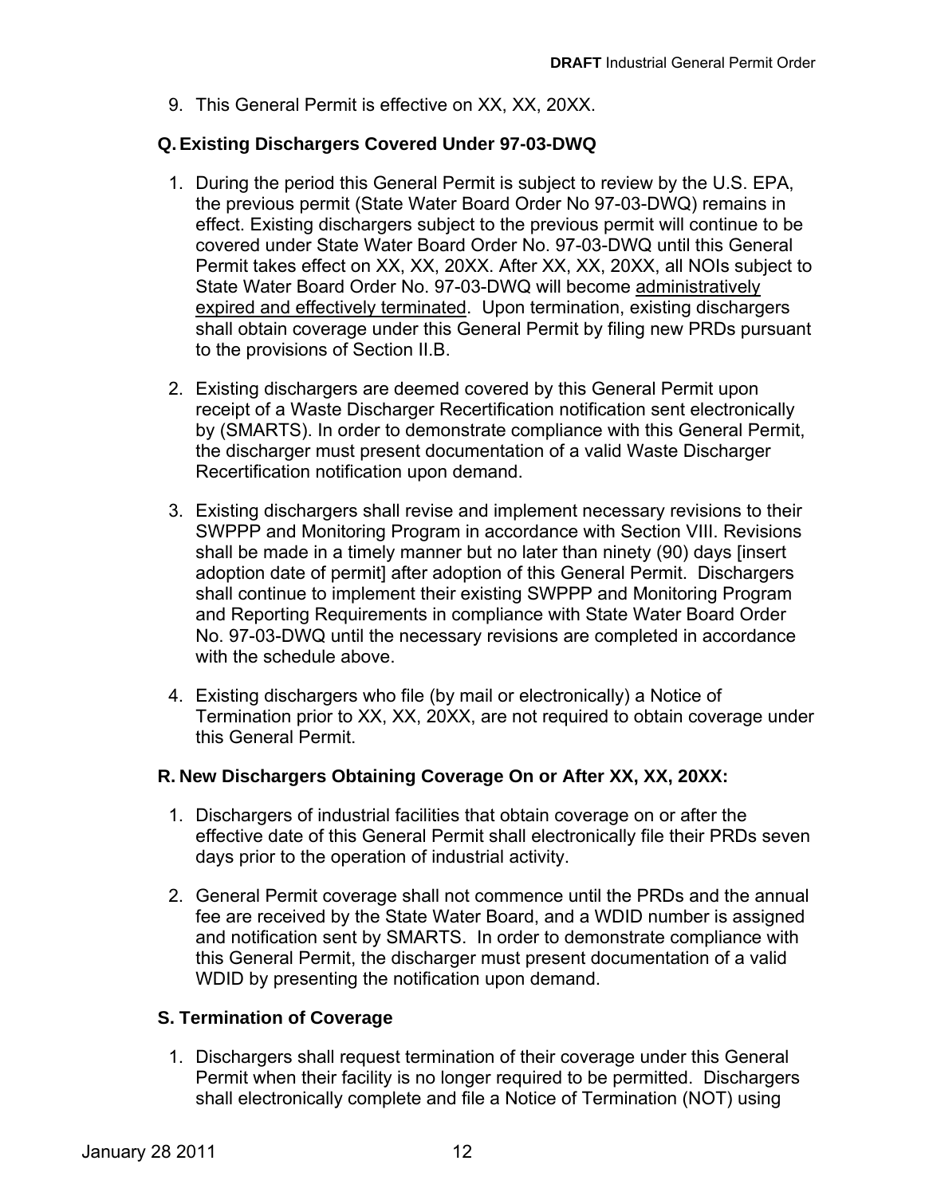9. This General Permit is effective on XX, XX, 20XX.

### Q. Existing Dischargers Covered Under 97-03-DWQ

1. During the period this General Permit is subject to review by the U.S. EPA, the previous permit (State Water Board Order No 97-03-DWQ) remains in effect. Existing dischargers subject to the previous permit will continue to be covered under State Water Board Order No. 97-03-DWQ until this General Permit takes effect on XX, XX, 20XX. After XX, XX, 20XX, all NOIs subject to State Water Board Order No. 97-03-DWQ will become administratively expired and effectively terminated. Upon termination, existing dischargers shall obtain coverage under this General Permit by filing new PRDs pursuant to the provisions of Section II.B.

2. Existing dischargers are deemed covered by this General Permit upon receipt of a Waste Discharger Recertification notification sent electronically by (SMARTS). In order to demonstrate compliance with this General Permit, the discharger must present documentation of a valid Waste Discharger Recertification notification upon demand.

3. Existing dischargers shall revise and implement necessary revisions to their SWPPP and Monitoring Program in accordance with Section VIII. Revisions shall be made in a timely manner but no later than ninety (90) days [insert adoption date of permit] after adoption of this General Permit. Dischargers shall continue to implement their existing SWPPP and Monitoring Program and Reporting Requirements in compliance with State Water Board Order No. 97-03-DWQ until the necessary revisions are completed in accordance with the schedule above.

4. Existing dischargers who file (by mail or electronically) a Notice of Termination prior to XX, XX, 20XX, are not required to obtain coverage under this General Permit.

### R. New Dischargers Obtaining Coverage On or After XX, XX, 20XX:

1. Dischargers of industrial facilities that obtain coverage on or after the effective date of this General Permit shall electronically file their PRDs seven days prior to the operation of industrial activity.

2. General Permit coverage shall not commence until the PRDs and the annual fee are received by the State Water Board, and a WDID number is assigned and notification sent by SMARTS. In order to demonstrate compliance with this General Permit, the discharger must present documentation of a valid WDID by presenting the notification upon demand.

### S. Termination of Coverage

1. Dischargers shall request termination of their coverage under this General Permit when their facility is no longer required to be permitted. Dischargers shall electronically complete and file a Notice of Termination (NOT) using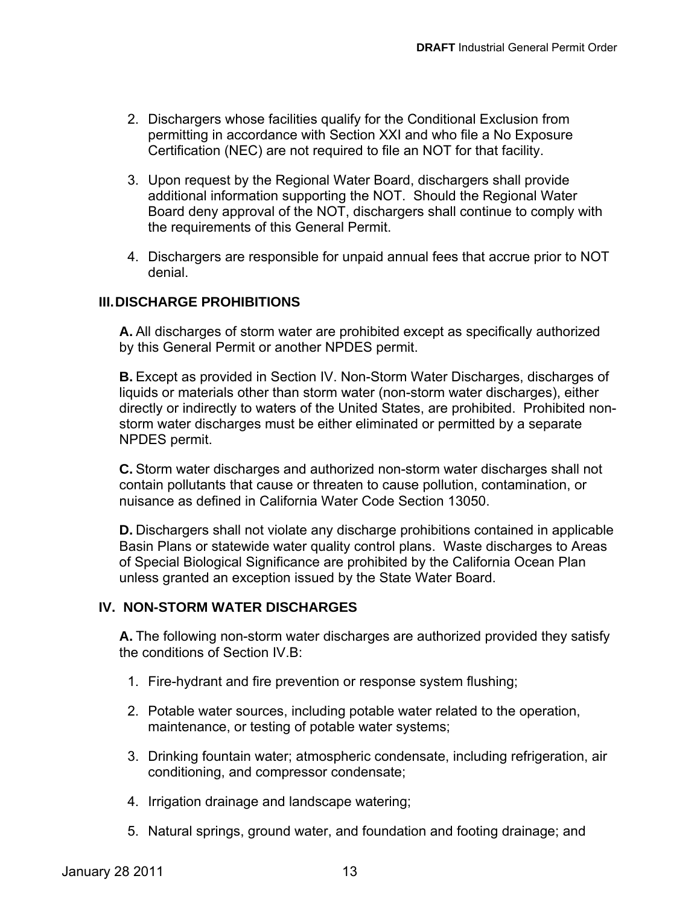2. Dischargers whose facilities qualify for the Conditional Exclusion from permitting in accordance with Section XXI and who file a No Exposure Certification (NEC) are not required to file an NOT for that facility.

3. Upon request by the Regional Water Board, dischargers shall provide additional information supporting the NOT. Should the Regional Water Board deny approval of the NOT, dischargers shall continue to comply with the requirements of this General Permit.

4. Dischargers are responsible for unpaid annual fees that accrue prior to NOT denial.

## III. DISCHARGE PROHIBITIONS

**A.** All discharges of storm water are prohibited except as specifically authorized by this General Permit or another NPDES permit.

**B.** Except as provided in Section IV. Non-Storm Water Discharges, discharges of liquids or materials other than storm water (non-storm water discharges), either directly or indirectly to waters of the United States, are prohibited. Prohibited non-storm water discharges must be either eliminated or permitted by a separate NPDES permit.

**C.** Storm water discharges and authorized non-storm water discharges shall not contain pollutants that cause or threaten to cause pollution, contamination, or nuisance as defined in California Water Code Section 13050.

**D.** Dischargers shall not violate any discharge prohibitions contained in applicable Basin Plans or statewide water quality control plans. Waste discharges to Areas of Special Biological Significance are prohibited by the California Ocean Plan unless granted an exception issued by the State Water Board.

## IV. NON-STORM WATER DISCHARGES

**A.** The following non-storm water discharges are authorized provided they satisfy the conditions of Section IV.B:

1. Fire-hydrant and fire prevention or response system flushing;

2. Potable water sources, including potable water related to the operation, maintenance, or testing of potable water systems;

3. Drinking fountain water; atmospheric condensate, including refrigeration, air conditioning, and compressor condensate;

4. Irrigation drainage and landscape watering;

5. Natural springs, ground water, and foundation and footing drainage; and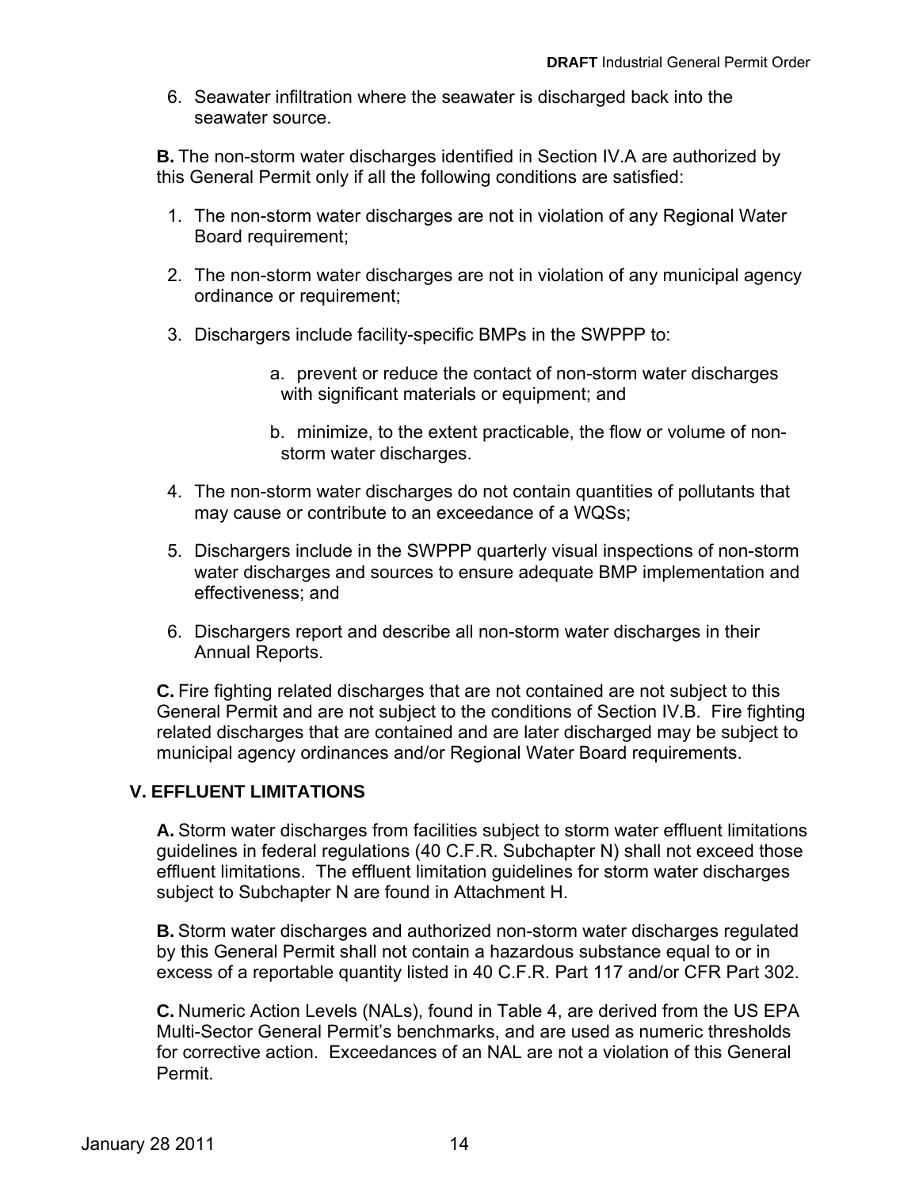6. Seawater infiltration where the seawater is discharged back into the seawater source.

**B.** The non-storm water discharges identified in Section IV.A are authorized by this General Permit only if all the following conditions are satisfied:

1. The non-storm water discharges are not in violation of any Regional Water Board requirement;
2. The non-storm water discharges are not in violation of any municipal agency ordinance or requirement;
3. Dischargers include facility-specific BMPs in the SWPPP to:
   a. prevent or reduce the contact of non-storm water discharges with significant materials or equipment; and
   b. minimize, to the extent practicable, the flow or volume of non-storm water discharges.
4. The non-storm water discharges do not contain quantities of pollutants that may cause or contribute to an exceedance of a WQSs;
5. Dischargers include in the SWPPP quarterly visual inspections of non-storm water discharges and sources to ensure adequate BMP implementation and effectiveness; and
6. Dischargers report and describe all non-storm water discharges in their Annual Reports.

**C.** Fire fighting related discharges that are not contained are not subject to this General Permit and are not subject to the conditions of Section IV.B. Fire fighting related discharges that are contained and are later discharged may be subject to municipal agency ordinances and/or Regional Water Board requirements.

## V. EFFLUENT LIMITATIONS

**A.** Storm water discharges from facilities subject to storm water effluent limitations guidelines in federal regulations (40 C.F.R. Subchapter N) shall not exceed those effluent limitations. The effluent limitation guidelines for storm water discharges subject to Subchapter N are found in Attachment H.

**B.** Storm water discharges and authorized non-storm water discharges regulated by this General Permit shall not contain a hazardous substance equal to or in excess of a reportable quantity listed in 40 C.F.R. Part 117 and/or CFR Part 302.

**C.** Numeric Action Levels (NALs), found in Table 4, are derived from the US EPA Multi-Sector General Permit's benchmarks, and are used as numeric thresholds for corrective action. Exceedances of an NAL are not a violation of this General Permit.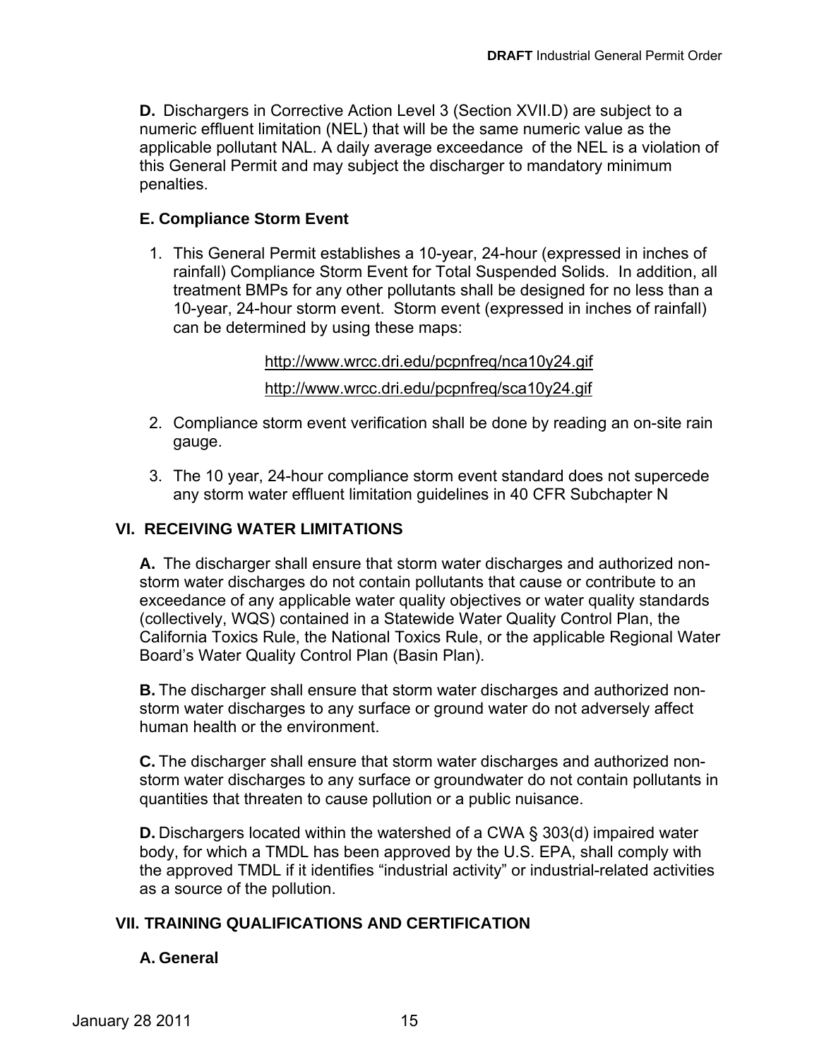**D.** Dischargers in Corrective Action Level 3 (Section XVII.D) are subject to a numeric effluent limitation (NEL) that will be the same numeric value as the applicable pollutant NAL. A daily average exceedance of the NEL is a violation of this General Permit and may subject the discharger to mandatory minimum penalties.

**E. Compliance Storm Event**

1. This General Permit establishes a 10-year, 24-hour (expressed in inches of rainfall) Compliance Storm Event for Total Suspended Solids. In addition, all treatment BMPs for any other pollutants shall be designed for no less than a 10-year, 24-hour storm event. Storm event (expressed in inches of rainfall) can be determined by using these maps:

   http://www.wrcc.dri.edu/pcpnfreq/nca10y24.gif

   http://www.wrcc.dri.edu/pcpnfreq/sca10y24.gif

2. Compliance storm event verification shall be done by reading an on-site rain gauge.

3. The 10 year, 24-hour compliance storm event standard does not supercede any storm water effluent limitation guidelines in 40 CFR Subchapter N

## VI. RECEIVING WATER LIMITATIONS

**A.** The discharger shall ensure that storm water discharges and authorized non-storm water discharges do not contain pollutants that cause or contribute to an exceedance of any applicable water quality objectives or water quality standards (collectively, WQS) contained in a Statewide Water Quality Control Plan, the California Toxics Rule, the National Toxics Rule, or the applicable Regional Water Board's Water Quality Control Plan (Basin Plan).

**B.** The discharger shall ensure that storm water discharges and authorized non-storm water discharges to any surface or ground water do not adversely affect human health or the environment.

**C.** The discharger shall ensure that storm water discharges and authorized non-storm water discharges to any surface or groundwater do not contain pollutants in quantities that threaten to cause pollution or a public nuisance.

**D.** Dischargers located within the watershed of a CWA § 303(d) impaired water body, for which a TMDL has been approved by the U.S. EPA, shall comply with the approved TMDL if it identifies "industrial activity" or industrial-related activities as a source of the pollution.

## VII. TRAINING QUALIFICATIONS AND CERTIFICATION

**A. General**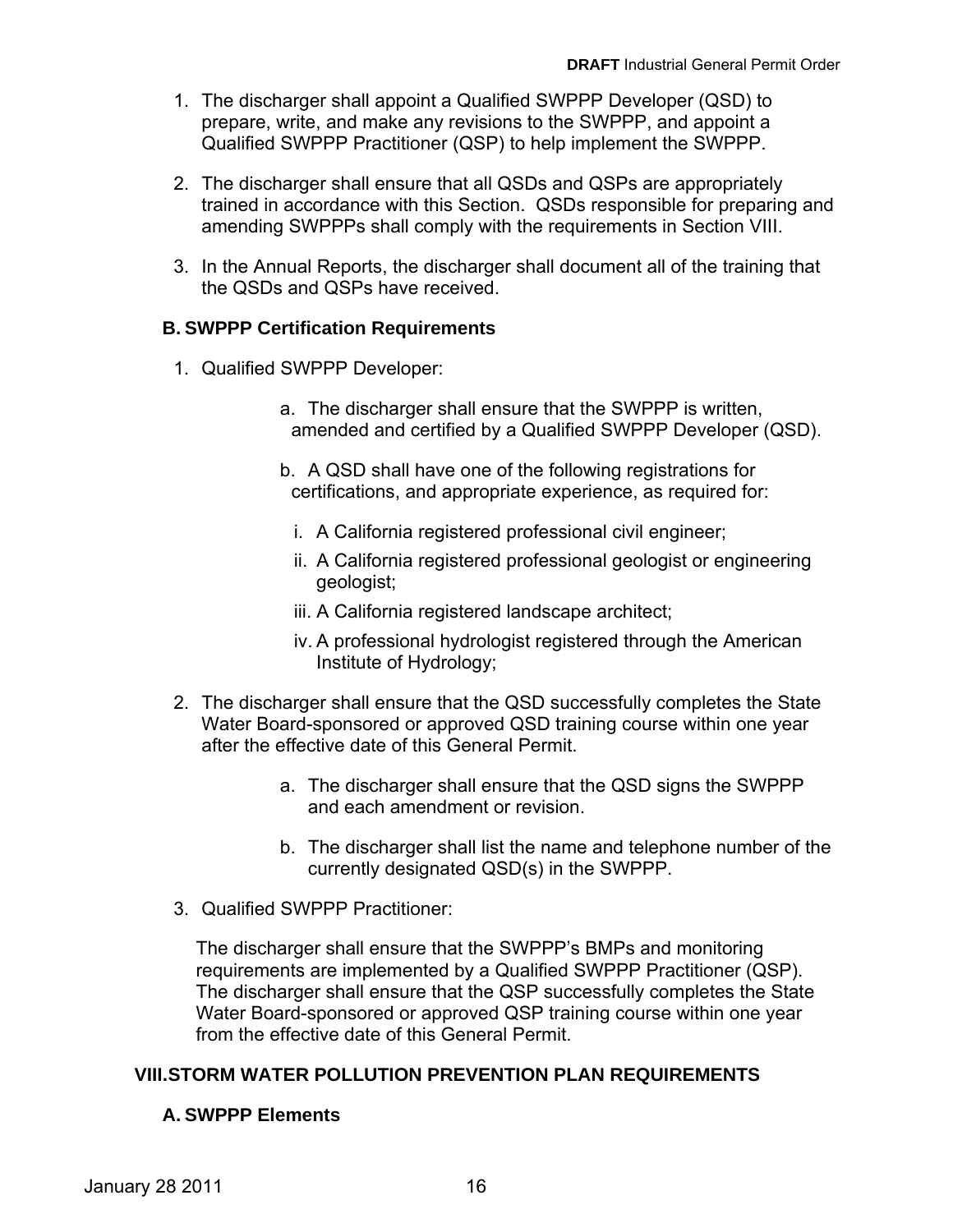1. The discharger shall appoint a Qualified SWPPP Developer (QSD) to prepare, write, and make any revisions to the SWPPP, and appoint a Qualified SWPPP Practitioner (QSP) to help implement the SWPPP.

2. The discharger shall ensure that all QSDs and QSPs are appropriately trained in accordance with this Section. QSDs responsible for preparing and amending SWPPPs shall comply with the requirements in Section VIII.

3. In the Annual Reports, the discharger shall document all of the training that the QSDs and QSPs have received.

### B. SWPPP Certification Requirements

1. Qualified SWPPP Developer:

   a. The discharger shall ensure that the SWPPP is written, amended and certified by a Qualified SWPPP Developer (QSD).

   b. A QSD shall have one of the following registrations for certifications, and appropriate experience, as required for:

      i. A California registered professional civil engineer;

      ii. A California registered professional geologist or engineering geologist;

      iii. A California registered landscape architect;

      iv. A professional hydrologist registered through the American Institute of Hydrology;

2. The discharger shall ensure that the QSD successfully completes the State Water Board-sponsored or approved QSD training course within one year after the effective date of this General Permit.

   a. The discharger shall ensure that the QSD signs the SWPPP and each amendment or revision.

   b. The discharger shall list the name and telephone number of the currently designated QSD(s) in the SWPPP.

3. Qualified SWPPP Practitioner:

   The discharger shall ensure that the SWPPP's BMPs and monitoring requirements are implemented by a Qualified SWPPP Practitioner (QSP). The discharger shall ensure that the QSP successfully completes the State Water Board-sponsored or approved QSP training course within one year from the effective date of this General Permit.

## VIII. STORM WATER POLLUTION PREVENTION PLAN REQUIREMENTS

### A. SWPPP Elements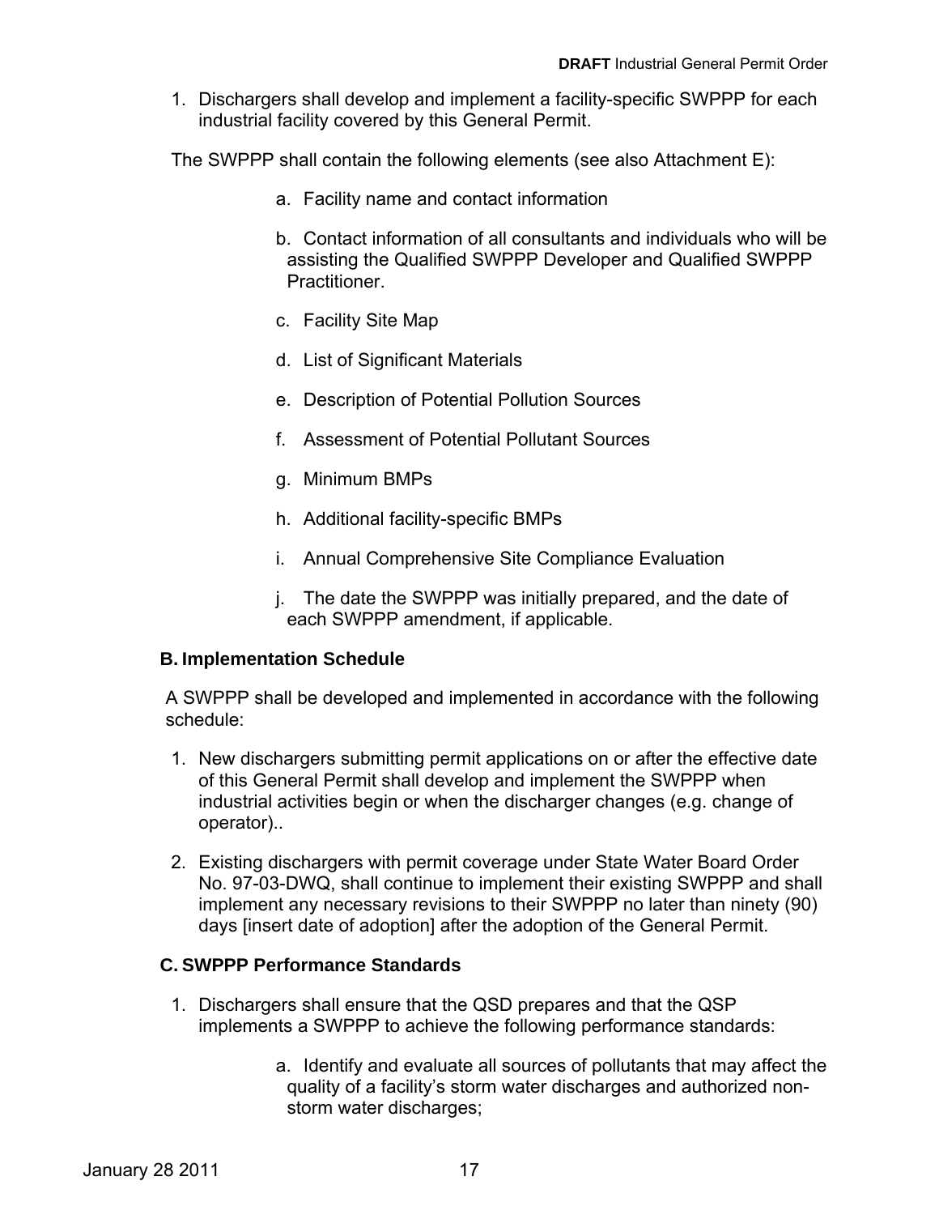1. Dischargers shall develop and implement a facility-specific SWPPP for each industrial facility covered by this General Permit.

The SWPPP shall contain the following elements (see also Attachment E):

   a. Facility name and contact information

   b. Contact information of all consultants and individuals who will be assisting the Qualified SWPPP Developer and Qualified SWPPP Practitioner.

   c. Facility Site Map

   d. List of Significant Materials

   e. Description of Potential Pollution Sources

   f. Assessment of Potential Pollutant Sources

   g. Minimum BMPs

   h. Additional facility-specific BMPs

   i. Annual Comprehensive Site Compliance Evaluation

   j. The date the SWPPP was initially prepared, and the date of each SWPPP amendment, if applicable.

**B. Implementation Schedule**

A SWPPP shall be developed and implemented in accordance with the following schedule:

1. New dischargers submitting permit applications on or after the effective date of this General Permit shall develop and implement the SWPPP when industrial activities begin or when the discharger changes (e.g. change of operator)..

2. Existing dischargers with permit coverage under State Water Board Order No. 97-03-DWQ, shall continue to implement their existing SWPPP and shall implement any necessary revisions to their SWPPP no later than ninety (90) days [insert date of adoption] after the adoption of the General Permit.

**C. SWPPP Performance Standards**

1. Dischargers shall ensure that the QSD prepares and that the QSP implements a SWPPP to achieve the following performance standards:

   a. Identify and evaluate all sources of pollutants that may affect the quality of a facility's storm water discharges and authorized non-storm water discharges;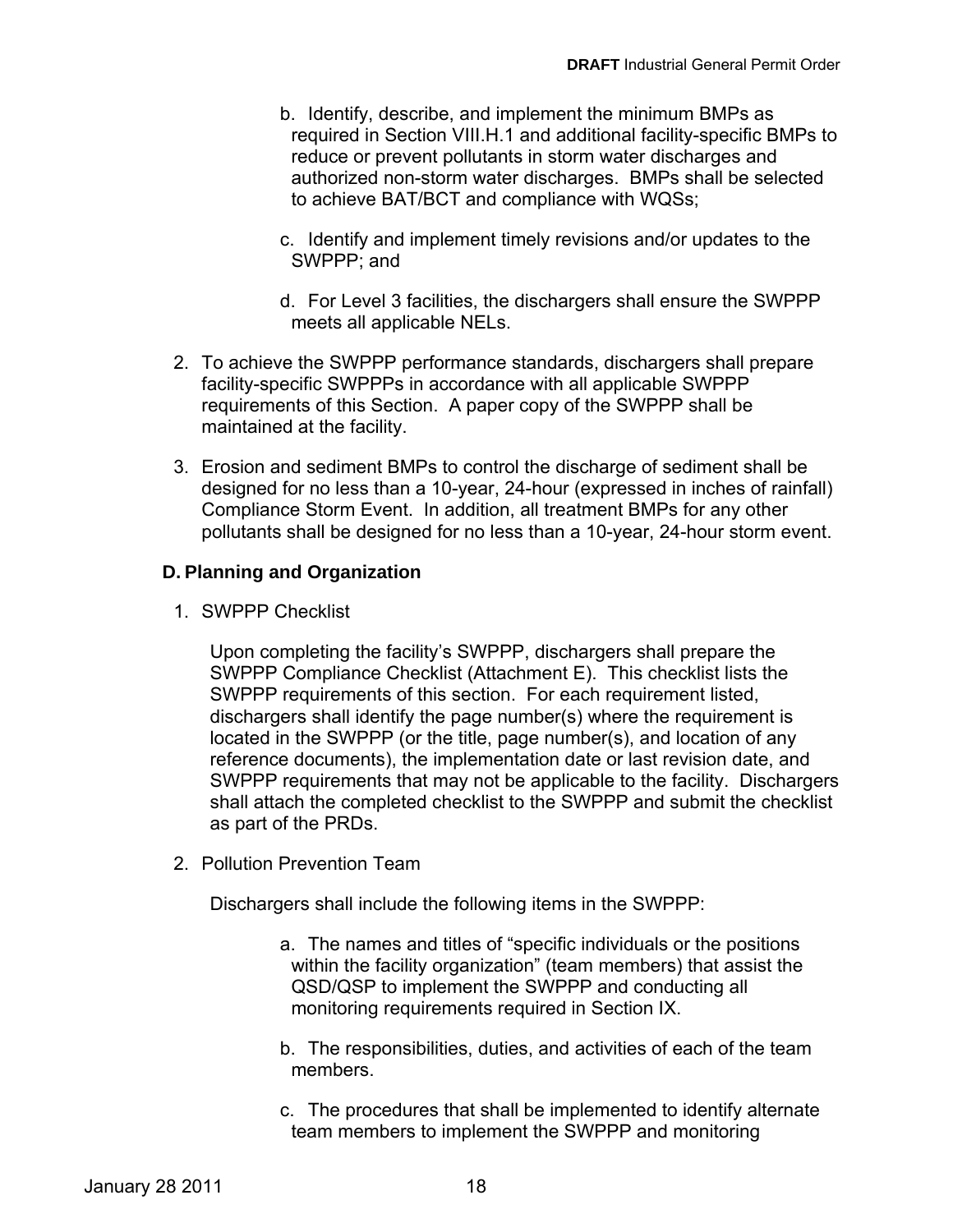b. Identify, describe, and implement the minimum BMPs as required in Section VIII.H.1 and additional facility-specific BMPs to reduce or prevent pollutants in storm water discharges and authorized non-storm water discharges. BMPs shall be selected to achieve BAT/BCT and compliance with WQSs;

c. Identify and implement timely revisions and/or updates to the SWPPP; and

d. For Level 3 facilities, the dischargers shall ensure the SWPPP meets all applicable NELs.

2. To achieve the SWPPP performance standards, dischargers shall prepare facility-specific SWPPPs in accordance with all applicable SWPPP requirements of this Section. A paper copy of the SWPPP shall be maintained at the facility.

3. Erosion and sediment BMPs to control the discharge of sediment shall be designed for no less than a 10-year, 24-hour (expressed in inches of rainfall) Compliance Storm Event. In addition, all treatment BMPs for any other pollutants shall be designed for no less than a 10-year, 24-hour storm event.

### D. Planning and Organization

1. SWPPP Checklist

   Upon completing the facility's SWPPP, dischargers shall prepare the SWPPP Compliance Checklist (Attachment E). This checklist lists the SWPPP requirements of this section. For each requirement listed, dischargers shall identify the page number(s) where the requirement is located in the SWPPP (or the title, page number(s), and location of any reference documents), the implementation date or last revision date, and SWPPP requirements that may not be applicable to the facility. Dischargers shall attach the completed checklist to the SWPPP and submit the checklist as part of the PRDs.

2. Pollution Prevention Team

   Dischargers shall include the following items in the SWPPP:

   a. The names and titles of "specific individuals or the positions within the facility organization" (team members) that assist the QSD/QSP to implement the SWPPP and conducting all monitoring requirements required in Section IX.

   b. The responsibilities, duties, and activities of each of the team members.

   c. The procedures that shall be implemented to identify alternate team members to implement the SWPPP and monitoring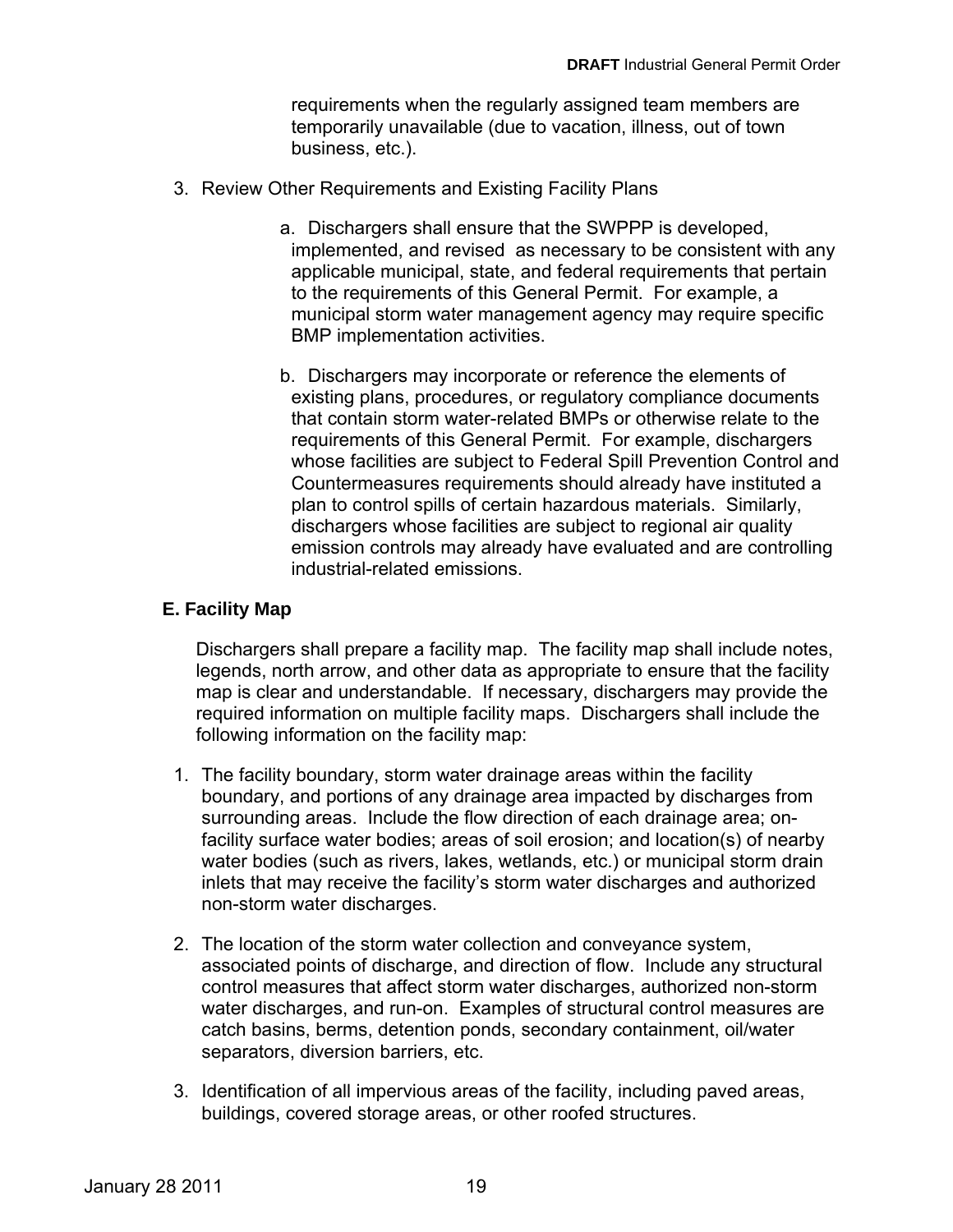requirements when the regularly assigned team members are temporarily unavailable (due to vacation, illness, out of town business, etc.).

3. Review Other Requirements and Existing Facility Plans

   a. Dischargers shall ensure that the SWPPP is developed, implemented, and revised as necessary to be consistent with any applicable municipal, state, and federal requirements that pertain to the requirements of this General Permit. For example, a municipal storm water management agency may require specific BMP implementation activities.

   b. Dischargers may incorporate or reference the elements of existing plans, procedures, or regulatory compliance documents that contain storm water-related BMPs or otherwise relate to the requirements of this General Permit. For example, dischargers whose facilities are subject to Federal Spill Prevention Control and Countermeasures requirements should already have instituted a plan to control spills of certain hazardous materials. Similarly, dischargers whose facilities are subject to regional air quality emission controls may already have evaluated and are controlling industrial-related emissions.

### E. Facility Map

Dischargers shall prepare a facility map. The facility map shall include notes, legends, north arrow, and other data as appropriate to ensure that the facility map is clear and understandable. If necessary, dischargers may provide the required information on multiple facility maps. Dischargers shall include the following information on the facility map:

1. The facility boundary, storm water drainage areas within the facility boundary, and portions of any drainage area impacted by discharges from surrounding areas. Include the flow direction of each drainage area; on-facility surface water bodies; areas of soil erosion; and location(s) of nearby water bodies (such as rivers, lakes, wetlands, etc.) or municipal storm drain inlets that may receive the facility's storm water discharges and authorized non-storm water discharges.

2. The location of the storm water collection and conveyance system, associated points of discharge, and direction of flow. Include any structural control measures that affect storm water discharges, authorized non-storm water discharges, and run-on. Examples of structural control measures are catch basins, berms, detention ponds, secondary containment, oil/water separators, diversion barriers, etc.

3. Identification of all impervious areas of the facility, including paved areas, buildings, covered storage areas, or other roofed structures.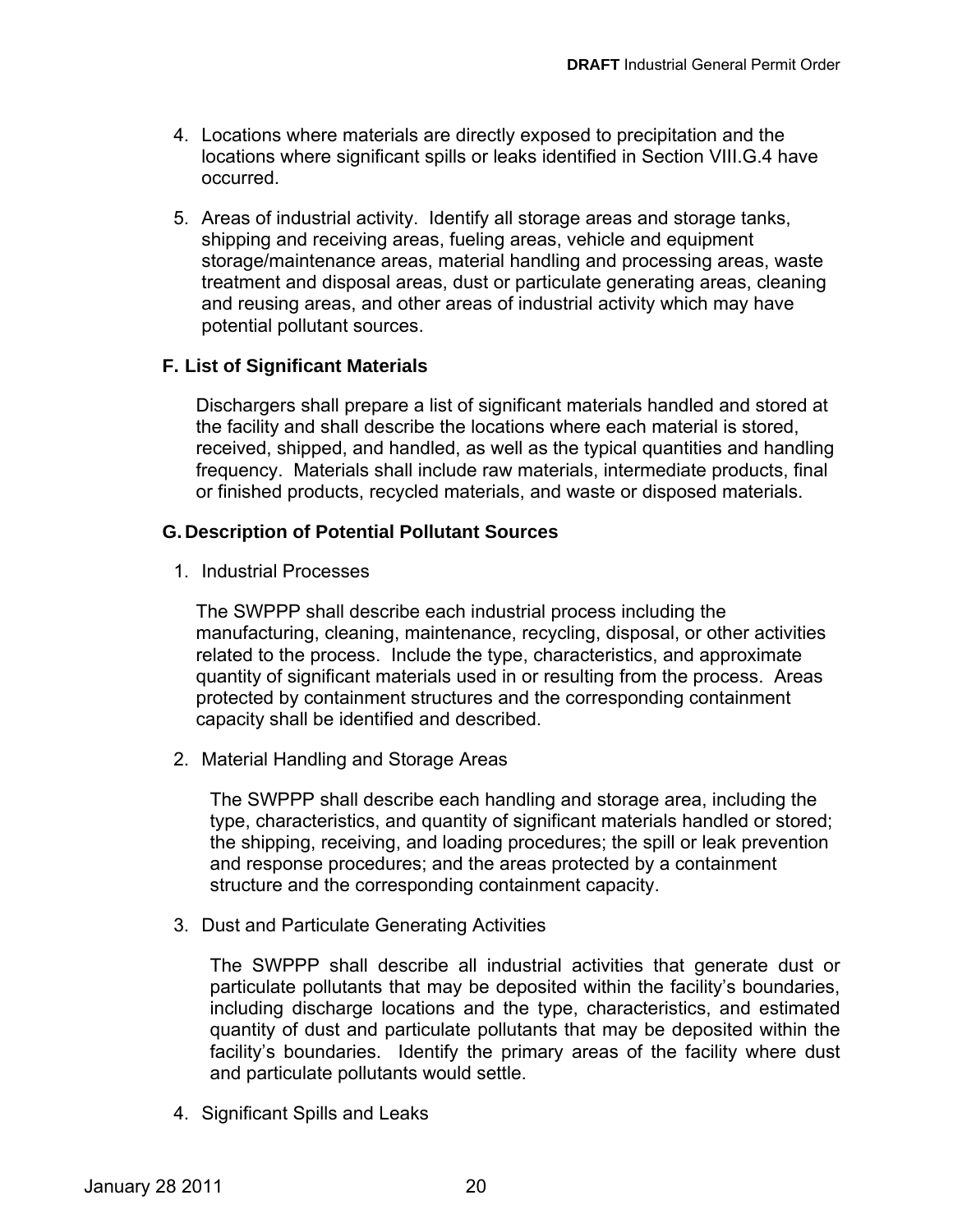4. Locations where materials are directly exposed to precipitation and the locations where significant spills or leaks identified in Section VIII.G.4 have occurred.

5. Areas of industrial activity. Identify all storage areas and storage tanks, shipping and receiving areas, fueling areas, vehicle and equipment storage/maintenance areas, material handling and processing areas, waste treatment and disposal areas, dust or particulate generating areas, cleaning and reusing areas, and other areas of industrial activity which may have potential pollutant sources.

### F. List of Significant Materials

Dischargers shall prepare a list of significant materials handled and stored at the facility and shall describe the locations where each material is stored, received, shipped, and handled, as well as the typical quantities and handling frequency. Materials shall include raw materials, intermediate products, final or finished products, recycled materials, and waste or disposed materials.

### G. Description of Potential Pollutant Sources

1. Industrial Processes

   The SWPPP shall describe each industrial process including the manufacturing, cleaning, maintenance, recycling, disposal, or other activities related to the process. Include the type, characteristics, and approximate quantity of significant materials used in or resulting from the process. Areas protected by containment structures and the corresponding containment capacity shall be identified and described.

2. Material Handling and Storage Areas

   The SWPPP shall describe each handling and storage area, including the type, characteristics, and quantity of significant materials handled or stored; the shipping, receiving, and loading procedures; the spill or leak prevention and response procedures; and the areas protected by a containment structure and the corresponding containment capacity.

3. Dust and Particulate Generating Activities

   The SWPPP shall describe all industrial activities that generate dust or particulate pollutants that may be deposited within the facility's boundaries, including discharge locations and the type, characteristics, and estimated quantity of dust and particulate pollutants that may be deposited within the facility's boundaries. Identify the primary areas of the facility where dust and particulate pollutants would settle.

4. Significant Spills and Leaks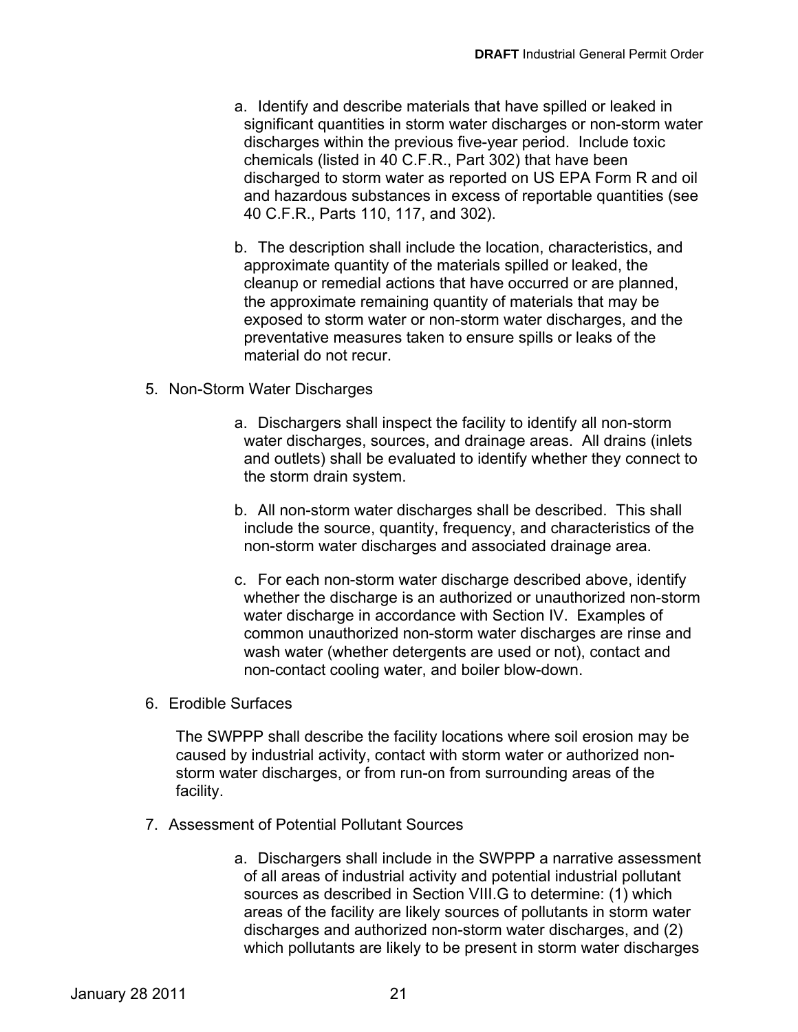a. Identify and describe materials that have spilled or leaked in significant quantities in storm water discharges or non-storm water discharges within the previous five-year period. Include toxic chemicals (listed in 40 C.F.R., Part 302) that have been discharged to storm water as reported on US EPA Form R and oil and hazardous substances in excess of reportable quantities (see 40 C.F.R., Parts 110, 117, and 302).

b. The description shall include the location, characteristics, and approximate quantity of the materials spilled or leaked, the cleanup or remedial actions that have occurred or are planned, the approximate remaining quantity of materials that may be exposed to storm water or non-storm water discharges, and the preventative measures taken to ensure spills or leaks of the material do not recur.

5. Non-Storm Water Discharges

a. Dischargers shall inspect the facility to identify all non-storm water discharges, sources, and drainage areas. All drains (inlets and outlets) shall be evaluated to identify whether they connect to the storm drain system.

b. All non-storm water discharges shall be described. This shall include the source, quantity, frequency, and characteristics of the non-storm water discharges and associated drainage area.

c. For each non-storm water discharge described above, identify whether the discharge is an authorized or unauthorized non-storm water discharge in accordance with Section IV. Examples of common unauthorized non-storm water discharges are rinse and wash water (whether detergents are used or not), contact and non-contact cooling water, and boiler blow-down.

6. Erodible Surfaces

The SWPPP shall describe the facility locations where soil erosion may be caused by industrial activity, contact with storm water or authorized non-storm water discharges, or from run-on from surrounding areas of the facility.

7. Assessment of Potential Pollutant Sources

a. Dischargers shall include in the SWPPP a narrative assessment of all areas of industrial activity and potential industrial pollutant sources as described in Section VIII.G to determine: (1) which areas of the facility are likely sources of pollutants in storm water discharges and authorized non-storm water discharges, and (2) which pollutants are likely to be present in storm water discharges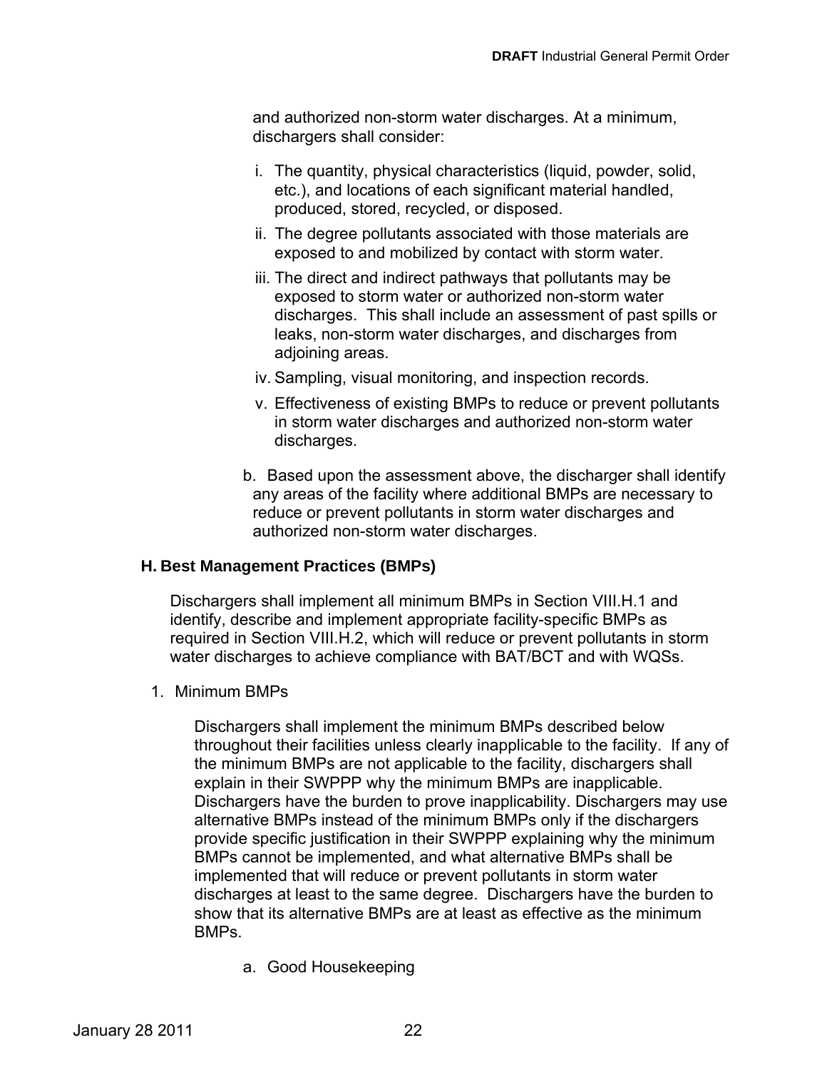and authorized non-storm water discharges. At a minimum, dischargers shall consider:

i. The quantity, physical characteristics (liquid, powder, solid, etc.), and locations of each significant material handled, produced, stored, recycled, or disposed.

ii. The degree pollutants associated with those materials are exposed to and mobilized by contact with storm water.

iii. The direct and indirect pathways that pollutants may be exposed to storm water or authorized non-storm water discharges. This shall include an assessment of past spills or leaks, non-storm water discharges, and discharges from adjoining areas.

iv. Sampling, visual monitoring, and inspection records.

v. Effectiveness of existing BMPs to reduce or prevent pollutants in storm water discharges and authorized non-storm water discharges.

b. Based upon the assessment above, the discharger shall identify any areas of the facility where additional BMPs are necessary to reduce or prevent pollutants in storm water discharges and authorized non-storm water discharges.

## H. Best Management Practices (BMPs)

Dischargers shall implement all minimum BMPs in Section VIII.H.1 and identify, describe and implement appropriate facility-specific BMPs as required in Section VIII.H.2, which will reduce or prevent pollutants in storm water discharges to achieve compliance with BAT/BCT and with WQSs.

1. Minimum BMPs

Dischargers shall implement the minimum BMPs described below throughout their facilities unless clearly inapplicable to the facility. If any of the minimum BMPs are not applicable to the facility, dischargers shall explain in their SWPPP why the minimum BMPs are inapplicable. Dischargers have the burden to prove inapplicability. Dischargers may use alternative BMPs instead of the minimum BMPs only if the dischargers provide specific justification in their SWPPP explaining why the minimum BMPs cannot be implemented, and what alternative BMPs shall be implemented that will reduce or prevent pollutants in storm water discharges at least to the same degree. Dischargers have the burden to show that its alternative BMPs are at least as effective as the minimum BMPs.

a. Good Housekeeping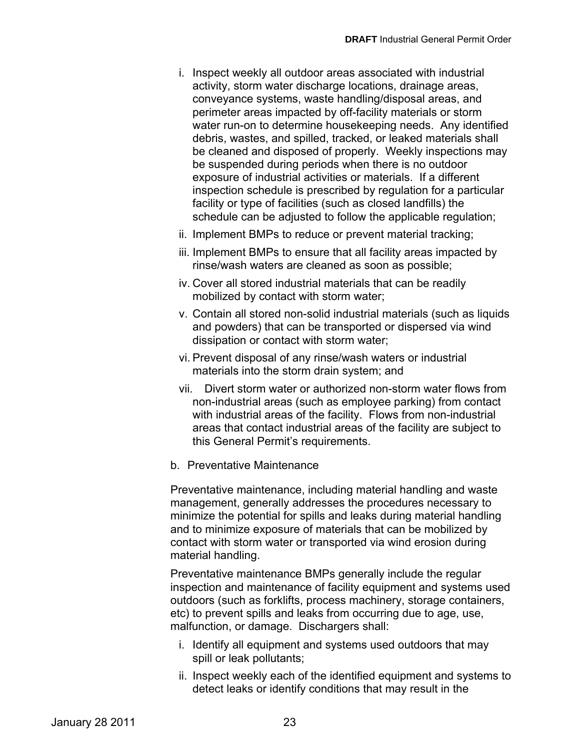i. Inspect weekly all outdoor areas associated with industrial activity, storm water discharge locations, drainage areas, conveyance systems, waste handling/disposal areas, and perimeter areas impacted by off-facility materials or storm water run-on to determine housekeeping needs. Any identified debris, wastes, and spilled, tracked, or leaked materials shall be cleaned and disposed of properly. Weekly inspections may be suspended during periods when there is no outdoor exposure of industrial activities or materials. If a different inspection schedule is prescribed by regulation for a particular facility or type of facilities (such as closed landfills) the schedule can be adjusted to follow the applicable regulation;

ii. Implement BMPs to reduce or prevent material tracking;

iii. Implement BMPs to ensure that all facility areas impacted by rinse/wash waters are cleaned as soon as possible;

iv. Cover all stored industrial materials that can be readily mobilized by contact with storm water;

v. Contain all stored non-solid industrial materials (such as liquids and powders) that can be transported or dispersed via wind dissipation or contact with storm water;

vi. Prevent disposal of any rinse/wash waters or industrial materials into the storm drain system; and

vii. Divert storm water or authorized non-storm water flows from non-industrial areas (such as employee parking) from contact with industrial areas of the facility. Flows from non-industrial areas that contact industrial areas of the facility are subject to this General Permit's requirements.

b. Preventative Maintenance

Preventative maintenance, including material handling and waste management, generally addresses the procedures necessary to minimize the potential for spills and leaks during material handling and to minimize exposure of materials that can be mobilized by contact with storm water or transported via wind erosion during material handling.

Preventative maintenance BMPs generally include the regular inspection and maintenance of facility equipment and systems used outdoors (such as forklifts, process machinery, storage containers, etc) to prevent spills and leaks from occurring due to age, use, malfunction, or damage. Dischargers shall:

i. Identify all equipment and systems used outdoors that may spill or leak pollutants;

ii. Inspect weekly each of the identified equipment and systems to detect leaks or identify conditions that may result in the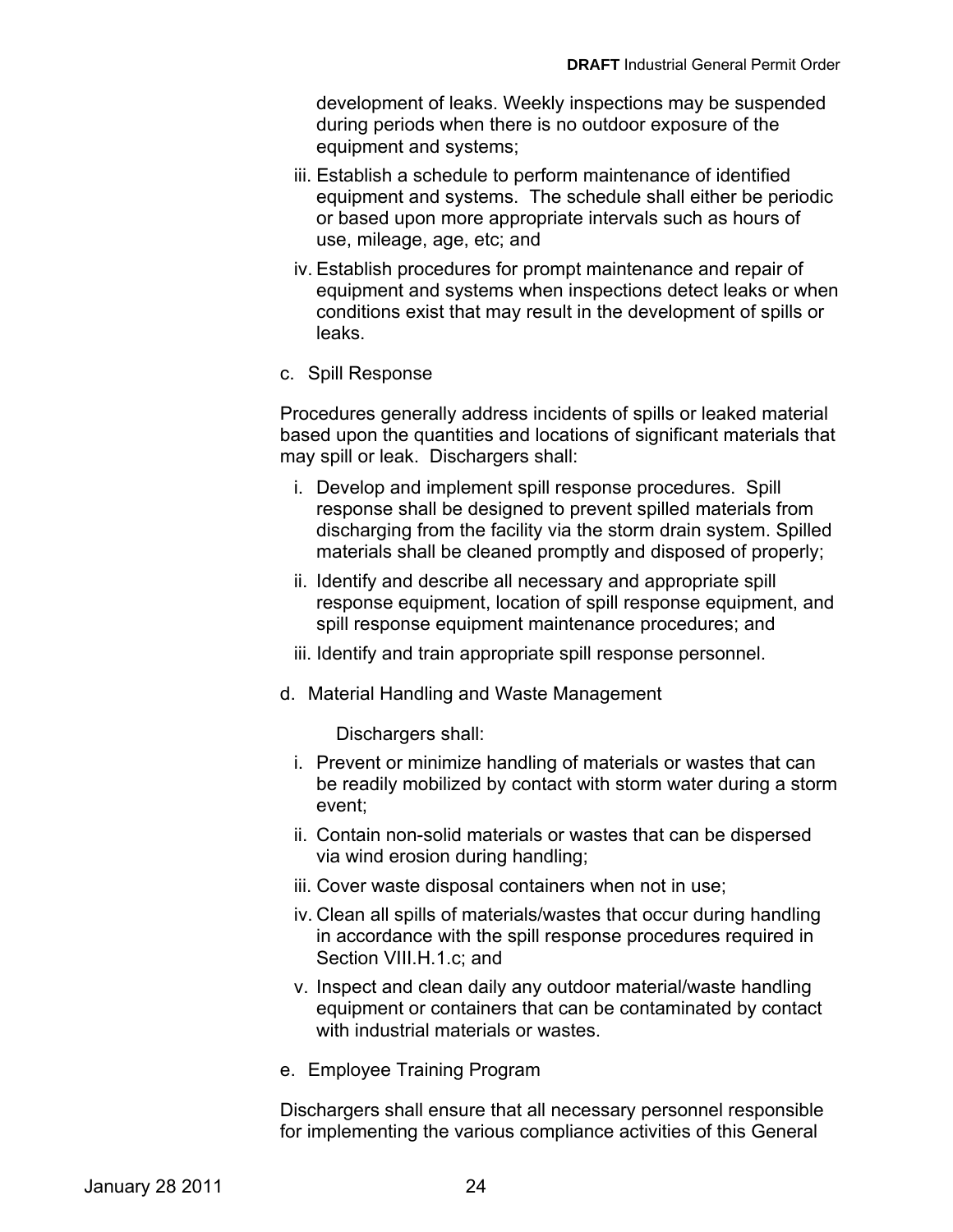development of leaks. Weekly inspections may be suspended during periods when there is no outdoor exposure of the equipment and systems;

iii. Establish a schedule to perform maintenance of identified equipment and systems. The schedule shall either be periodic or based upon more appropriate intervals such as hours of use, mileage, age, etc; and

iv. Establish procedures for prompt maintenance and repair of equipment and systems when inspections detect leaks or when conditions exist that may result in the development of spills or leaks.

c. Spill Response

Procedures generally address incidents of spills or leaked material based upon the quantities and locations of significant materials that may spill or leak. Dischargers shall:

i. Develop and implement spill response procedures. Spill response shall be designed to prevent spilled materials from discharging from the facility via the storm drain system. Spilled materials shall be cleaned promptly and disposed of properly;

ii. Identify and describe all necessary and appropriate spill response equipment, location of spill response equipment, and spill response equipment maintenance procedures; and

iii. Identify and train appropriate spill response personnel.

d. Material Handling and Waste Management

Dischargers shall:

i. Prevent or minimize handling of materials or wastes that can be readily mobilized by contact with storm water during a storm event;

ii. Contain non-solid materials or wastes that can be dispersed via wind erosion during handling;

iii. Cover waste disposal containers when not in use;

iv. Clean all spills of materials/wastes that occur during handling in accordance with the spill response procedures required in Section VIII.H.1.c; and

v. Inspect and clean daily any outdoor material/waste handling equipment or containers that can be contaminated by contact with industrial materials or wastes.

e. Employee Training Program

Dischargers shall ensure that all necessary personnel responsible for implementing the various compliance activities of this General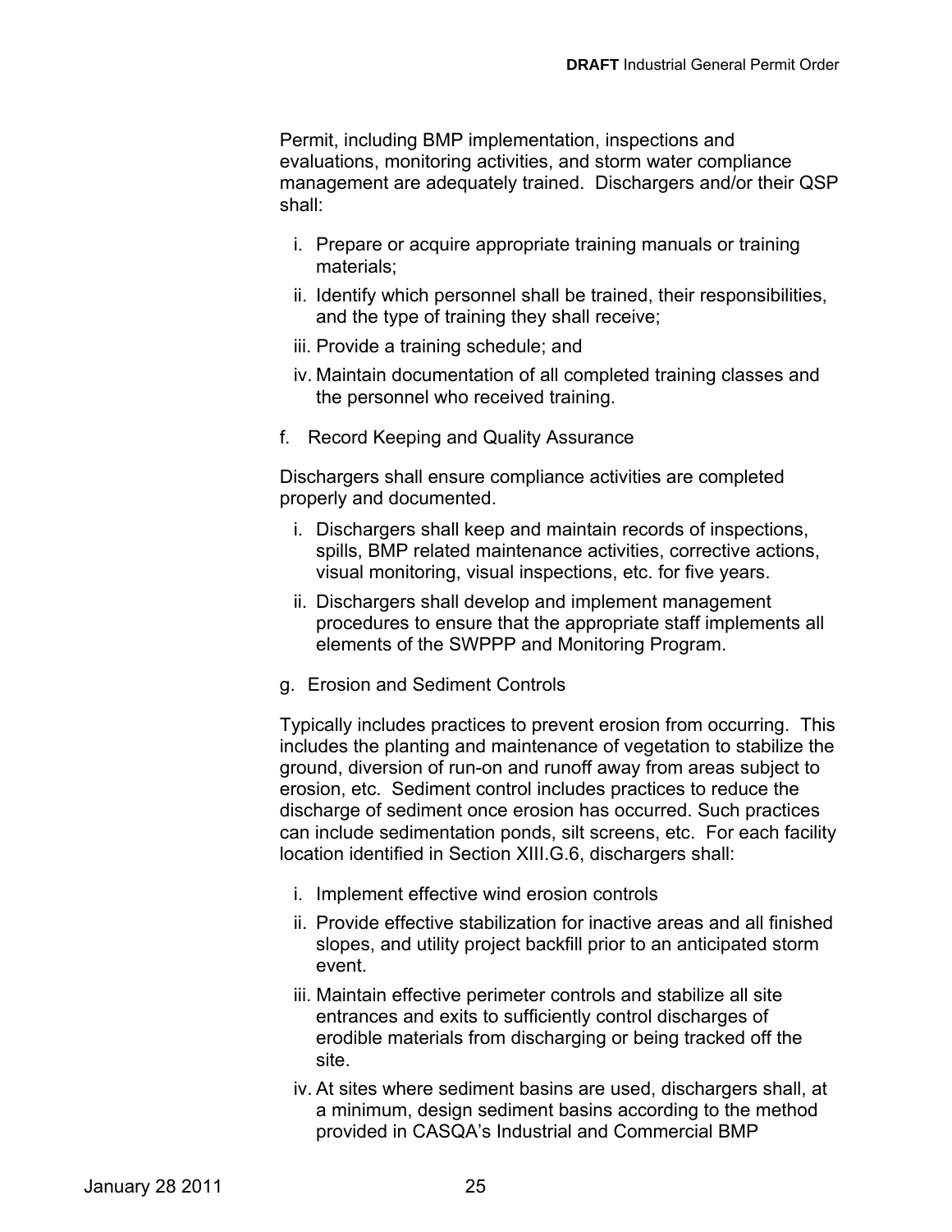Permit, including BMP implementation, inspections and evaluations, monitoring activities, and storm water compliance management are adequately trained. Dischargers and/or their QSP shall:

i. Prepare or acquire appropriate training manuals or training materials;

ii. Identify which personnel shall be trained, their responsibilities, and the type of training they shall receive;

iii. Provide a training schedule; and

iv. Maintain documentation of all completed training classes and the personnel who received training.

f. Record Keeping and Quality Assurance

Dischargers shall ensure compliance activities are completed properly and documented.

i. Dischargers shall keep and maintain records of inspections, spills, BMP related maintenance activities, corrective actions, visual monitoring, visual inspections, etc. for five years.

ii. Dischargers shall develop and implement management procedures to ensure that the appropriate staff implements all elements of the SWPPP and Monitoring Program.

g. Erosion and Sediment Controls

Typically includes practices to prevent erosion from occurring. This includes the planting and maintenance of vegetation to stabilize the ground, diversion of run-on and runoff away from areas subject to erosion, etc. Sediment control includes practices to reduce the discharge of sediment once erosion has occurred. Such practices can include sedimentation ponds, silt screens, etc. For each facility location identified in Section XIII.G.6, dischargers shall:

i. Implement effective wind erosion controls

ii. Provide effective stabilization for inactive areas and all finished slopes, and utility project backfill prior to an anticipated storm event.

iii. Maintain effective perimeter controls and stabilize all site entrances and exits to sufficiently control discharges of erodible materials from discharging or being tracked off the site.

iv. At sites where sediment basins are used, dischargers shall, at a minimum, design sediment basins according to the method provided in CASQA's Industrial and Commercial BMP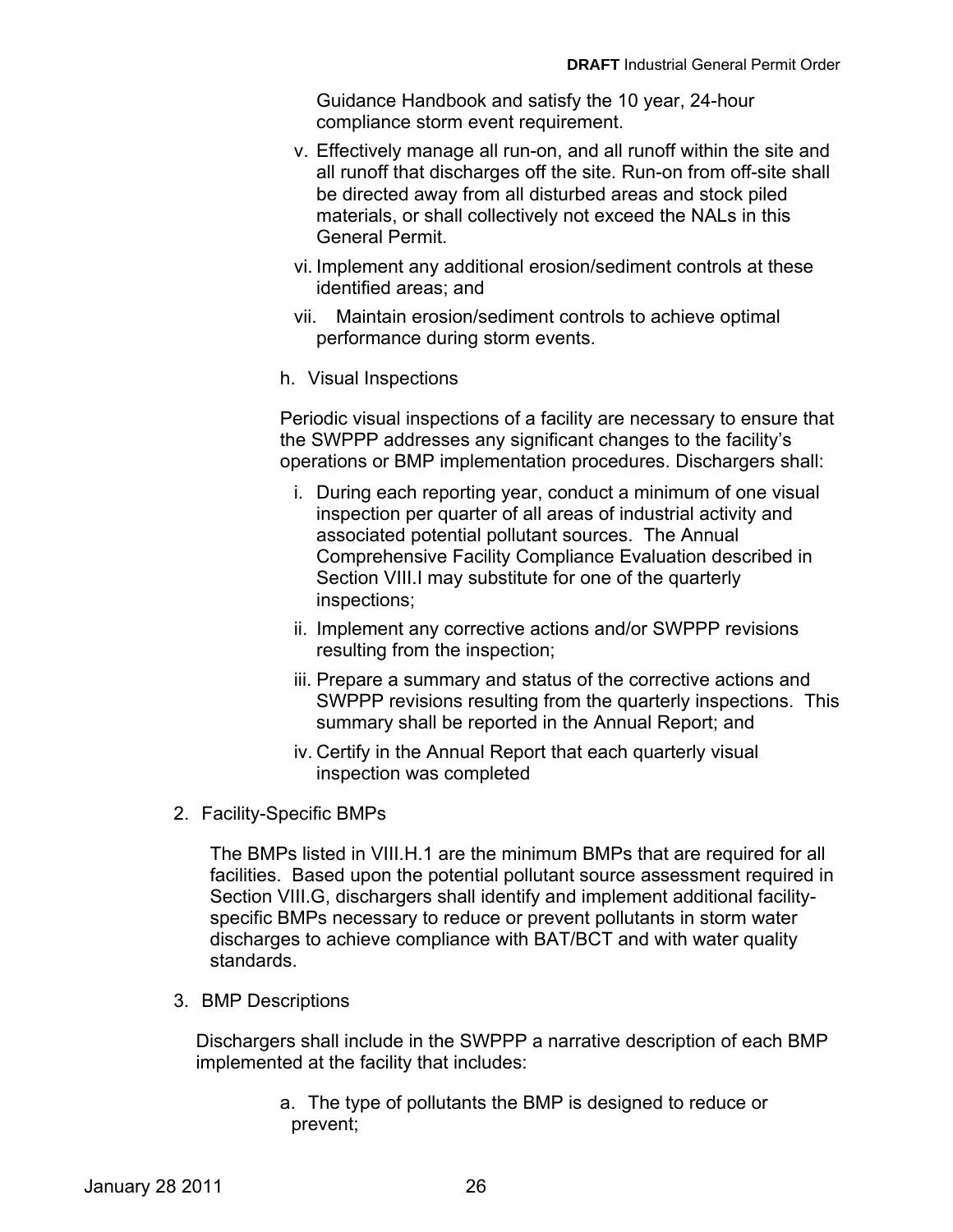Guidance Handbook and satisfy the 10 year, 24-hour compliance storm event requirement.

v. Effectively manage all run-on, and all runoff within the site and all runoff that discharges off the site. Run-on from off-site shall be directed away from all disturbed areas and stock piled materials, or shall collectively not exceed the NALs in this General Permit.

vi. Implement any additional erosion/sediment controls at these identified areas; and

vii. Maintain erosion/sediment controls to achieve optimal performance during storm events.

h. Visual Inspections

Periodic visual inspections of a facility are necessary to ensure that the SWPPP addresses any significant changes to the facility's operations or BMP implementation procedures. Dischargers shall:

i. During each reporting year, conduct a minimum of one visual inspection per quarter of all areas of industrial activity and associated potential pollutant sources. The Annual Comprehensive Facility Compliance Evaluation described in Section VIII.I may substitute for one of the quarterly inspections;

ii. Implement any corrective actions and/or SWPPP revisions resulting from the inspection;

iii. Prepare a summary and status of the corrective actions and SWPPP revisions resulting from the quarterly inspections. This summary shall be reported in the Annual Report; and

iv. Certify in the Annual Report that each quarterly visual inspection was completed

2. Facility-Specific BMPs

The BMPs listed in VIII.H.1 are the minimum BMPs that are required for all facilities. Based upon the potential pollutant source assessment required in Section VIII.G, dischargers shall identify and implement additional facility-specific BMPs necessary to reduce or prevent pollutants in storm water discharges to achieve compliance with BAT/BCT and with water quality standards.

3. BMP Descriptions

Dischargers shall include in the SWPPP a narrative description of each BMP implemented at the facility that includes:

a. The type of pollutants the BMP is designed to reduce or prevent;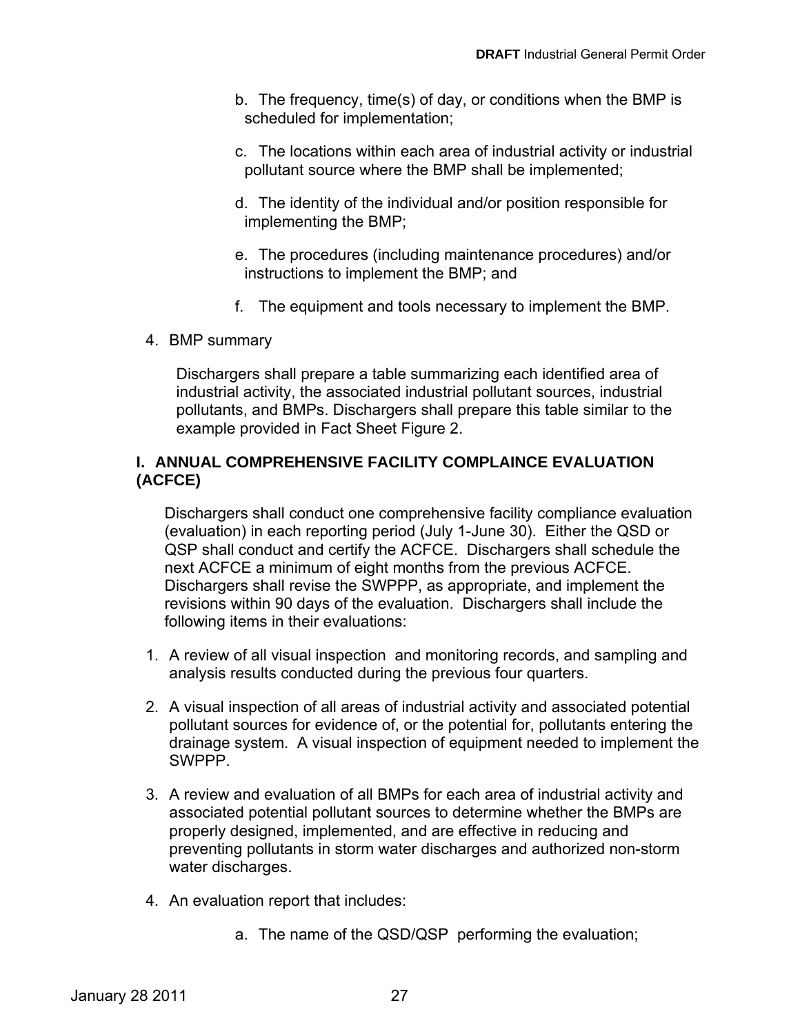b. The frequency, time(s) of day, or conditions when the BMP is scheduled for implementation;

c. The locations within each area of industrial activity or industrial pollutant source where the BMP shall be implemented;

d. The identity of the individual and/or position responsible for implementing the BMP;

e. The procedures (including maintenance procedures) and/or instructions to implement the BMP; and

f. The equipment and tools necessary to implement the BMP.

4. BMP summary

   Dischargers shall prepare a table summarizing each identified area of industrial activity, the associated industrial pollutant sources, industrial pollutants, and BMPs. Dischargers shall prepare this table similar to the example provided in Fact Sheet Figure 2.

### I. ANNUAL COMPREHENSIVE FACILITY COMPLAINCE EVALUATION (ACFCE)

Dischargers shall conduct one comprehensive facility compliance evaluation (evaluation) in each reporting period (July 1-June 30). Either the QSD or QSP shall conduct and certify the ACFCE. Dischargers shall schedule the next ACFCE a minimum of eight months from the previous ACFCE. Dischargers shall revise the SWPPP, as appropriate, and implement the revisions within 90 days of the evaluation. Dischargers shall include the following items in their evaluations:

1. A review of all visual inspection and monitoring records, and sampling and analysis results conducted during the previous four quarters.

2. A visual inspection of all areas of industrial activity and associated potential pollutant sources for evidence of, or the potential for, pollutants entering the drainage system. A visual inspection of equipment needed to implement the SWPPP.

3. A review and evaluation of all BMPs for each area of industrial activity and associated potential pollutant sources to determine whether the BMPs are properly designed, implemented, and are effective in reducing and preventing pollutants in storm water discharges and authorized non-storm water discharges.

4. An evaluation report that includes:

   a. The name of the QSD/QSP performing the evaluation;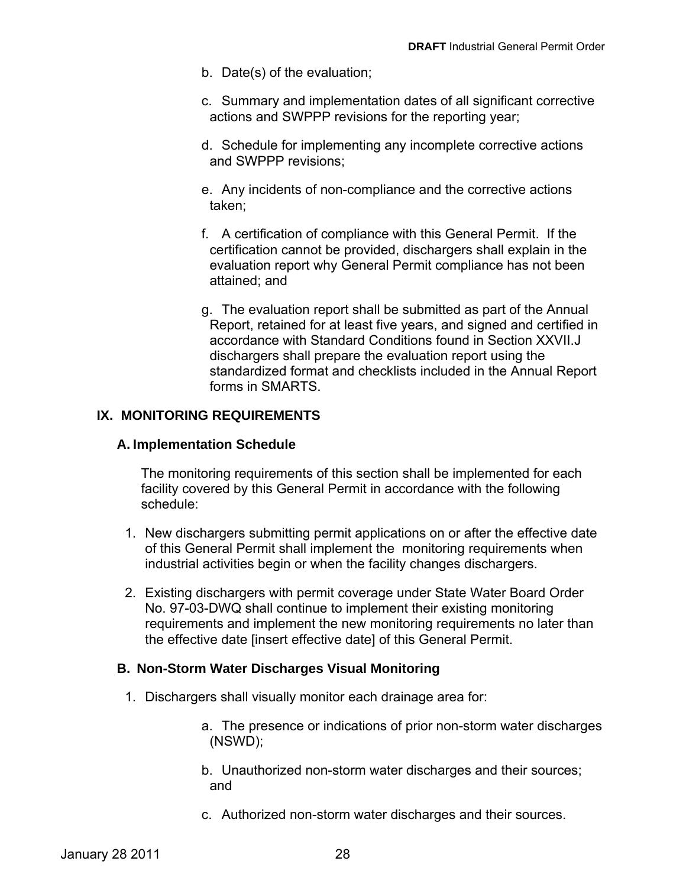b. Date(s) of the evaluation;

c. Summary and implementation dates of all significant corrective actions and SWPPP revisions for the reporting year;

d. Schedule for implementing any incomplete corrective actions and SWPPP revisions;

e. Any incidents of non-compliance and the corrective actions taken;

f. A certification of compliance with this General Permit. If the certification cannot be provided, dischargers shall explain in the evaluation report why General Permit compliance has not been attained; and

g. The evaluation report shall be submitted as part of the Annual Report, retained for at least five years, and signed and certified in accordance with Standard Conditions found in Section XXVII.J dischargers shall prepare the evaluation report using the standardized format and checklists included in the Annual Report forms in SMARTS.

## IX. MONITORING REQUIREMENTS

### A. Implementation Schedule

The monitoring requirements of this section shall be implemented for each facility covered by this General Permit in accordance with the following schedule:

1. New dischargers submitting permit applications on or after the effective date of this General Permit shall implement the monitoring requirements when industrial activities begin or when the facility changes dischargers.
2. Existing dischargers with permit coverage under State Water Board Order No. 97-03-DWQ shall continue to implement their existing monitoring requirements and implement the new monitoring requirements no later than the effective date [insert effective date] of this General Permit.

### B. Non-Storm Water Discharges Visual Monitoring

1. Dischargers shall visually monitor each drainage area for:

   a. The presence or indications of prior non-storm water discharges (NSWD);

   b. Unauthorized non-storm water discharges and their sources; and

   c. Authorized non-storm water discharges and their sources.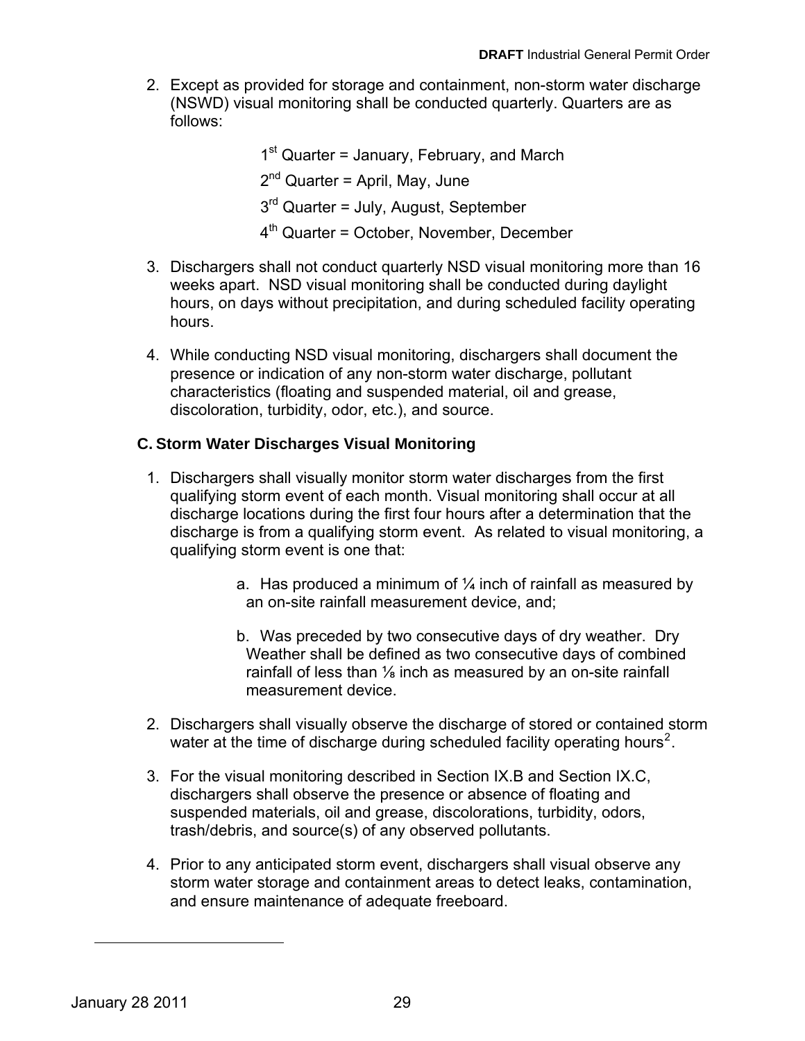2. Except as provided for storage and containment, non-storm water discharge (NSWD) visual monitoring shall be conducted quarterly. Quarters are as follows:

   1st Quarter = January, February, and March

   2nd Quarter = April, May, June

   3rd Quarter = July, August, September

   4th Quarter = October, November, December

3. Dischargers shall not conduct quarterly NSD visual monitoring more than 16 weeks apart. NSD visual monitoring shall be conducted during daylight hours, on days without precipitation, and during scheduled facility operating hours.

4. While conducting NSD visual monitoring, dischargers shall document the presence or indication of any non-storm water discharge, pollutant characteristics (floating and suspended material, oil and grease, discoloration, turbidity, odor, etc.), and source.

### C. Storm Water Discharges Visual Monitoring

1. Dischargers shall visually monitor storm water discharges from the first qualifying storm event of each month. Visual monitoring shall occur at all discharge locations during the first four hours after a determination that the discharge is from a qualifying storm event. As related to visual monitoring, a qualifying storm event is one that:

   a. Has produced a minimum of ¼ inch of rainfall as measured by an on-site rainfall measurement device, and;

   b. Was preceded by two consecutive days of dry weather. Dry Weather shall be defined as two consecutive days of combined rainfall of less than ⅛ inch as measured by an on-site rainfall measurement device.

2. Dischargers shall visually observe the discharge of stored or contained storm water at the time of discharge during scheduled facility operating hours[2].

3. For the visual monitoring described in Section IX.B and Section IX.C, dischargers shall observe the presence or absence of floating and suspended materials, oil and grease, discolorations, turbidity, odors, trash/debris, and source(s) of any observed pollutants.

4. Prior to any anticipated storm event, dischargers shall visual observe any storm water storage and containment areas to detect leaks, contamination, and ensure maintenance of adequate freeboard.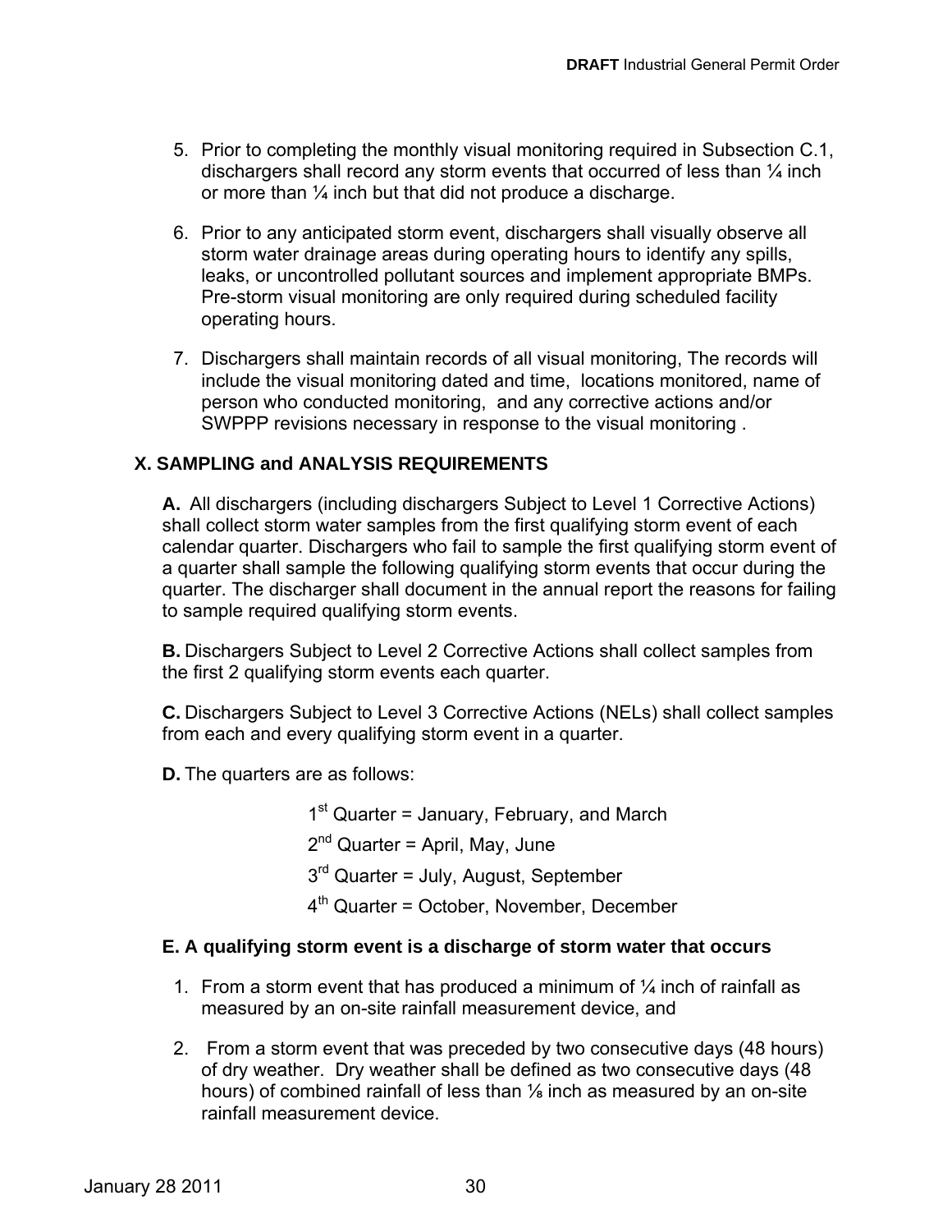5. Prior to completing the monthly visual monitoring required in Subsection C.1, dischargers shall record any storm events that occurred of less than ¼ inch or more than ¼ inch but that did not produce a discharge.

6. Prior to any anticipated storm event, dischargers shall visually observe all storm water drainage areas during operating hours to identify any spills, leaks, or uncontrolled pollutant sources and implement appropriate BMPs. Pre-storm visual monitoring are only required during scheduled facility operating hours.

7. Dischargers shall maintain records of all visual monitoring, The records will include the visual monitoring dated and time, locations monitored, name of person who conducted monitoring, and any corrective actions and/or SWPPP revisions necessary in response to the visual monitoring .

## X. SAMPLING and ANALYSIS REQUIREMENTS

**A.** All dischargers (including dischargers Subject to Level 1 Corrective Actions) shall collect storm water samples from the first qualifying storm event of each calendar quarter. Dischargers who fail to sample the first qualifying storm event of a quarter shall sample the following qualifying storm events that occur during the quarter. The discharger shall document in the annual report the reasons for failing to sample required qualifying storm events.

**B.** Dischargers Subject to Level 2 Corrective Actions shall collect samples from the first 2 qualifying storm events each quarter.

**C.** Dischargers Subject to Level 3 Corrective Actions (NELs) shall collect samples from each and every qualifying storm event in a quarter.

**D.** The quarters are as follows:

1st Quarter = January, February, and March

2nd Quarter = April, May, June

3rd Quarter = July, August, September

4th Quarter = October, November, December

**E. A qualifying storm event is a discharge of storm water that occurs**

1. From a storm event that has produced a minimum of ¼ inch of rainfall as measured by an on-site rainfall measurement device, and

2. From a storm event that was preceded by two consecutive days (48 hours) of dry weather. Dry weather shall be defined as two consecutive days (48 hours) of combined rainfall of less than ⅛ inch as measured by an on-site rainfall measurement device.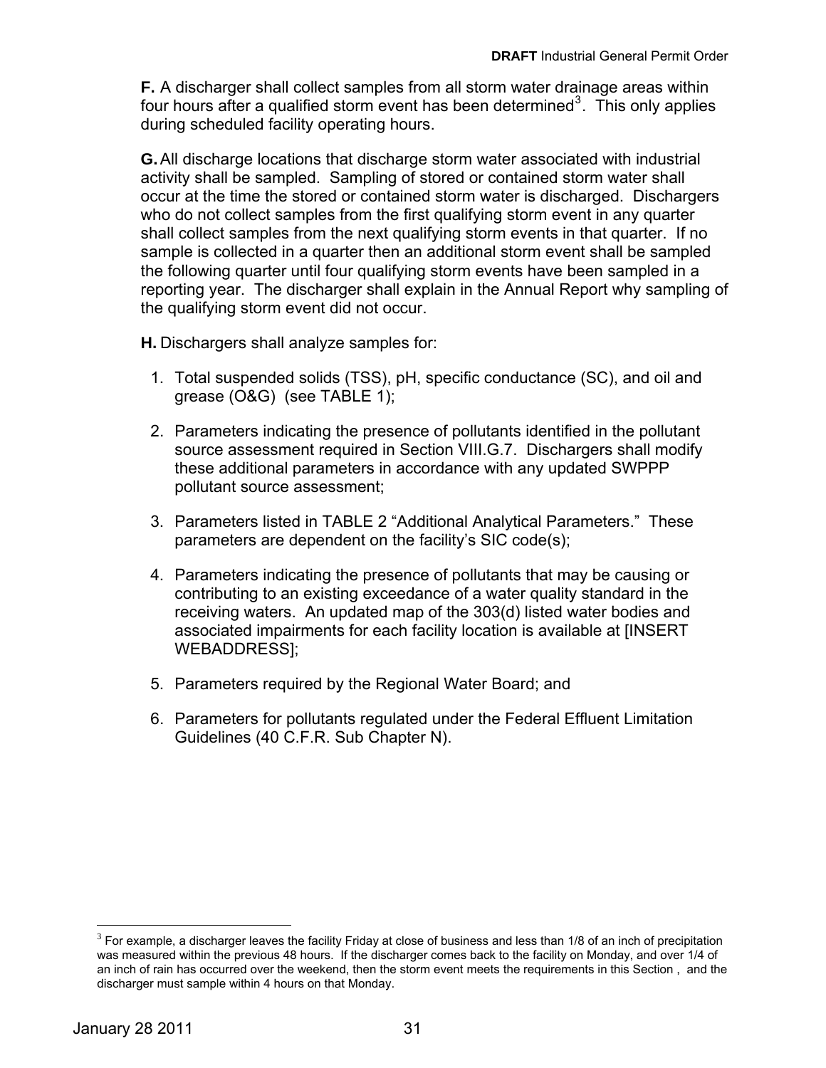**F.** A discharger shall collect samples from all storm water drainage areas within four hours after a qualified storm event has been determined[3]. This only applies during scheduled facility operating hours.

**G.** All discharge locations that discharge storm water associated with industrial activity shall be sampled. Sampling of stored or contained storm water shall occur at the time the stored or contained storm water is discharged. Dischargers who do not collect samples from the first qualifying storm event in any quarter shall collect samples from the next qualifying storm events in that quarter. If no sample is collected in a quarter then an additional storm event shall be sampled the following quarter until four qualifying storm events have been sampled in a reporting year. The discharger shall explain in the Annual Report why sampling of the qualifying storm event did not occur.

**H.** Dischargers shall analyze samples for:

1. Total suspended solids (TSS), pH, specific conductance (SC), and oil and grease (O&G) (see TABLE 1);
2. Parameters indicating the presence of pollutants identified in the pollutant source assessment required in Section VIII.G.7. Dischargers shall modify these additional parameters in accordance with any updated SWPPP pollutant source assessment;
3. Parameters listed in TABLE 2 "Additional Analytical Parameters." These parameters are dependent on the facility's SIC code(s);
4. Parameters indicating the presence of pollutants that may be causing or contributing to an existing exceedance of a water quality standard in the receiving waters. An updated map of the 303(d) listed water bodies and associated impairments for each facility location is available at [INSERT WEBADDRESS];
5. Parameters required by the Regional Water Board; and
6. Parameters for pollutants regulated under the Federal Effluent Limitation Guidelines (40 C.F.R. Sub Chapter N).

---

[3] For example, a discharger leaves the facility Friday at close of business and less than 1/8 of an inch of precipitation was measured within the previous 48 hours. If the discharger comes back to the facility on Monday, and over 1/4 of an inch of rain has occurred over the weekend, then the storm event meets the requirements in this Section , and the discharger must sample within 4 hours on that Monday.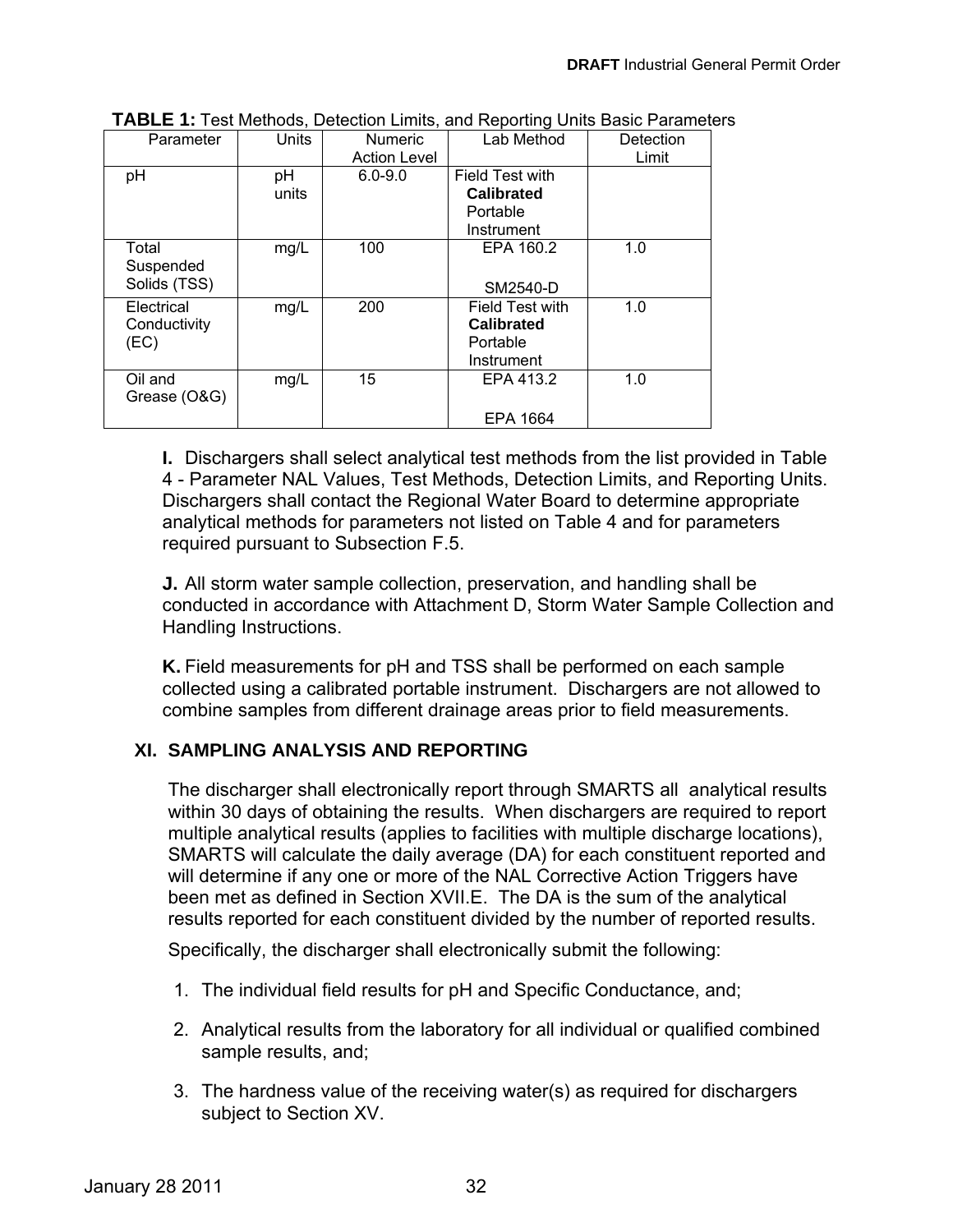**TABLE 1:** Test Methods, Detection Limits, and Reporting Units Basic Parameters

| Parameter | Units | Numeric Action Level | Lab Method | Detection Limit |
|---|---|---|---|---|
| pH | pH units | 6.0-9.0 | Field Test with **Calibrated** Portable Instrument | |
| Total Suspended Solids (TSS) | mg/L | 100 | EPA 160.2<br><br>SM2540-D | 1.0 |
| Electrical Conductivity (EC) | mg/L | 200 | Field Test with **Calibrated** Portable Instrument | 1.0 |
| Oil and Grease (O&G) | mg/L | 15 | EPA 413.2<br><br>EPA 1664 | 1.0 |

**I.** Dischargers shall select analytical test methods from the list provided in Table 4 - Parameter NAL Values, Test Methods, Detection Limits, and Reporting Units. Dischargers shall contact the Regional Water Board to determine appropriate analytical methods for parameters not listed on Table 4 and for parameters required pursuant to Subsection F.5.

**J.** All storm water sample collection, preservation, and handling shall be conducted in accordance with Attachment D, Storm Water Sample Collection and Handling Instructions.

**K.** Field measurements for pH and TSS shall be performed on each sample collected using a calibrated portable instrument. Dischargers are not allowed to combine samples from different drainage areas prior to field measurements.

## XI. SAMPLING ANALYSIS AND REPORTING

The discharger shall electronically report through SMARTS all analytical results within 30 days of obtaining the results. When dischargers are required to report multiple analytical results (applies to facilities with multiple discharge locations), SMARTS will calculate the daily average (DA) for each constituent reported and will determine if any one or more of the NAL Corrective Action Triggers have been met as defined in Section XVII.E. The DA is the sum of the analytical results reported for each constituent divided by the number of reported results.

Specifically, the discharger shall electronically submit the following:

1. The individual field results for pH and Specific Conductance, and;
2. Analytical results from the laboratory for all individual or qualified combined sample results, and;
3. The hardness value of the receiving water(s) as required for dischargers subject to Section XV.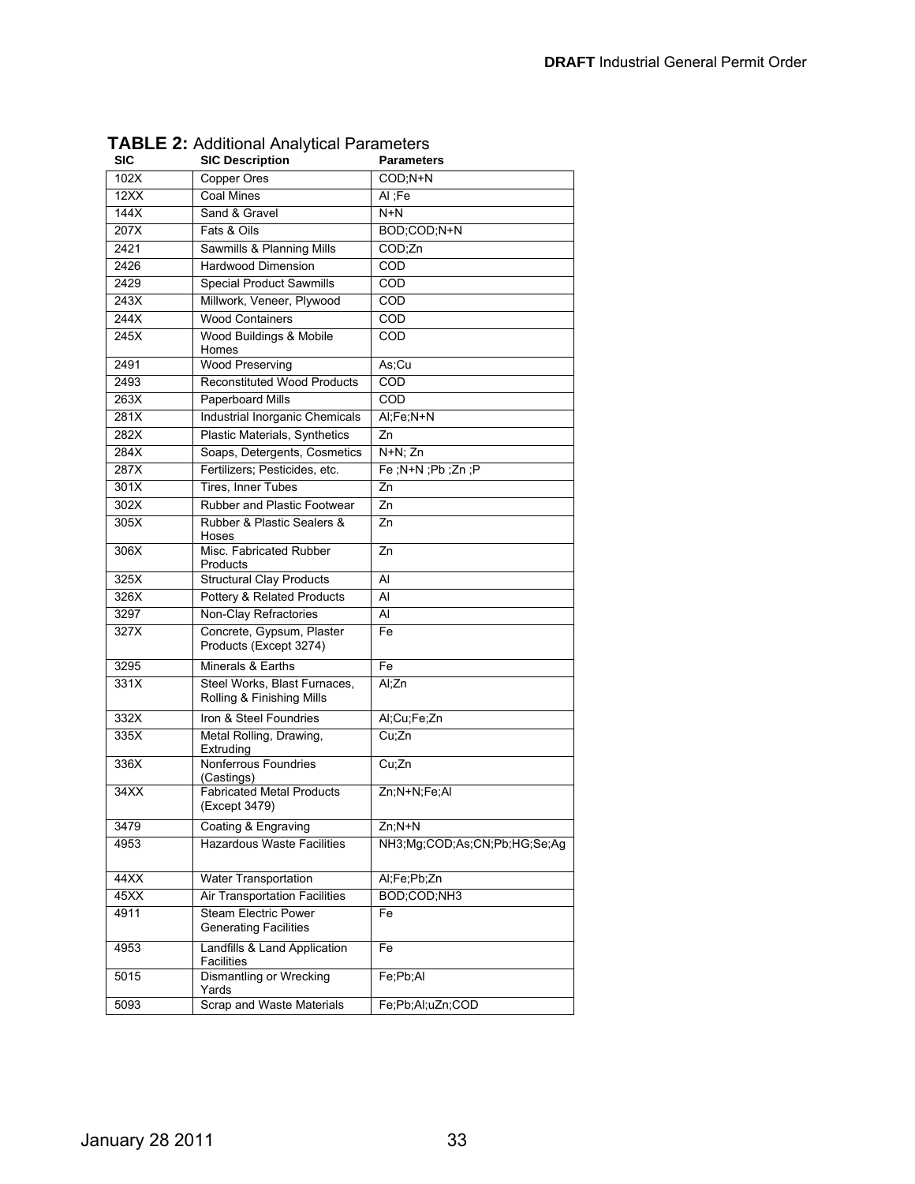**TABLE 2:** Additional Analytical Parameters

| SIC | SIC Description | Parameters |
|---|---|---|
| 102X | Copper Ores | COD;N+N |
| 12XX | Coal Mines | Al ;Fe |
| 144X | Sand & Gravel | N+N |
| 207X | Fats & Oils | BOD;COD;N+N |
| 2421 | Sawmills & Planning Mills | COD;Zn |
| 2426 | Hardwood Dimension | COD |
| 2429 | Special Product Sawmills | COD |
| 243X | Millwork, Veneer, Plywood | COD |
| 244X | Wood Containers | COD |
| 245X | Wood Buildings & Mobile Homes | COD |
| 2491 | Wood Preserving | As;Cu |
| 2493 | Reconstituted Wood Products | COD |
| 263X | Paperboard Mills | COD |
| 281X | Industrial Inorganic Chemicals | Al;Fe;N+N |
| 282X | Plastic Materials, Synthetics | Zn |
| 284X | Soaps, Detergents, Cosmetics | N+N; Zn |
| 287X | Fertilizers; Pesticides, etc. | Fe ;N+N ;Pb ;Zn ;P |
| 301X | Tires, Inner Tubes | Zn |
| 302X | Rubber and Plastic Footwear | Zn |
| 305X | Rubber & Plastic Sealers & Hoses | Zn |
| 306X | Misc. Fabricated Rubber Products | Zn |
| 325X | Structural Clay Products | Al |
| 326X | Pottery & Related Products | Al |
| 3297 | Non-Clay Refractories | Al |
| 327X | Concrete, Gypsum, Plaster Products (Except 3274) | Fe |
| 3295 | Minerals & Earths | Fe |
| 331X | Steel Works, Blast Furnaces, Rolling & Finishing Mills | Al;Zn |
| 332X | Iron & Steel Foundries | Al;Cu;Fe;Zn |
| 335X | Metal Rolling, Drawing, Extruding | Cu;Zn |
| 336X | Nonferrous Foundries (Castings) | Cu;Zn |
| 34XX | Fabricated Metal Products (Except 3479) | Zn;N+N;Fe;Al |
| 3479 | Coating & Engraving | Zn;N+N |
| 4953 | Hazardous Waste Facilities | NH3;Mg;COD;As;CN;Pb;HG;Se;Ag |
| 44XX | Water Transportation | Al;Fe;Pb;Zn |
| 45XX | Air Transportation Facilities | BOD;COD;NH3 |
| 4911 | Steam Electric Power Generating Facilities | Fe |
| 4953 | Landfills & Land Application Facilities | Fe |
| 5015 | Dismantling or Wrecking Yards | Fe;Pb;Al |
| 5093 | Scrap and Waste Materials | Fe;Pb;Al;uZn;COD |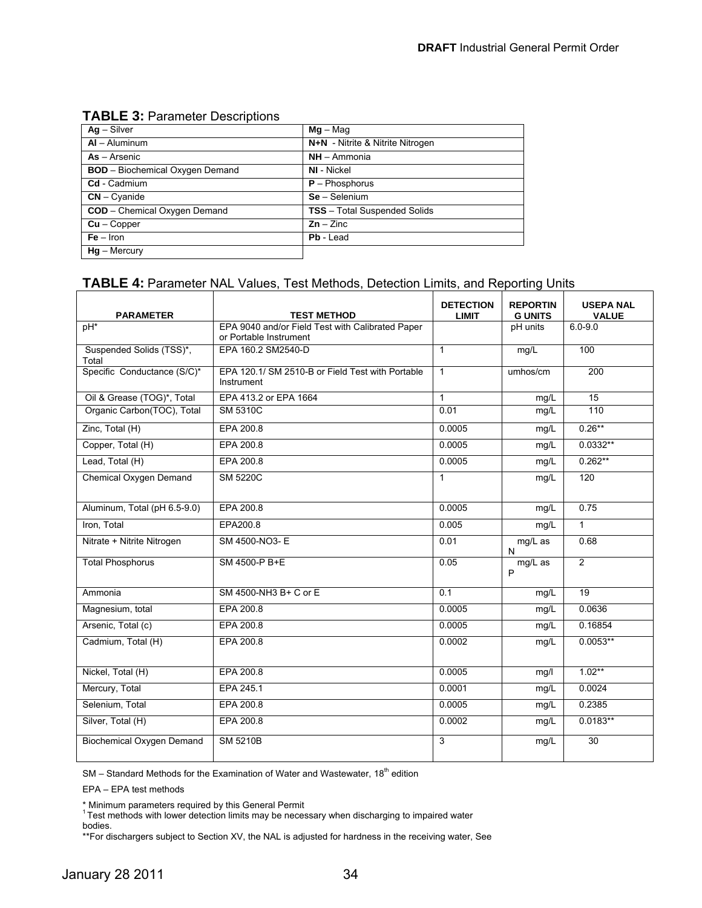**TABLE 3:** Parameter Descriptions

| | |
|---|---|
| **Ag** – Silver | **Mg** – Mag |
| **Al** – Aluminum | **N+N** - Nitrite & Nitrite Nitrogen |
| **As** – Arsenic | **NH** – Ammonia |
| **BOD** – Biochemical Oxygen Demand | **NI** - Nickel |
| **Cd** - Cadmium | **P** – Phosphorus |
| **CN** – Cyanide | **Se** – Selenium |
| **COD** – Chemical Oxygen Demand | **TSS** – Total Suspended Solids |
| **Cu** – Copper | **Zn** – Zinc |
| **Fe** – Iron | **Pb** - Lead |
| **Hg** – Mercury | |

**TABLE 4:** Parameter NAL Values, Test Methods, Detection Limits, and Reporting Units

| PARAMETER | TEST METHOD | DETECTION LIMIT | REPORTING UNITS | USEPA NAL VALUE |
|---|---|---|---|---|
| pH* | EPA 9040 and/or Field Test with Calibrated Paper or Portable Instrument | | pH units | 6.0-9.0 |
| Suspended Solids (TSS)*, Total | EPA 160.2 SM2540-D | 1 | mg/L | 100 |
| Specific Conductance (S/C)* | EPA 120.1/ SM 2510-B or Field Test with Portable Instrument | 1 | umhos/cm | 200 |
| Oil & Grease (TOG)*, Total | EPA 413.2 or EPA 1664 | 1 | mg/L | 15 |
| Organic Carbon(TOC), Total | SM 5310C | 0.01 | mg/L | 110 |
| Zinc, Total (H) | EPA 200.8 | 0.0005 | mg/L | 0.26** |
| Copper, Total (H) | EPA 200.8 | 0.0005 | mg/L | 0.0332** |
| Lead, Total (H) | EPA 200.8 | 0.0005 | mg/L | 0.262** |
| Chemical Oxygen Demand | SM 5220C | 1 | mg/L | 120 |
| Aluminum, Total (pH 6.5-9.0) | EPA 200.8 | 0.0005 | mg/L | 0.75 |
| Iron, Total | EPA200.8 | 0.005 | mg/L | 1 |
| Nitrate + Nitrite Nitrogen | SM 4500-NO3- E | 0.01 | mg/L as N | 0.68 |
| Total Phosphorus | SM 4500-P B+E | 0.05 | mg/L as P | 2 |
| Ammonia | SM 4500-NH3 B+ C or E | 0.1 | mg/L | 19 |
| Magnesium, total | EPA 200.8 | 0.0005 | mg/L | 0.0636 |
| Arsenic, Total (c) | EPA 200.8 | 0.0005 | mg/L | 0.16854 |
| Cadmium, Total (H) | EPA 200.8 | 0.0002 | mg/L | 0.0053** |
| Nickel, Total (H) | EPA 200.8 | 0.0005 | mg/l | 1.02** |
| Mercury, Total | EPA 245.1 | 0.0001 | mg/L | 0.0024 |
| Selenium, Total | EPA 200.8 | 0.0005 | mg/L | 0.2385 |
| Silver, Total (H) | EPA 200.8 | 0.0002 | mg/L | 0.0183** |
| Biochemical Oxygen Demand | SM 5210B | 3 | mg/L | 30 |

SM – Standard Methods for the Examination of Water and Wastewater, 18th edition

EPA – EPA test methods

\* Minimum parameters required by this General Permit
[1] Test methods with lower detection limits may be necessary when discharging to impaired water bodies.
**For dischargers subject to Section XV, the NAL is adjusted for hardness in the receiving water, See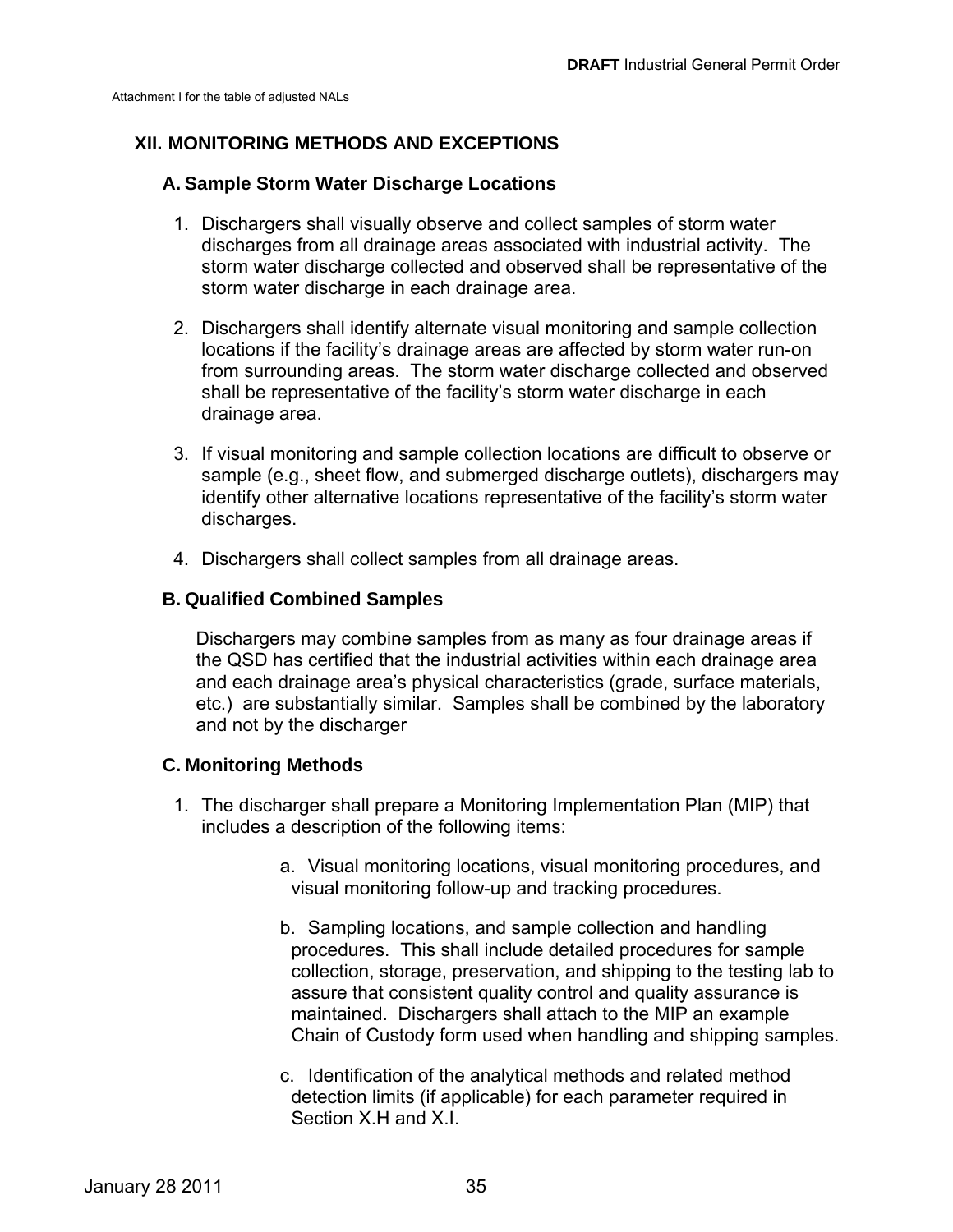Attachment I for the table of adjusted NALs

## XII. MONITORING METHODS AND EXCEPTIONS

### A. Sample Storm Water Discharge Locations

1. Dischargers shall visually observe and collect samples of storm water discharges from all drainage areas associated with industrial activity. The storm water discharge collected and observed shall be representative of the storm water discharge in each drainage area.

2. Dischargers shall identify alternate visual monitoring and sample collection locations if the facility's drainage areas are affected by storm water run-on from surrounding areas. The storm water discharge collected and observed shall be representative of the facility's storm water discharge in each drainage area.

3. If visual monitoring and sample collection locations are difficult to observe or sample (e.g., sheet flow, and submerged discharge outlets), dischargers may identify other alternative locations representative of the facility's storm water discharges.

4. Dischargers shall collect samples from all drainage areas.

### B. Qualified Combined Samples

Dischargers may combine samples from as many as four drainage areas if the QSD has certified that the industrial activities within each drainage area and each drainage area's physical characteristics (grade, surface materials, etc.) are substantially similar. Samples shall be combined by the laboratory and not by the discharger

### C. Monitoring Methods

1. The discharger shall prepare a Monitoring Implementation Plan (MIP) that includes a description of the following items:

   a. Visual monitoring locations, visual monitoring procedures, and visual monitoring follow-up and tracking procedures.

   b. Sampling locations, and sample collection and handling procedures. This shall include detailed procedures for sample collection, storage, preservation, and shipping to the testing lab to assure that consistent quality control and quality assurance is maintained. Dischargers shall attach to the MIP an example Chain of Custody form used when handling and shipping samples.

   c. Identification of the analytical methods and related method detection limits (if applicable) for each parameter required in Section X.H and X.I.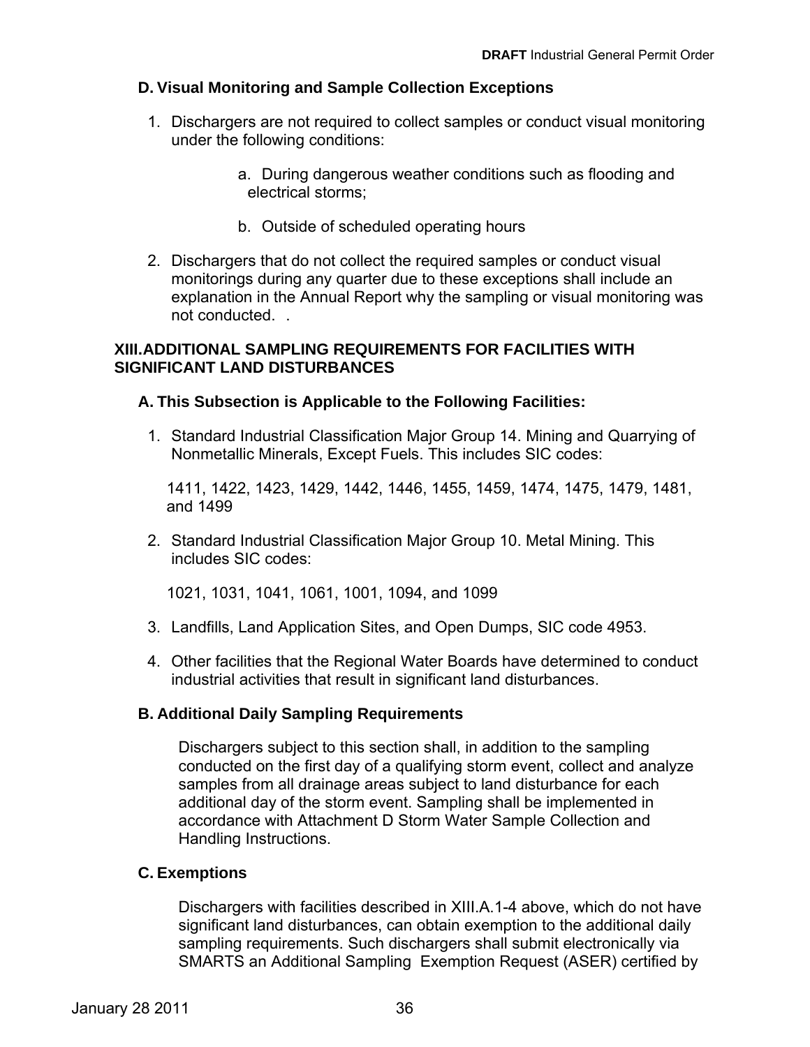### D. Visual Monitoring and Sample Collection Exceptions

1. Dischargers are not required to collect samples or conduct visual monitoring under the following conditions:

   a. During dangerous weather conditions such as flooding and electrical storms;

   b. Outside of scheduled operating hours

2. Dischargers that do not collect the required samples or conduct visual monitorings during any quarter due to these exceptions shall include an explanation in the Annual Report why the sampling or visual monitoring was not conducted. .

## XIII. ADDITIONAL SAMPLING REQUIREMENTS FOR FACILITIES WITH SIGNIFICANT LAND DISTURBANCES

### A. This Subsection is Applicable to the Following Facilities:

1. Standard Industrial Classification Major Group 14. Mining and Quarrying of Nonmetallic Minerals, Except Fuels. This includes SIC codes:

   1411, 1422, 1423, 1429, 1442, 1446, 1455, 1459, 1474, 1475, 1479, 1481, and 1499

2. Standard Industrial Classification Major Group 10. Metal Mining. This includes SIC codes:

   1021, 1031, 1041, 1061, 1001, 1094, and 1099

3. Landfills, Land Application Sites, and Open Dumps, SIC code 4953.

4. Other facilities that the Regional Water Boards have determined to conduct industrial activities that result in significant land disturbances.

### B. Additional Daily Sampling Requirements

Dischargers subject to this section shall, in addition to the sampling conducted on the first day of a qualifying storm event, collect and analyze samples from all drainage areas subject to land disturbance for each additional day of the storm event. Sampling shall be implemented in accordance with Attachment D Storm Water Sample Collection and Handling Instructions.

### C. Exemptions

Dischargers with facilities described in XIII.A.1-4 above, which do not have significant land disturbances, can obtain exemption to the additional daily sampling requirements. Such dischargers shall submit electronically via SMARTS an Additional Sampling Exemption Request (ASER) certified by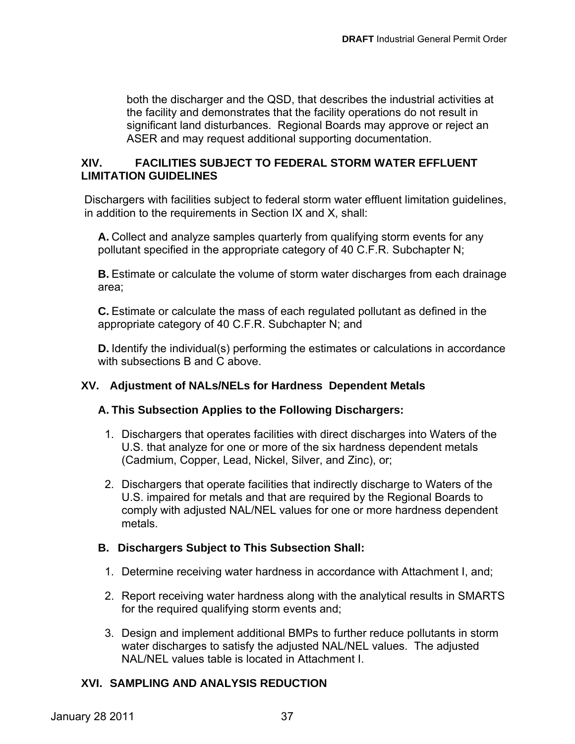both the discharger and the QSD, that describes the industrial activities at the facility and demonstrates that the facility operations do not result in significant land disturbances. Regional Boards may approve or reject an ASER and may request additional supporting documentation.

## XIV. FACILITIES SUBJECT TO FEDERAL STORM WATER EFFLUENT LIMITATION GUIDELINES

Dischargers with facilities subject to federal storm water effluent limitation guidelines, in addition to the requirements in Section IX and X, shall:

**A.** Collect and analyze samples quarterly from qualifying storm events for any pollutant specified in the appropriate category of 40 C.F.R. Subchapter N;

**B.** Estimate or calculate the volume of storm water discharges from each drainage area;

**C.** Estimate or calculate the mass of each regulated pollutant as defined in the appropriate category of 40 C.F.R. Subchapter N; and

**D.** Identify the individual(s) performing the estimates or calculations in accordance with subsections B and C above.

## XV. Adjustment of NALs/NELs for Hardness Dependent Metals

### A. This Subsection Applies to the Following Dischargers:

1. Dischargers that operates facilities with direct discharges into Waters of the U.S. that analyze for one or more of the six hardness dependent metals (Cadmium, Copper, Lead, Nickel, Silver, and Zinc), or;

2. Dischargers that operate facilities that indirectly discharge to Waters of the U.S. impaired for metals and that are required by the Regional Boards to comply with adjusted NAL/NEL values for one or more hardness dependent metals.

### B. Dischargers Subject to This Subsection Shall:

1. Determine receiving water hardness in accordance with Attachment I, and;

2. Report receiving water hardness along with the analytical results in SMARTS for the required qualifying storm events and;

3. Design and implement additional BMPs to further reduce pollutants in storm water discharges to satisfy the adjusted NAL/NEL values. The adjusted NAL/NEL values table is located in Attachment I.

## XVI. SAMPLING AND ANALYSIS REDUCTION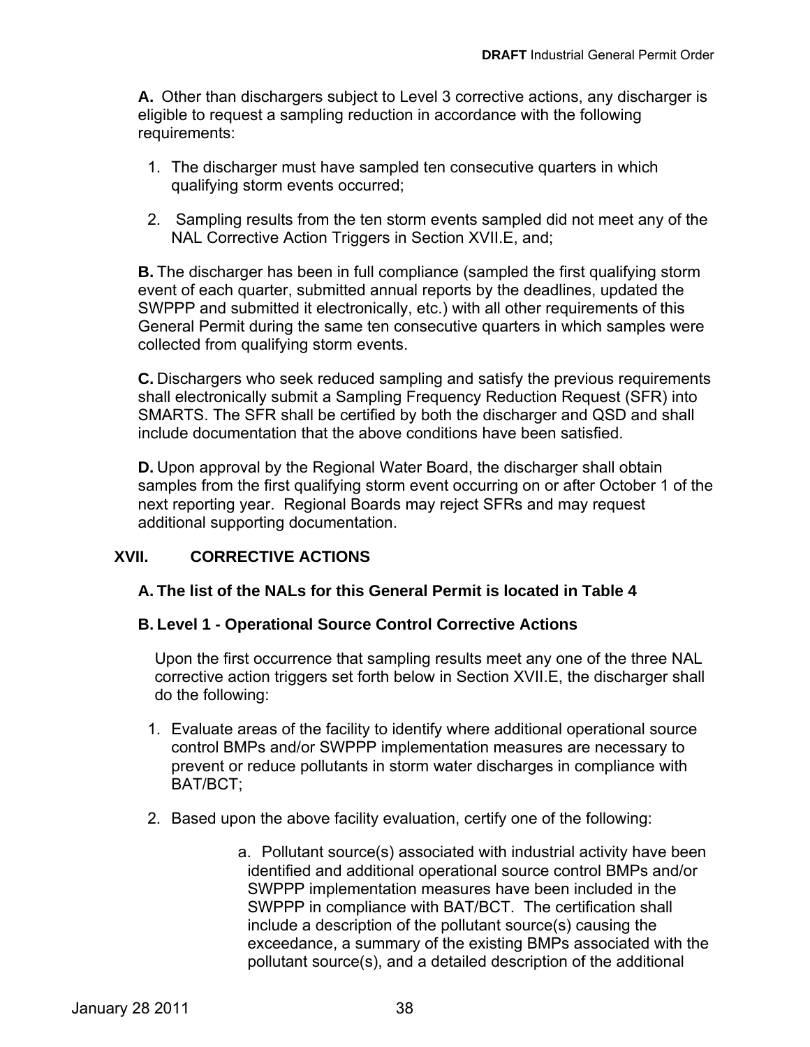**A.** Other than dischargers subject to Level 3 corrective actions, any discharger is eligible to request a sampling reduction in accordance with the following requirements:

1. The discharger must have sampled ten consecutive quarters in which qualifying storm events occurred;

2. Sampling results from the ten storm events sampled did not meet any of the NAL Corrective Action Triggers in Section XVII.E, and;

**B.** The discharger has been in full compliance (sampled the first qualifying storm event of each quarter, submitted annual reports by the deadlines, updated the SWPPP and submitted it electronically, etc.) with all other requirements of this General Permit during the same ten consecutive quarters in which samples were collected from qualifying storm events.

**C.** Dischargers who seek reduced sampling and satisfy the previous requirements shall electronically submit a Sampling Frequency Reduction Request (SFR) into SMARTS. The SFR shall be certified by both the discharger and QSD and shall include documentation that the above conditions have been satisfied.

**D.** Upon approval by the Regional Water Board, the discharger shall obtain samples from the first qualifying storm event occurring on or after October 1 of the next reporting year. Regional Boards may reject SFRs and may request additional supporting documentation.

## XVII. CORRECTIVE ACTIONS

### A. The list of the NALs for this General Permit is located in Table 4

### B. Level 1 - Operational Source Control Corrective Actions

Upon the first occurrence that sampling results meet any one of the three NAL corrective action triggers set forth below in Section XVII.E, the discharger shall do the following:

1. Evaluate areas of the facility to identify where additional operational source control BMPs and/or SWPPP implementation measures are necessary to prevent or reduce pollutants in storm water discharges in compliance with BAT/BCT;

2. Based upon the above facility evaluation, certify one of the following:

   a. Pollutant source(s) associated with industrial activity have been identified and additional operational source control BMPs and/or SWPPP implementation measures have been included in the SWPPP in compliance with BAT/BCT. The certification shall include a description of the pollutant source(s) causing the exceedance, a summary of the existing BMPs associated with the pollutant source(s), and a detailed description of the additional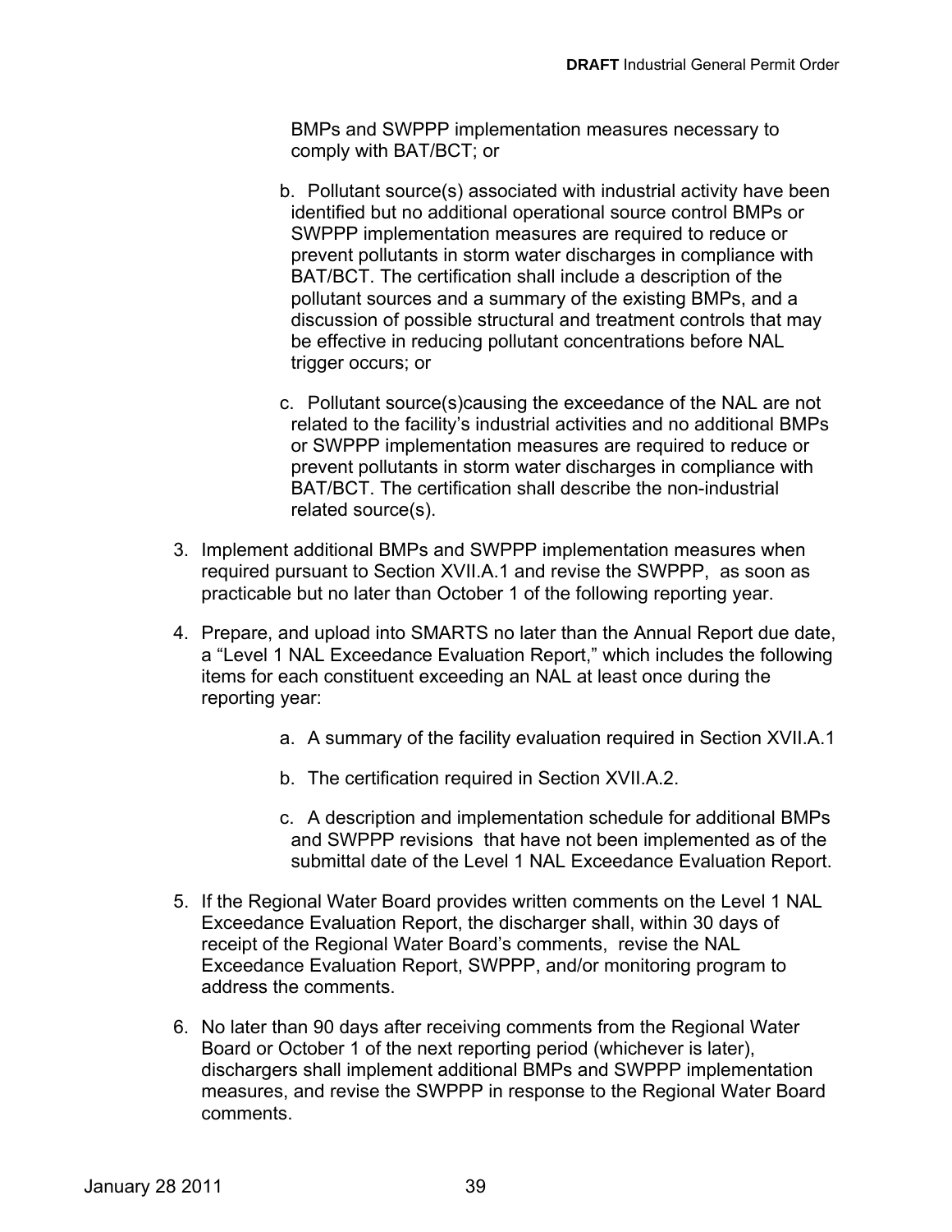BMPs and SWPPP implementation measures necessary to comply with BAT/BCT; or

b. Pollutant source(s) associated with industrial activity have been identified but no additional operational source control BMPs or SWPPP implementation measures are required to reduce or prevent pollutants in storm water discharges in compliance with BAT/BCT. The certification shall include a description of the pollutant sources and a summary of the existing BMPs, and a discussion of possible structural and treatment controls that may be effective in reducing pollutant concentrations before NAL trigger occurs; or

c. Pollutant source(s)causing the exceedance of the NAL are not related to the facility's industrial activities and no additional BMPs or SWPPP implementation measures are required to reduce or prevent pollutants in storm water discharges in compliance with BAT/BCT. The certification shall describe the non-industrial related source(s).

3. Implement additional BMPs and SWPPP implementation measures when required pursuant to Section XVII.A.1 and revise the SWPPP, as soon as practicable but no later than October 1 of the following reporting year.

4. Prepare, and upload into SMARTS no later than the Annual Report due date, a "Level 1 NAL Exceedance Evaluation Report," which includes the following items for each constituent exceeding an NAL at least once during the reporting year:

   a. A summary of the facility evaluation required in Section XVII.A.1

   b. The certification required in Section XVII.A.2.

   c. A description and implementation schedule for additional BMPs and SWPPP revisions that have not been implemented as of the submittal date of the Level 1 NAL Exceedance Evaluation Report.

5. If the Regional Water Board provides written comments on the Level 1 NAL Exceedance Evaluation Report, the discharger shall, within 30 days of receipt of the Regional Water Board's comments, revise the NAL Exceedance Evaluation Report, SWPPP, and/or monitoring program to address the comments.

6. No later than 90 days after receiving comments from the Regional Water Board or October 1 of the next reporting period (whichever is later), dischargers shall implement additional BMPs and SWPPP implementation measures, and revise the SWPPP in response to the Regional Water Board comments.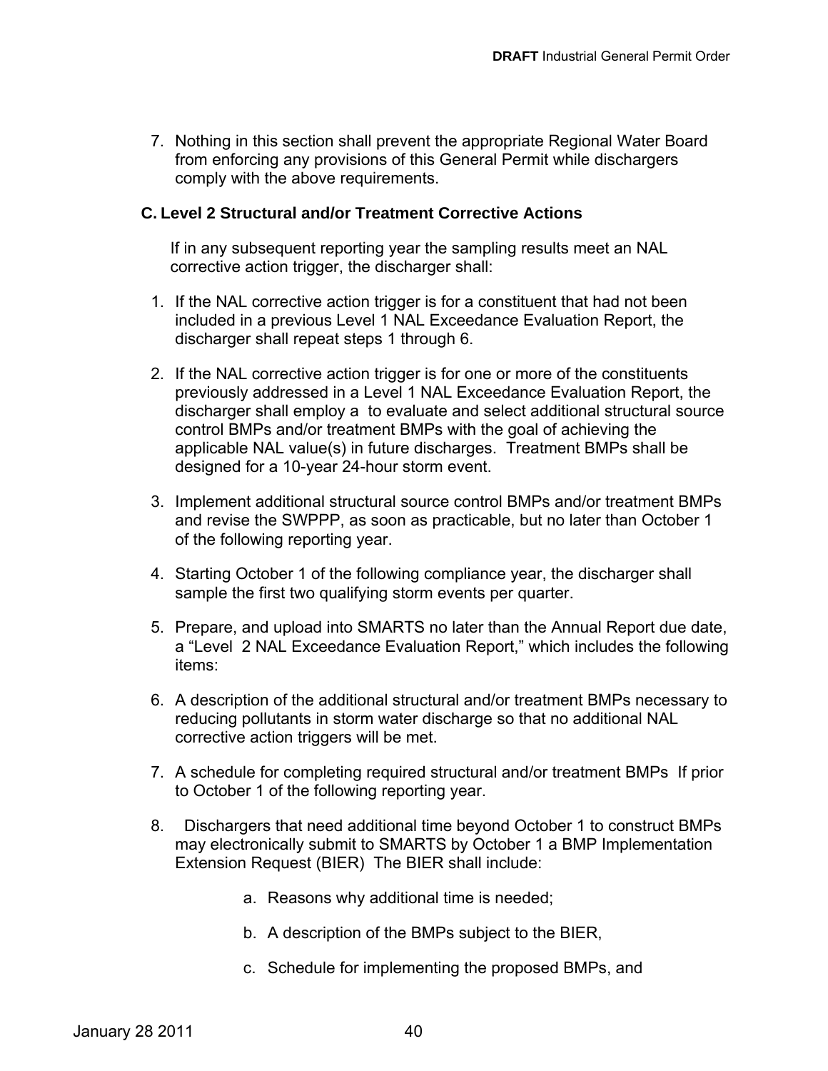7. Nothing in this section shall prevent the appropriate Regional Water Board from enforcing any provisions of this General Permit while dischargers comply with the above requirements.

## C. Level 2 Structural and/or Treatment Corrective Actions

If in any subsequent reporting year the sampling results meet an NAL corrective action trigger, the discharger shall:

1. If the NAL corrective action trigger is for a constituent that had not been included in a previous Level 1 NAL Exceedance Evaluation Report, the discharger shall repeat steps 1 through 6.

2. If the NAL corrective action trigger is for one or more of the constituents previously addressed in a Level 1 NAL Exceedance Evaluation Report, the discharger shall employ a to evaluate and select additional structural source control BMPs and/or treatment BMPs with the goal of achieving the applicable NAL value(s) in future discharges. Treatment BMPs shall be designed for a 10-year 24-hour storm event.

3. Implement additional structural source control BMPs and/or treatment BMPs and revise the SWPPP, as soon as practicable, but no later than October 1 of the following reporting year.

4. Starting October 1 of the following compliance year, the discharger shall sample the first two qualifying storm events per quarter.

5. Prepare, and upload into SMARTS no later than the Annual Report due date, a "Level 2 NAL Exceedance Evaluation Report," which includes the following items:

6. A description of the additional structural and/or treatment BMPs necessary to reducing pollutants in storm water discharge so that no additional NAL corrective action triggers will be met.

7. A schedule for completing required structural and/or treatment BMPs If prior to October 1 of the following reporting year.

8. Dischargers that need additional time beyond October 1 to construct BMPs may electronically submit to SMARTS by October 1 a BMP Implementation Extension Request (BIER) The BIER shall include:

   a. Reasons why additional time is needed;

   b. A description of the BMPs subject to the BIER,

   c. Schedule for implementing the proposed BMPs, and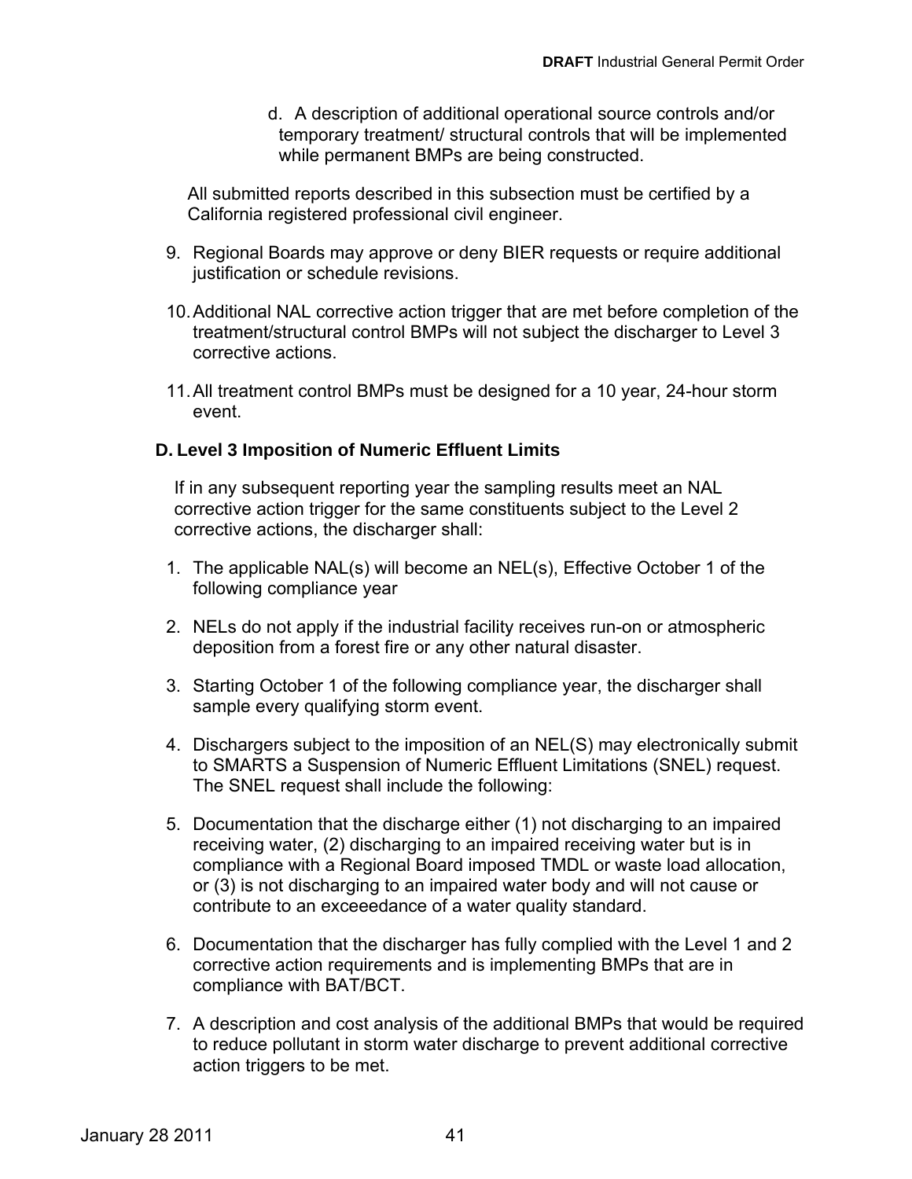d. A description of additional operational source controls and/or temporary treatment/ structural controls that will be implemented while permanent BMPs are being constructed.

All submitted reports described in this subsection must be certified by a California registered professional civil engineer.

9. Regional Boards may approve or deny BIER requests or require additional justification or schedule revisions.

10. Additional NAL corrective action trigger that are met before completion of the treatment/structural control BMPs will not subject the discharger to Level 3 corrective actions.

11. All treatment control BMPs must be designed for a 10 year, 24-hour storm event.

### D. Level 3 Imposition of Numeric Effluent Limits

If in any subsequent reporting year the sampling results meet an NAL corrective action trigger for the same constituents subject to the Level 2 corrective actions, the discharger shall:

1. The applicable NAL(s) will become an NEL(s), Effective October 1 of the following compliance year

2. NELs do not apply if the industrial facility receives run-on or atmospheric deposition from a forest fire or any other natural disaster.

3. Starting October 1 of the following compliance year, the discharger shall sample every qualifying storm event.

4. Dischargers subject to the imposition of an NEL(S) may electronically submit to SMARTS a Suspension of Numeric Effluent Limitations (SNEL) request. The SNEL request shall include the following:

5. Documentation that the discharge either (1) not discharging to an impaired receiving water, (2) discharging to an impaired receiving water but is in compliance with a Regional Board imposed TMDL or waste load allocation, or (3) is not discharging to an impaired water body and will not cause or contribute to an exceeedance of a water quality standard.

6. Documentation that the discharger has fully complied with the Level 1 and 2 corrective action requirements and is implementing BMPs that are in compliance with BAT/BCT.

7. A description and cost analysis of the additional BMPs that would be required to reduce pollutant in storm water discharge to prevent additional corrective action triggers to be met.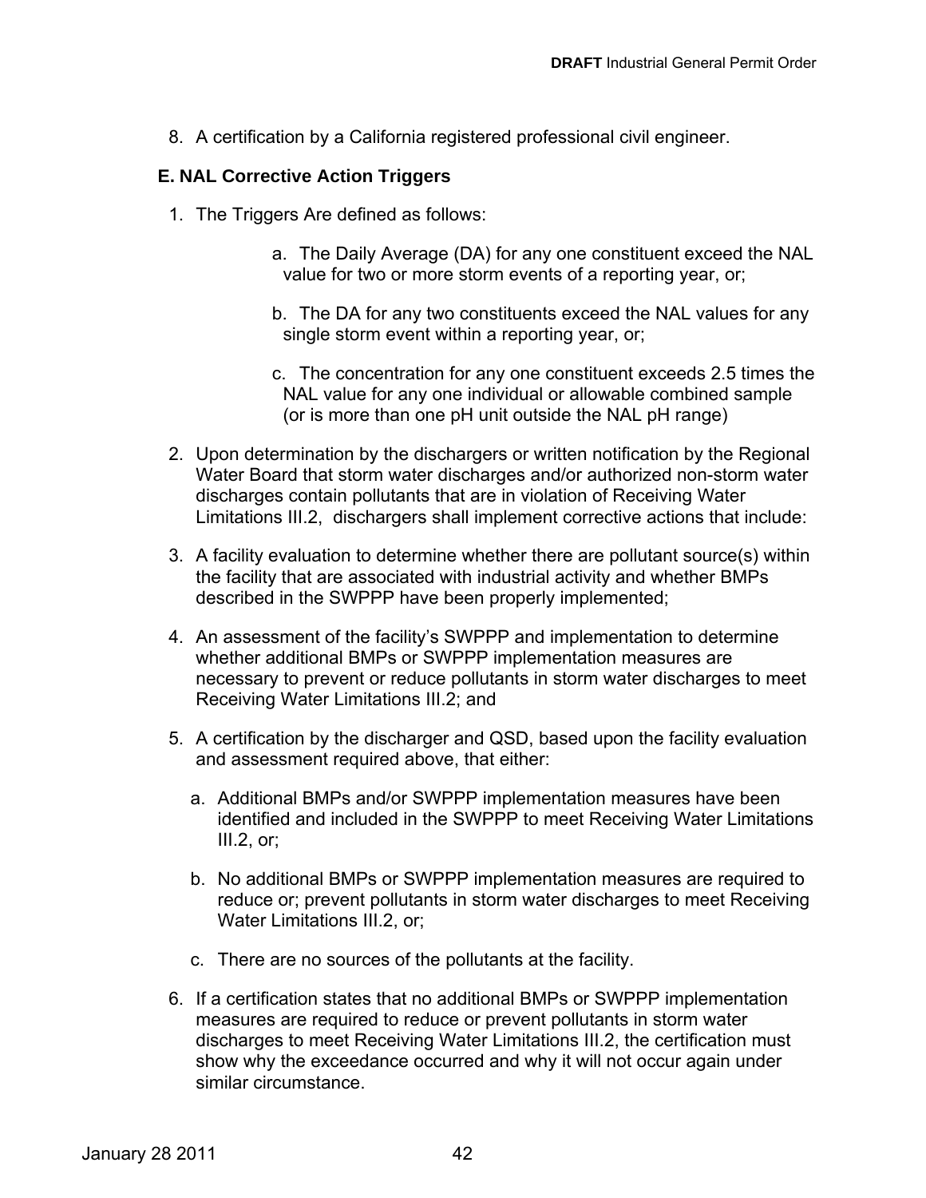8. A certification by a California registered professional civil engineer.

### E. NAL Corrective Action Triggers

1. The Triggers Are defined as follows:

    a. The Daily Average (DA) for any one constituent exceed the NAL value for two or more storm events of a reporting year, or;

    b. The DA for any two constituents exceed the NAL values for any single storm event within a reporting year, or;

    c. The concentration for any one constituent exceeds 2.5 times the NAL value for any one individual or allowable combined sample (or is more than one pH unit outside the NAL pH range)

2. Upon determination by the dischargers or written notification by the Regional Water Board that storm water discharges and/or authorized non-storm water discharges contain pollutants that are in violation of Receiving Water Limitations III.2, dischargers shall implement corrective actions that include:

3. A facility evaluation to determine whether there are pollutant source(s) within the facility that are associated with industrial activity and whether BMPs described in the SWPPP have been properly implemented;

4. An assessment of the facility's SWPPP and implementation to determine whether additional BMPs or SWPPP implementation measures are necessary to prevent or reduce pollutants in storm water discharges to meet Receiving Water Limitations III.2; and

5. A certification by the discharger and QSD, based upon the facility evaluation and assessment required above, that either:

    a. Additional BMPs and/or SWPPP implementation measures have been identified and included in the SWPPP to meet Receiving Water Limitations III.2, or;

    b. No additional BMPs or SWPPP implementation measures are required to reduce or; prevent pollutants in storm water discharges to meet Receiving Water Limitations III.2, or;

    c. There are no sources of the pollutants at the facility.

6. If a certification states that no additional BMPs or SWPPP implementation measures are required to reduce or prevent pollutants in storm water discharges to meet Receiving Water Limitations III.2, the certification must show why the exceedance occurred and why it will not occur again under similar circumstance.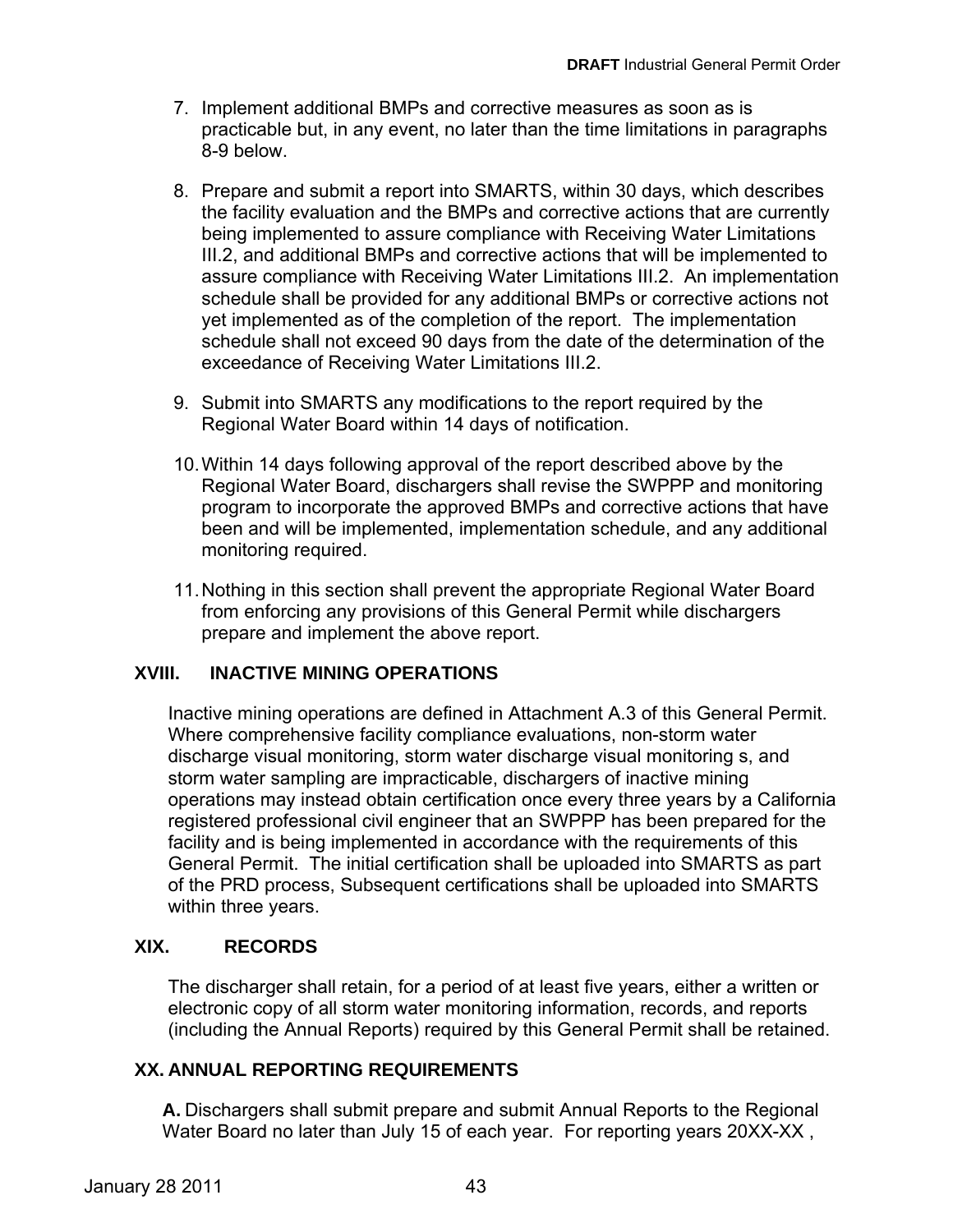7. Implement additional BMPs and corrective measures as soon as is practicable but, in any event, no later than the time limitations in paragraphs 8-9 below.

8. Prepare and submit a report into SMARTS, within 30 days, which describes the facility evaluation and the BMPs and corrective actions that are currently being implemented to assure compliance with Receiving Water Limitations III.2, and additional BMPs and corrective actions that will be implemented to assure compliance with Receiving Water Limitations III.2. An implementation schedule shall be provided for any additional BMPs or corrective actions not yet implemented as of the completion of the report. The implementation schedule shall not exceed 90 days from the date of the determination of the exceedance of Receiving Water Limitations III.2.

9. Submit into SMARTS any modifications to the report required by the Regional Water Board within 14 days of notification.

10. Within 14 days following approval of the report described above by the Regional Water Board, dischargers shall revise the SWPPP and monitoring program to incorporate the approved BMPs and corrective actions that have been and will be implemented, implementation schedule, and any additional monitoring required.

11. Nothing in this section shall prevent the appropriate Regional Water Board from enforcing any provisions of this General Permit while dischargers prepare and implement the above report.

## XVIII. INACTIVE MINING OPERATIONS

Inactive mining operations are defined in Attachment A.3 of this General Permit. Where comprehensive facility compliance evaluations, non-storm water discharge visual monitoring, storm water discharge visual monitoring s, and storm water sampling are impracticable, dischargers of inactive mining operations may instead obtain certification once every three years by a California registered professional civil engineer that an SWPPP has been prepared for the facility and is being implemented in accordance with the requirements of this General Permit. The initial certification shall be uploaded into SMARTS as part of the PRD process, Subsequent certifications shall be uploaded into SMARTS within three years.

## XIX. RECORDS

The discharger shall retain, for a period of at least five years, either a written or electronic copy of all storm water monitoring information, records, and reports (including the Annual Reports) required by this General Permit shall be retained.

## XX. ANNUAL REPORTING REQUIREMENTS

**A.** Dischargers shall submit prepare and submit Annual Reports to the Regional Water Board no later than July 15 of each year. For reporting years 20XX-XX ,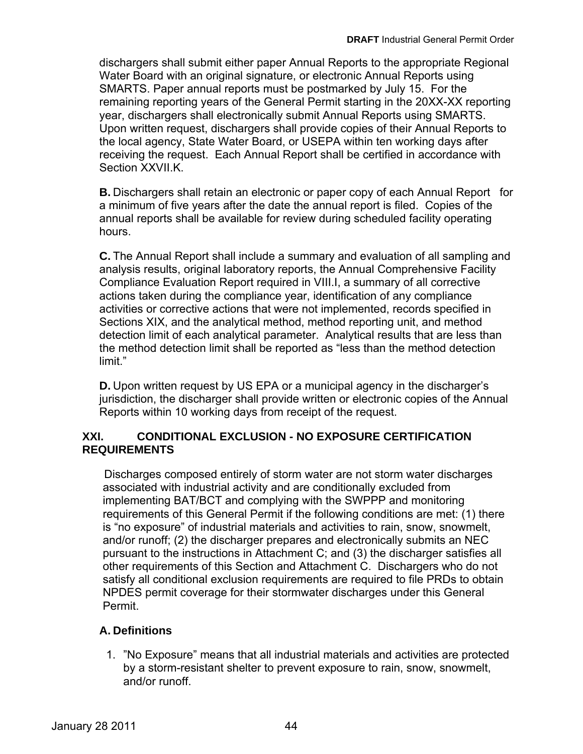dischargers shall submit either paper Annual Reports to the appropriate Regional Water Board with an original signature, or electronic Annual Reports using SMARTS. Paper annual reports must be postmarked by July 15. For the remaining reporting years of the General Permit starting in the 20XX-XX reporting year, dischargers shall electronically submit Annual Reports using SMARTS. Upon written request, dischargers shall provide copies of their Annual Reports to the local agency, State Water Board, or USEPA within ten working days after receiving the request. Each Annual Report shall be certified in accordance with Section XXVII.K.

**B.** Dischargers shall retain an electronic or paper copy of each Annual Report for a minimum of five years after the date the annual report is filed. Copies of the annual reports shall be available for review during scheduled facility operating hours.

**C.** The Annual Report shall include a summary and evaluation of all sampling and analysis results, original laboratory reports, the Annual Comprehensive Facility Compliance Evaluation Report required in VIII.I, a summary of all corrective actions taken during the compliance year, identification of any compliance activities or corrective actions that were not implemented, records specified in Sections XIX, and the analytical method, method reporting unit, and method detection limit of each analytical parameter. Analytical results that are less than the method detection limit shall be reported as "less than the method detection limit."

**D.** Upon written request by US EPA or a municipal agency in the discharger's jurisdiction, the discharger shall provide written or electronic copies of the Annual Reports within 10 working days from receipt of the request.

## XXI. CONDITIONAL EXCLUSION - NO EXPOSURE CERTIFICATION REQUIREMENTS

Discharges composed entirely of storm water are not storm water discharges associated with industrial activity and are conditionally excluded from implementing BAT/BCT and complying with the SWPPP and monitoring requirements of this General Permit if the following conditions are met: (1) there is "no exposure" of industrial materials and activities to rain, snow, snowmelt, and/or runoff; (2) the discharger prepares and electronically submits an NEC pursuant to the instructions in Attachment C; and (3) the discharger satisfies all other requirements of this Section and Attachment C. Dischargers who do not satisfy all conditional exclusion requirements are required to file PRDs to obtain NPDES permit coverage for their stormwater discharges under this General Permit.

### A. Definitions

1. "No Exposure" means that all industrial materials and activities are protected by a storm-resistant shelter to prevent exposure to rain, snow, snowmelt, and/or runoff.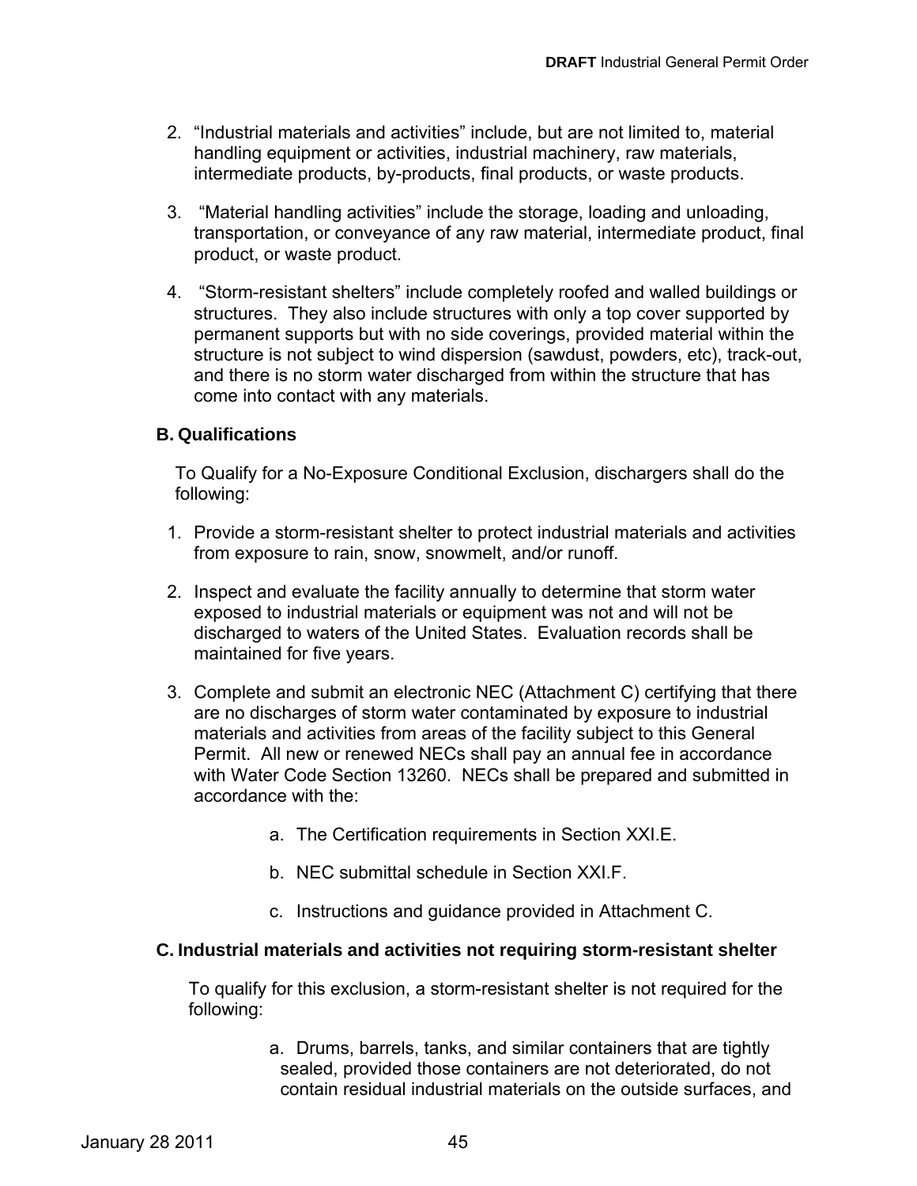2. "Industrial materials and activities" include, but are not limited to, material handling equipment or activities, industrial machinery, raw materials, intermediate products, by-products, final products, or waste products.

3. "Material handling activities" include the storage, loading and unloading, transportation, or conveyance of any raw material, intermediate product, final product, or waste product.

4. "Storm-resistant shelters" include completely roofed and walled buildings or structures. They also include structures with only a top cover supported by permanent supports but with no side coverings, provided material within the structure is not subject to wind dispersion (sawdust, powders, etc), track-out, and there is no storm water discharged from within the structure that has come into contact with any materials.

### B. Qualifications

To Qualify for a No-Exposure Conditional Exclusion, dischargers shall do the following:

1. Provide a storm-resistant shelter to protect industrial materials and activities from exposure to rain, snow, snowmelt, and/or runoff.

2. Inspect and evaluate the facility annually to determine that storm water exposed to industrial materials or equipment was not and will not be discharged to waters of the United States. Evaluation records shall be maintained for five years.

3. Complete and submit an electronic NEC (Attachment C) certifying that there are no discharges of storm water contaminated by exposure to industrial materials and activities from areas of the facility subject to this General Permit. All new or renewed NECs shall pay an annual fee in accordance with Water Code Section 13260. NECs shall be prepared and submitted in accordance with the:

    a. The Certification requirements in Section XXI.E.

    b. NEC submittal schedule in Section XXI.F.

    c. Instructions and guidance provided in Attachment C.

### C. Industrial materials and activities not requiring storm-resistant shelter

To qualify for this exclusion, a storm-resistant shelter is not required for the following:

a. Drums, barrels, tanks, and similar containers that are tightly sealed, provided those containers are not deteriorated, do not contain residual industrial materials on the outside surfaces, and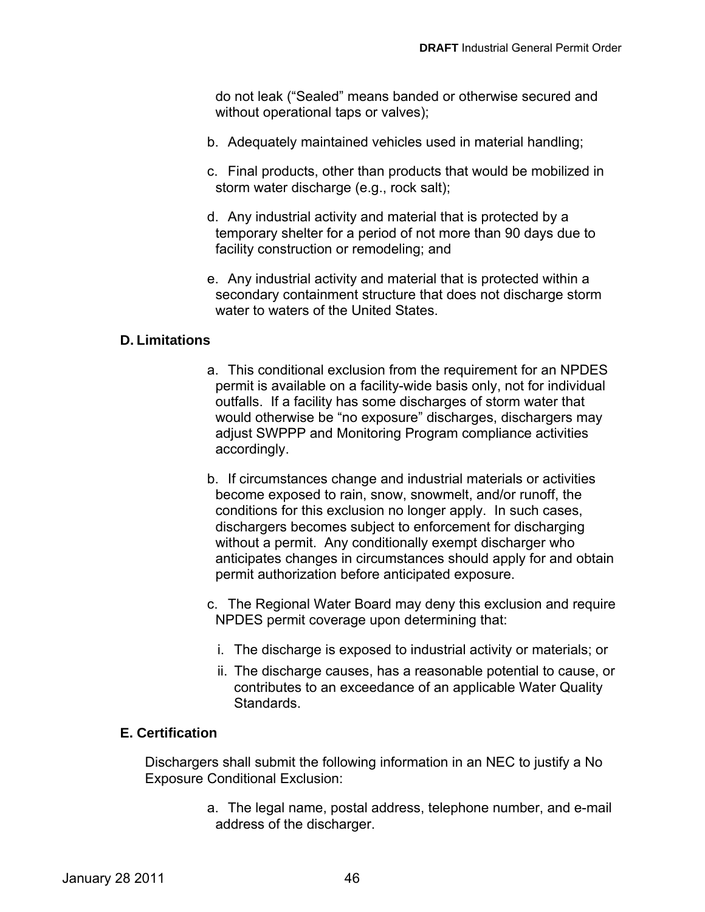do not leak ("Sealed" means banded or otherwise secured and without operational taps or valves);

b. Adequately maintained vehicles used in material handling;

c. Final products, other than products that would be mobilized in storm water discharge (e.g., rock salt);

d. Any industrial activity and material that is protected by a temporary shelter for a period of not more than 90 days due to facility construction or remodeling; and

e. Any industrial activity and material that is protected within a secondary containment structure that does not discharge storm water to waters of the United States.

### D. Limitations

a. This conditional exclusion from the requirement for an NPDES permit is available on a facility-wide basis only, not for individual outfalls. If a facility has some discharges of storm water that would otherwise be "no exposure" discharges, dischargers may adjust SWPPP and Monitoring Program compliance activities accordingly.

b. If circumstances change and industrial materials or activities become exposed to rain, snow, snowmelt, and/or runoff, the conditions for this exclusion no longer apply. In such cases, dischargers becomes subject to enforcement for discharging without a permit. Any conditionally exempt discharger who anticipates changes in circumstances should apply for and obtain permit authorization before anticipated exposure.

c. The Regional Water Board may deny this exclusion and require NPDES permit coverage upon determining that:

   i. The discharge is exposed to industrial activity or materials; or

   ii. The discharge causes, has a reasonable potential to cause, or contributes to an exceedance of an applicable Water Quality Standards.

### E. Certification

Dischargers shall submit the following information in an NEC to justify a No Exposure Conditional Exclusion:

a. The legal name, postal address, telephone number, and e-mail address of the discharger.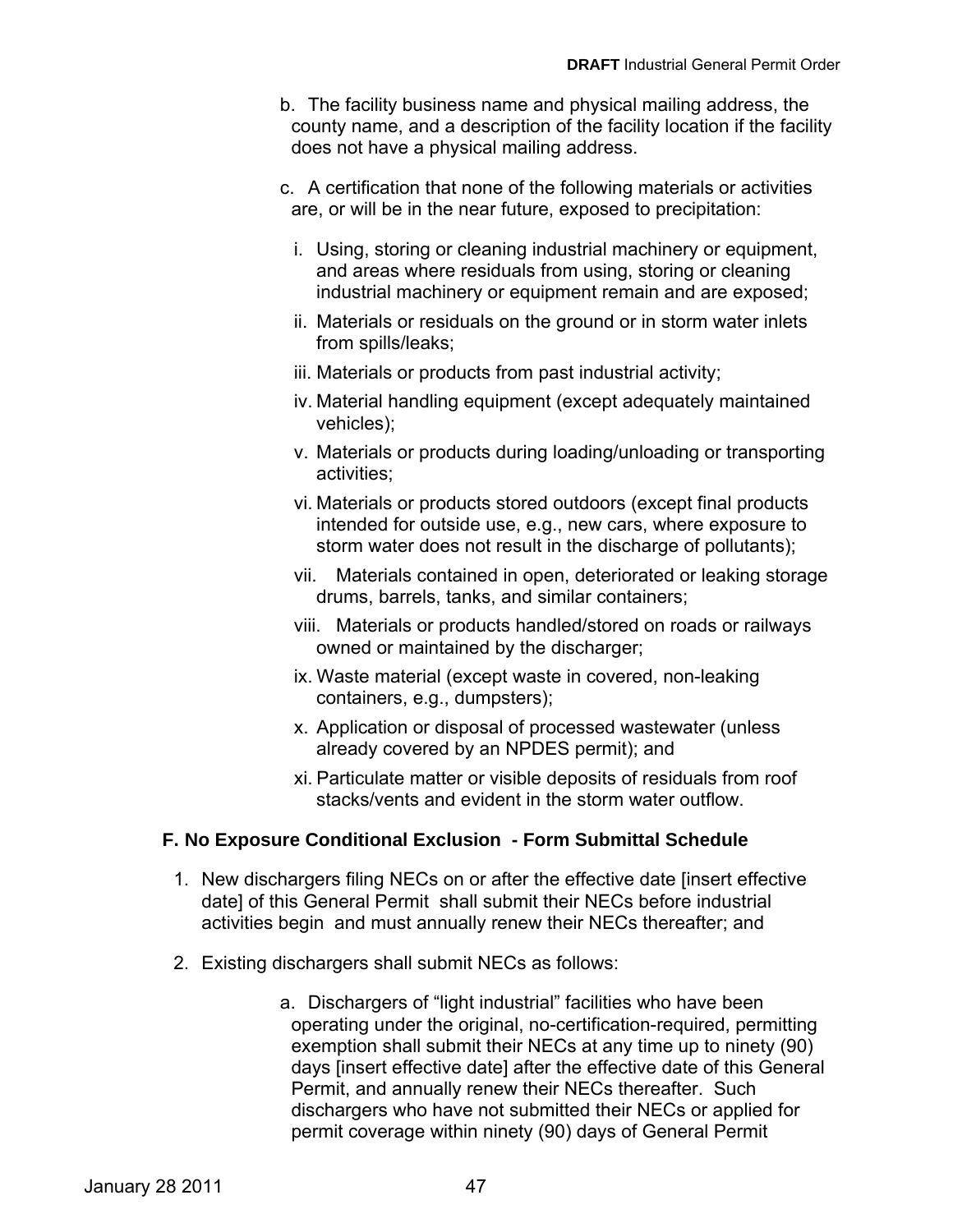b. The facility business name and physical mailing address, the county name, and a description of the facility location if the facility does not have a physical mailing address.

c. A certification that none of the following materials or activities are, or will be in the near future, exposed to precipitation:

  i. Using, storing or cleaning industrial machinery or equipment, and areas where residuals from using, storing or cleaning industrial machinery or equipment remain and are exposed;
  ii. Materials or residuals on the ground or in storm water inlets from spills/leaks;
  iii. Materials or products from past industrial activity;
  iv. Material handling equipment (except adequately maintained vehicles);
  v. Materials or products during loading/unloading or transporting activities;
  vi. Materials or products stored outdoors (except final products intended for outside use, e.g., new cars, where exposure to storm water does not result in the discharge of pollutants);
  vii. Materials contained in open, deteriorated or leaking storage drums, barrels, tanks, and similar containers;
  viii. Materials or products handled/stored on roads or railways owned or maintained by the discharger;
  ix. Waste material (except waste in covered, non-leaking containers, e.g., dumpsters);
  x. Application or disposal of processed wastewater (unless already covered by an NPDES permit); and
  xi. Particulate matter or visible deposits of residuals from roof stacks/vents and evident in the storm water outflow.

### F. No Exposure Conditional Exclusion - Form Submittal Schedule

1. New dischargers filing NECs on or after the effective date [insert effective date] of this General Permit shall submit their NECs before industrial activities begin and must annually renew their NECs thereafter; and

2. Existing dischargers shall submit NECs as follows:

   a. Dischargers of "light industrial" facilities who have been operating under the original, no-certification-required, permitting exemption shall submit their NECs at any time up to ninety (90) days [insert effective date] after the effective date of this General Permit, and annually renew their NECs thereafter. Such dischargers who have not submitted their NECs or applied for permit coverage within ninety (90) days of General Permit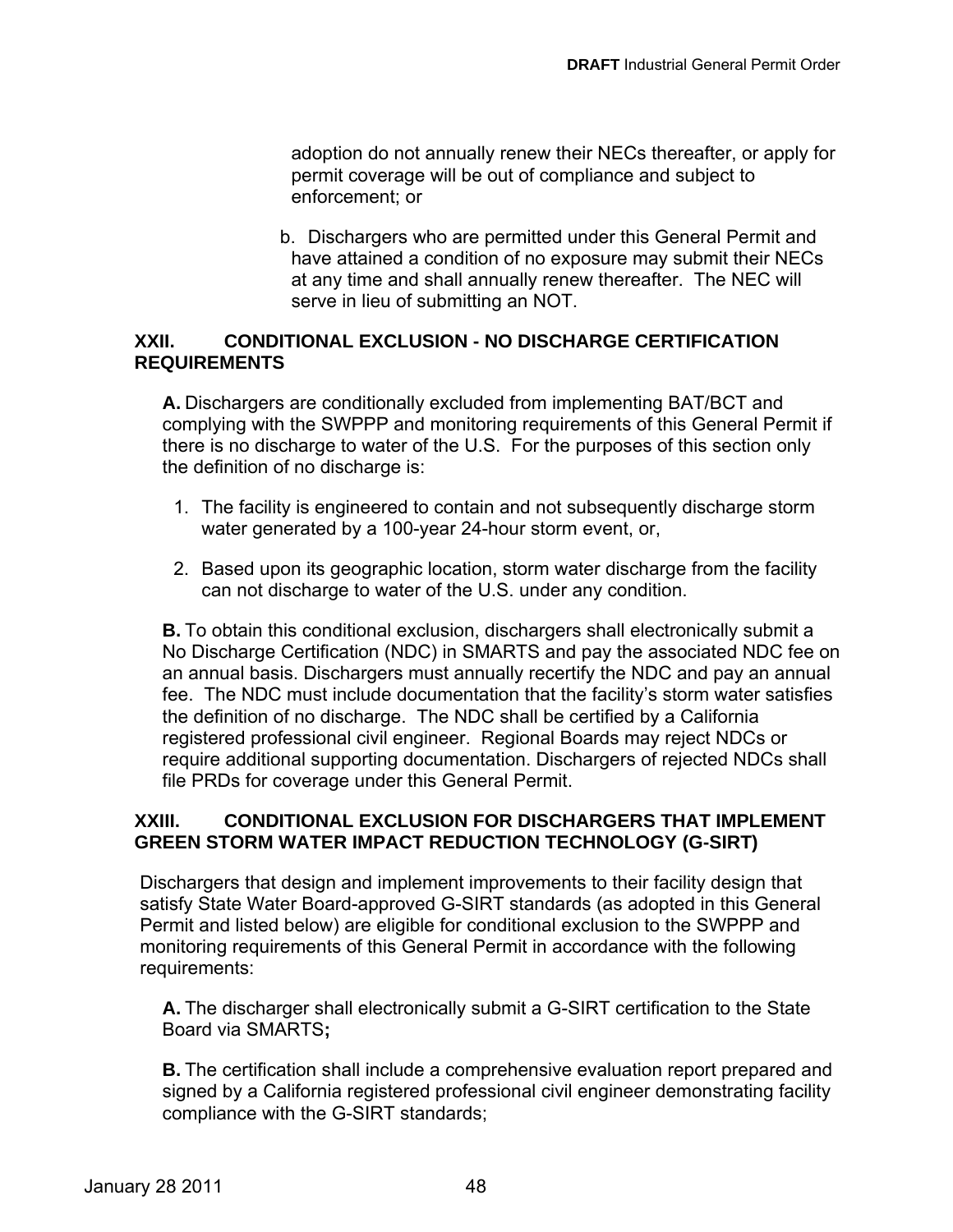adoption do not annually renew their NECs thereafter, or apply for permit coverage will be out of compliance and subject to enforcement; or

b. Dischargers who are permitted under this General Permit and have attained a condition of no exposure may submit their NECs at any time and shall annually renew thereafter. The NEC will serve in lieu of submitting an NOT.

## XXII. CONDITIONAL EXCLUSION - NO DISCHARGE CERTIFICATION REQUIREMENTS

**A.** Dischargers are conditionally excluded from implementing BAT/BCT and complying with the SWPPP and monitoring requirements of this General Permit if there is no discharge to water of the U.S. For the purposes of this section only the definition of no discharge is:

1. The facility is engineered to contain and not subsequently discharge storm water generated by a 100-year 24-hour storm event, or,
2. Based upon its geographic location, storm water discharge from the facility can not discharge to water of the U.S. under any condition.

**B.** To obtain this conditional exclusion, dischargers shall electronically submit a No Discharge Certification (NDC) in SMARTS and pay the associated NDC fee on an annual basis. Dischargers must annually recertify the NDC and pay an annual fee. The NDC must include documentation that the facility's storm water satisfies the definition of no discharge. The NDC shall be certified by a California registered professional civil engineer. Regional Boards may reject NDCs or require additional supporting documentation. Dischargers of rejected NDCs shall file PRDs for coverage under this General Permit.

## XXIII. CONDITIONAL EXCLUSION FOR DISCHARGERS THAT IMPLEMENT GREEN STORM WATER IMPACT REDUCTION TECHNOLOGY (G-SIRT)

Dischargers that design and implement improvements to their facility design that satisfy State Water Board-approved G-SIRT standards (as adopted in this General Permit and listed below) are eligible for conditional exclusion to the SWPPP and monitoring requirements of this General Permit in accordance with the following requirements:

**A.** The discharger shall electronically submit a G-SIRT certification to the State Board via SMARTS**;**

**B.** The certification shall include a comprehensive evaluation report prepared and signed by a California registered professional civil engineer demonstrating facility compliance with the G-SIRT standards;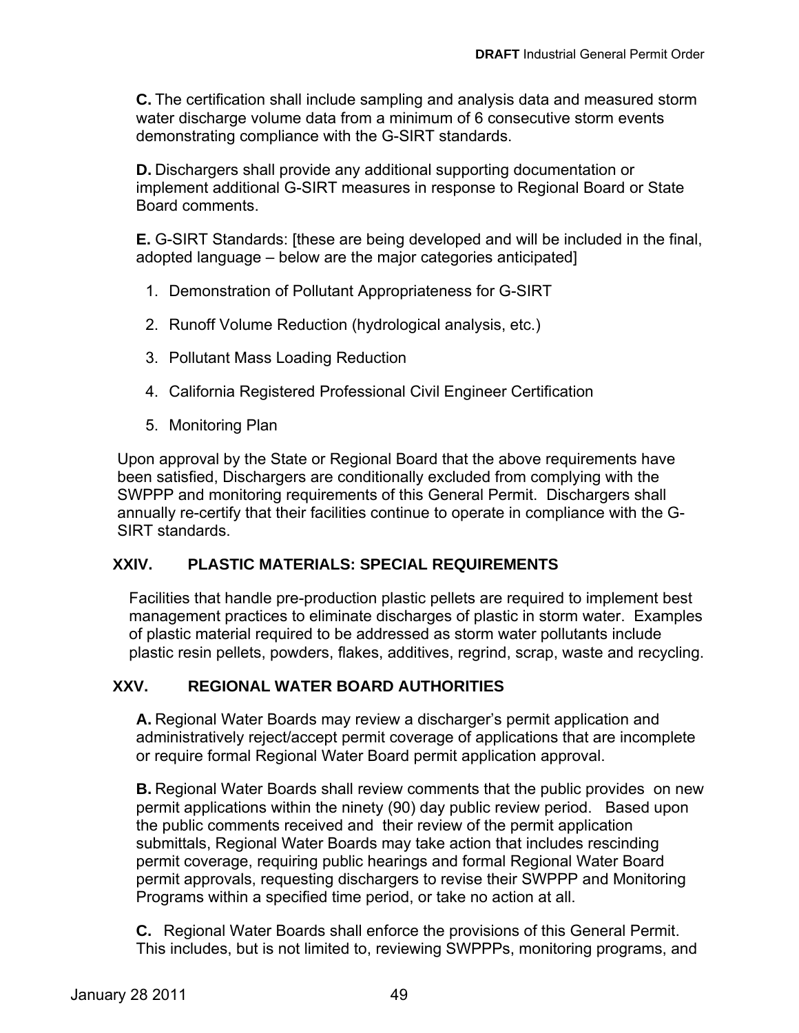**C.** The certification shall include sampling and analysis data and measured storm water discharge volume data from a minimum of 6 consecutive storm events demonstrating compliance with the G-SIRT standards.

**D.** Dischargers shall provide any additional supporting documentation or implement additional G-SIRT measures in response to Regional Board or State Board comments.

**E.** G-SIRT Standards: [these are being developed and will be included in the final, adopted language – below are the major categories anticipated]

1. Demonstration of Pollutant Appropriateness for G-SIRT
2. Runoff Volume Reduction (hydrological analysis, etc.)
3. Pollutant Mass Loading Reduction
4. California Registered Professional Civil Engineer Certification
5. Monitoring Plan

Upon approval by the State or Regional Board that the above requirements have been satisfied, Dischargers are conditionally excluded from complying with the SWPPP and monitoring requirements of this General Permit. Dischargers shall annually re-certify that their facilities continue to operate in compliance with the G-SIRT standards.

## XXIV. PLASTIC MATERIALS: SPECIAL REQUIREMENTS

Facilities that handle pre-production plastic pellets are required to implement best management practices to eliminate discharges of plastic in storm water. Examples of plastic material required to be addressed as storm water pollutants include plastic resin pellets, powders, flakes, additives, regrind, scrap, waste and recycling.

## XXV. REGIONAL WATER BOARD AUTHORITIES

**A.** Regional Water Boards may review a discharger's permit application and administratively reject/accept permit coverage of applications that are incomplete or require formal Regional Water Board permit application approval.

**B.** Regional Water Boards shall review comments that the public provides on new permit applications within the ninety (90) day public review period. Based upon the public comments received and their review of the permit application submittals, Regional Water Boards may take action that includes rescinding permit coverage, requiring public hearings and formal Regional Water Board permit approvals, requesting dischargers to revise their SWPPP and Monitoring Programs within a specified time period, or take no action at all.

**C.** Regional Water Boards shall enforce the provisions of this General Permit. This includes, but is not limited to, reviewing SWPPPs, monitoring programs, and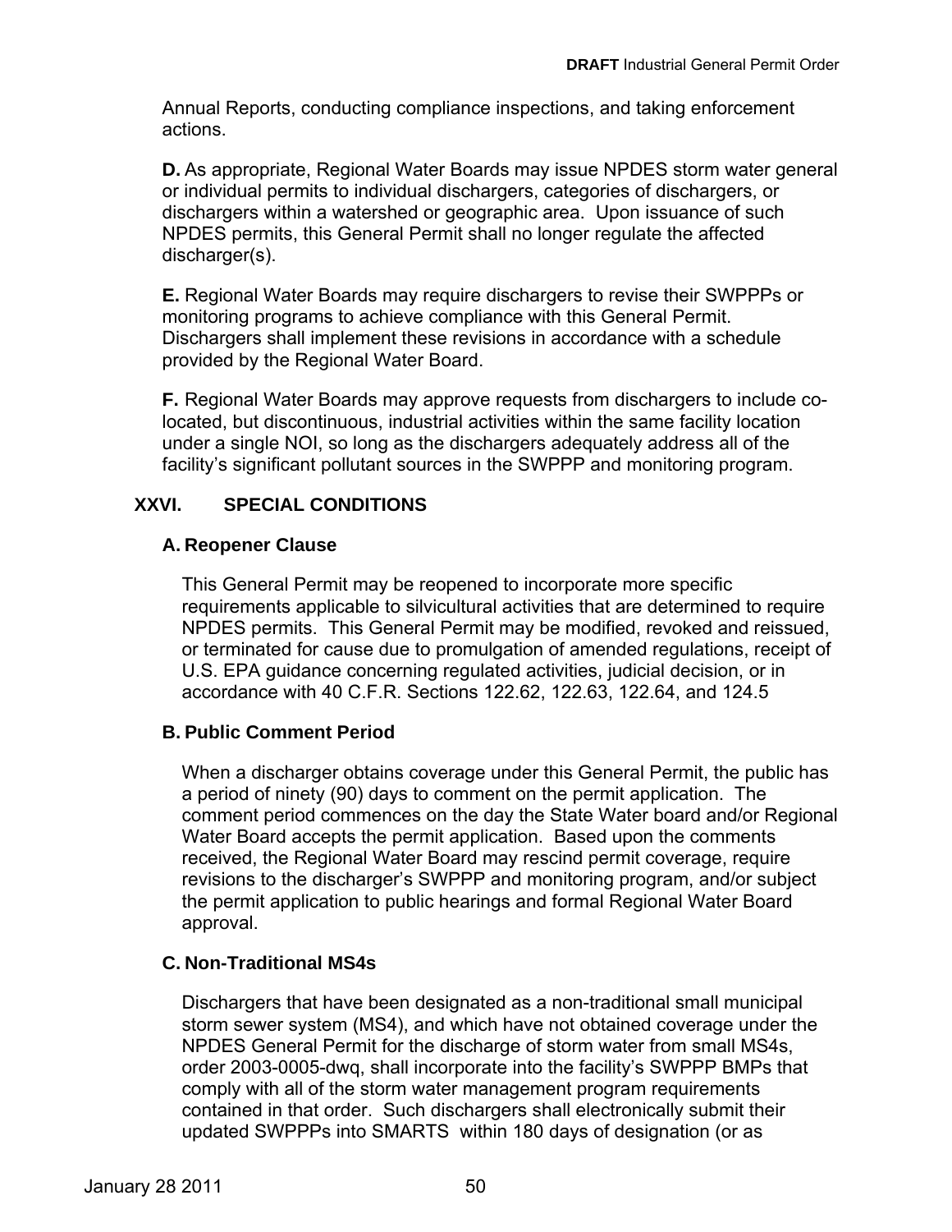Annual Reports, conducting compliance inspections, and taking enforcement actions.

**D.** As appropriate, Regional Water Boards may issue NPDES storm water general or individual permits to individual dischargers, categories of dischargers, or dischargers within a watershed or geographic area. Upon issuance of such NPDES permits, this General Permit shall no longer regulate the affected discharger(s).

**E.** Regional Water Boards may require dischargers to revise their SWPPPs or monitoring programs to achieve compliance with this General Permit. Dischargers shall implement these revisions in accordance with a schedule provided by the Regional Water Board.

**F.** Regional Water Boards may approve requests from dischargers to include co-located, but discontinuous, industrial activities within the same facility location under a single NOI, so long as the dischargers adequately address all of the facility's significant pollutant sources in the SWPPP and monitoring program.

## XXVI. SPECIAL CONDITIONS

### A. Reopener Clause

This General Permit may be reopened to incorporate more specific requirements applicable to silvicultural activities that are determined to require NPDES permits. This General Permit may be modified, revoked and reissued, or terminated for cause due to promulgation of amended regulations, receipt of U.S. EPA guidance concerning regulated activities, judicial decision, or in accordance with 40 C.F.R. Sections 122.62, 122.63, 122.64, and 124.5

### B. Public Comment Period

When a discharger obtains coverage under this General Permit, the public has a period of ninety (90) days to comment on the permit application. The comment period commences on the day the State Water board and/or Regional Water Board accepts the permit application. Based upon the comments received, the Regional Water Board may rescind permit coverage, require revisions to the discharger's SWPPP and monitoring program, and/or subject the permit application to public hearings and formal Regional Water Board approval.

### C. Non-Traditional MS4s

Dischargers that have been designated as a non-traditional small municipal storm sewer system (MS4), and which have not obtained coverage under the NPDES General Permit for the discharge of storm water from small MS4s, order 2003-0005-dwq, shall incorporate into the facility's SWPPP BMPs that comply with all of the storm water management program requirements contained in that order. Such dischargers shall electronically submit their updated SWPPPs into SMARTS within 180 days of designation (or as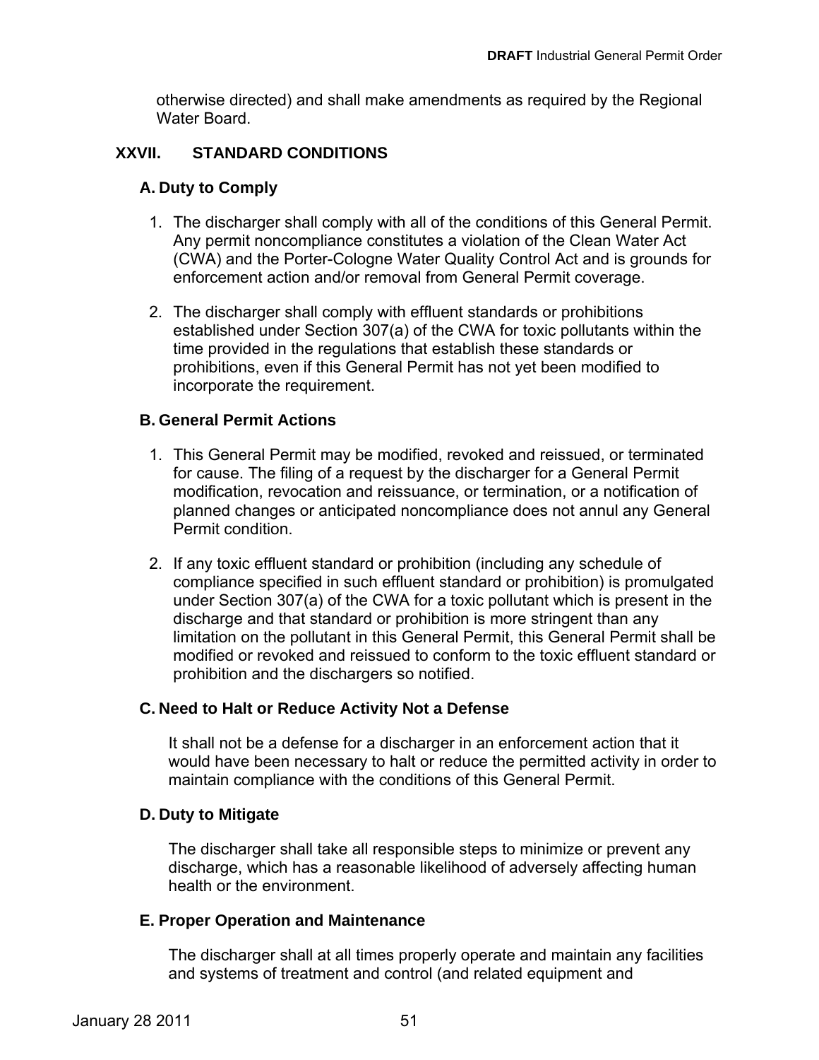otherwise directed) and shall make amendments as required by the Regional Water Board.

## XXVII. STANDARD CONDITIONS

### A. Duty to Comply

1. The discharger shall comply with all of the conditions of this General Permit. Any permit noncompliance constitutes a violation of the Clean Water Act (CWA) and the Porter-Cologne Water Quality Control Act and is grounds for enforcement action and/or removal from General Permit coverage.

2. The discharger shall comply with effluent standards or prohibitions established under Section 307(a) of the CWA for toxic pollutants within the time provided in the regulations that establish these standards or prohibitions, even if this General Permit has not yet been modified to incorporate the requirement.

### B. General Permit Actions

1. This General Permit may be modified, revoked and reissued, or terminated for cause. The filing of a request by the discharger for a General Permit modification, revocation and reissuance, or termination, or a notification of planned changes or anticipated noncompliance does not annul any General Permit condition.

2. If any toxic effluent standard or prohibition (including any schedule of compliance specified in such effluent standard or prohibition) is promulgated under Section 307(a) of the CWA for a toxic pollutant which is present in the discharge and that standard or prohibition is more stringent than any limitation on the pollutant in this General Permit, this General Permit shall be modified or revoked and reissued to conform to the toxic effluent standard or prohibition and the dischargers so notified.

### C. Need to Halt or Reduce Activity Not a Defense

It shall not be a defense for a discharger in an enforcement action that it would have been necessary to halt or reduce the permitted activity in order to maintain compliance with the conditions of this General Permit.

### D. Duty to Mitigate

The discharger shall take all responsible steps to minimize or prevent any discharge, which has a reasonable likelihood of adversely affecting human health or the environment.

### E. Proper Operation and Maintenance

The discharger shall at all times properly operate and maintain any facilities and systems of treatment and control (and related equipment and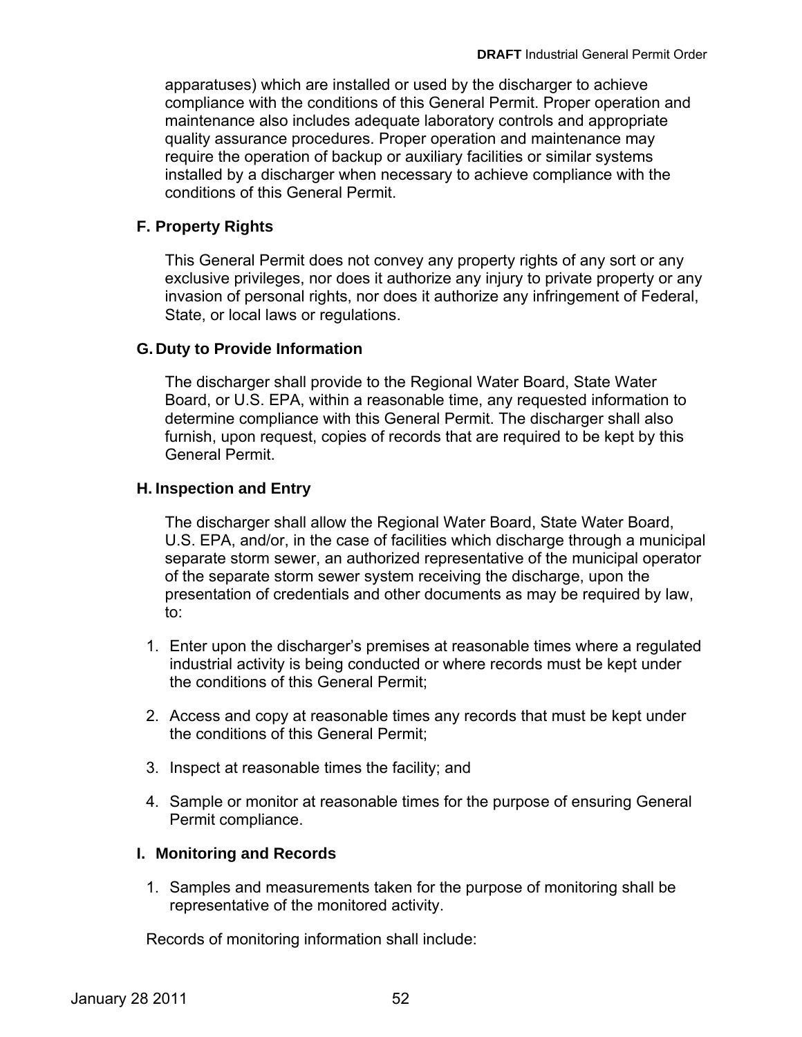apparatuses) which are installed or used by the discharger to achieve compliance with the conditions of this General Permit. Proper operation and maintenance also includes adequate laboratory controls and appropriate quality assurance procedures. Proper operation and maintenance may require the operation of backup or auxiliary facilities or similar systems installed by a discharger when necessary to achieve compliance with the conditions of this General Permit.

### F. Property Rights

This General Permit does not convey any property rights of any sort or any exclusive privileges, nor does it authorize any injury to private property or any invasion of personal rights, nor does it authorize any infringement of Federal, State, or local laws or regulations.

### G. Duty to Provide Information

The discharger shall provide to the Regional Water Board, State Water Board, or U.S. EPA, within a reasonable time, any requested information to determine compliance with this General Permit. The discharger shall also furnish, upon request, copies of records that are required to be kept by this General Permit.

### H. Inspection and Entry

The discharger shall allow the Regional Water Board, State Water Board, U.S. EPA, and/or, in the case of facilities which discharge through a municipal separate storm sewer, an authorized representative of the municipal operator of the separate storm sewer system receiving the discharge, upon the presentation of credentials and other documents as may be required by law, to:

1. Enter upon the discharger's premises at reasonable times where a regulated industrial activity is being conducted or where records must be kept under the conditions of this General Permit;
2. Access and copy at reasonable times any records that must be kept under the conditions of this General Permit;
3. Inspect at reasonable times the facility; and
4. Sample or monitor at reasonable times for the purpose of ensuring General Permit compliance.

### I. Monitoring and Records

1. Samples and measurements taken for the purpose of monitoring shall be representative of the monitored activity.

Records of monitoring information shall include: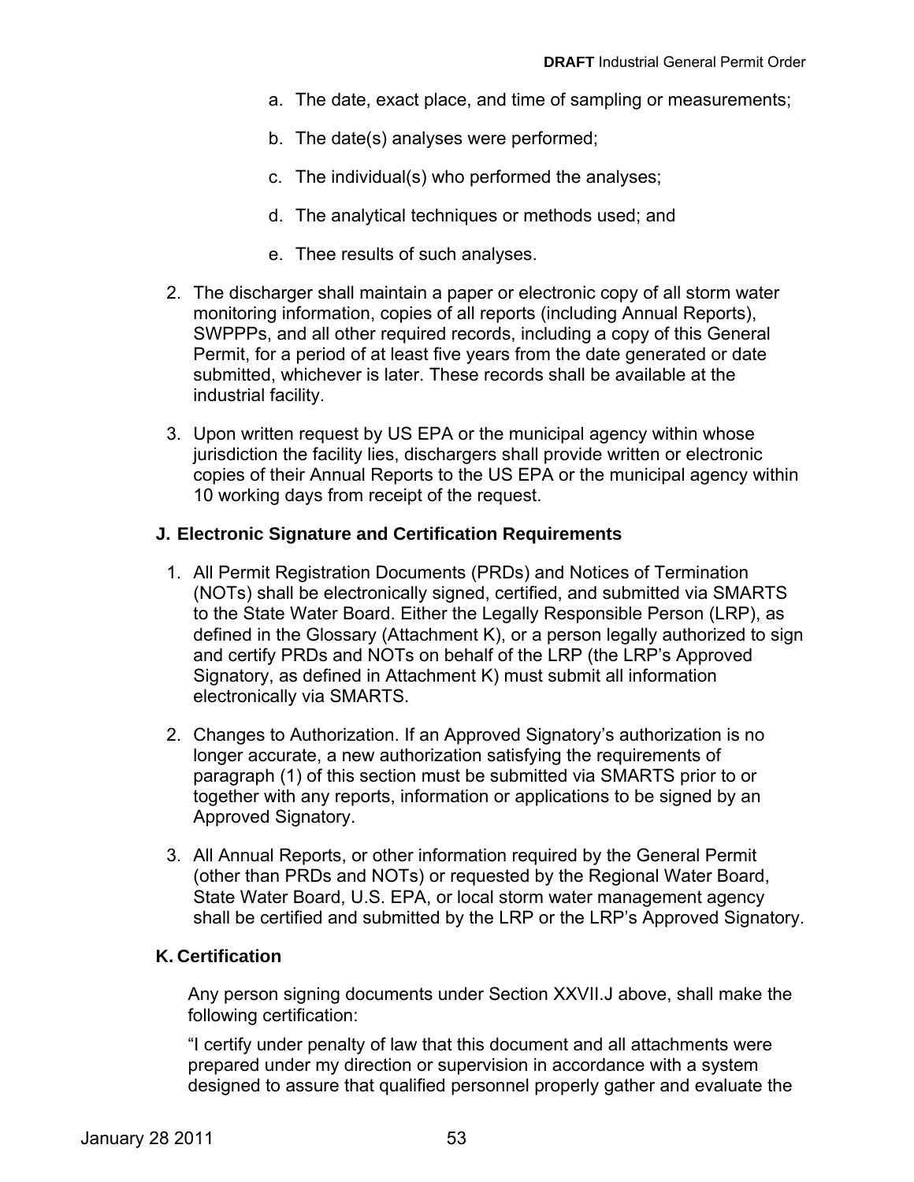a. The date, exact place, and time of sampling or measurements;

b. The date(s) analyses were performed;

c. The individual(s) who performed the analyses;

d. The analytical techniques or methods used; and

e. Thee results of such analyses.

2. The discharger shall maintain a paper or electronic copy of all storm water monitoring information, copies of all reports (including Annual Reports), SWPPPs, and all other required records, including a copy of this General Permit, for a period of at least five years from the date generated or date submitted, whichever is later. These records shall be available at the industrial facility.

3. Upon written request by US EPA or the municipal agency within whose jurisdiction the facility lies, dischargers shall provide written or electronic copies of their Annual Reports to the US EPA or the municipal agency within 10 working days from receipt of the request.

### J. Electronic Signature and Certification Requirements

1. All Permit Registration Documents (PRDs) and Notices of Termination (NOTs) shall be electronically signed, certified, and submitted via SMARTS to the State Water Board. Either the Legally Responsible Person (LRP), as defined in the Glossary (Attachment K), or a person legally authorized to sign and certify PRDs and NOTs on behalf of the LRP (the LRP's Approved Signatory, as defined in Attachment K) must submit all information electronically via SMARTS.

2. Changes to Authorization. If an Approved Signatory's authorization is no longer accurate, a new authorization satisfying the requirements of paragraph (1) of this section must be submitted via SMARTS prior to or together with any reports, information or applications to be signed by an Approved Signatory.

3. All Annual Reports, or other information required by the General Permit (other than PRDs and NOTs) or requested by the Regional Water Board, State Water Board, U.S. EPA, or local storm water management agency shall be certified and submitted by the LRP or the LRP's Approved Signatory.

### K. Certification

Any person signing documents under Section XXVII.J above, shall make the following certification:

"I certify under penalty of law that this document and all attachments were prepared under my direction or supervision in accordance with a system designed to assure that qualified personnel properly gather and evaluate the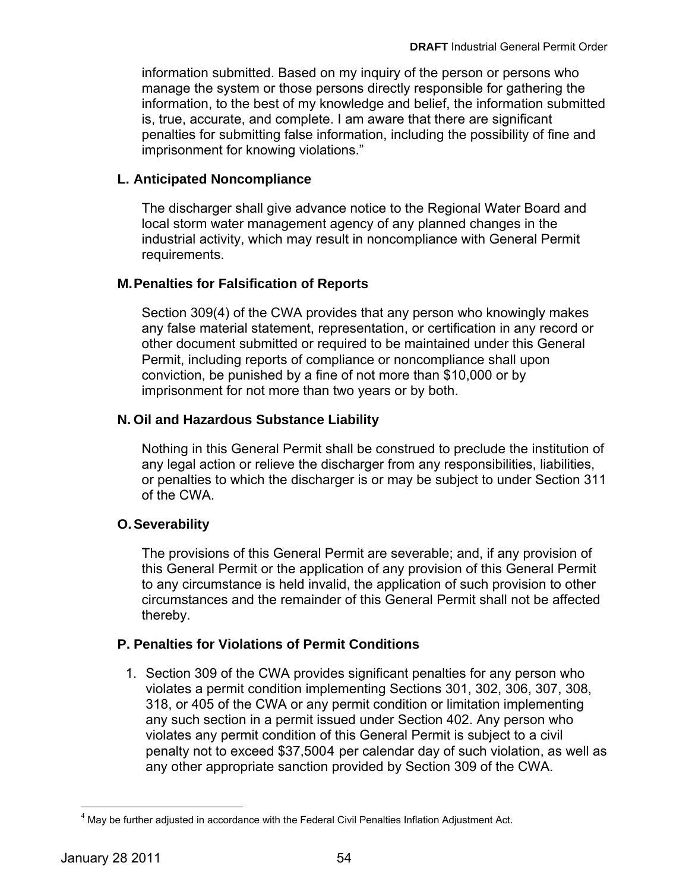information submitted. Based on my inquiry of the person or persons who manage the system or those persons directly responsible for gathering the information, to the best of my knowledge and belief, the information submitted is, true, accurate, and complete. I am aware that there are significant penalties for submitting false information, including the possibility of fine and imprisonment for knowing violations."

### L. Anticipated Noncompliance

The discharger shall give advance notice to the Regional Water Board and local storm water management agency of any planned changes in the industrial activity, which may result in noncompliance with General Permit requirements.

### M. Penalties for Falsification of Reports

Section 309(4) of the CWA provides that any person who knowingly makes any false material statement, representation, or certification in any record or other document submitted or required to be maintained under this General Permit, including reports of compliance or noncompliance shall upon conviction, be punished by a fine of not more than $10,000 or by imprisonment for not more than two years or by both.

### N. Oil and Hazardous Substance Liability

Nothing in this General Permit shall be construed to preclude the institution of any legal action or relieve the discharger from any responsibilities, liabilities, or penalties to which the discharger is or may be subject to under Section 311 of the CWA.

### O. Severability

The provisions of this General Permit are severable; and, if any provision of this General Permit or the application of any provision of this General Permit to any circumstance is held invalid, the application of such provision to other circumstances and the remainder of this General Permit shall not be affected thereby.

### P. Penalties for Violations of Permit Conditions

1. Section 309 of the CWA provides significant penalties for any person who violates a permit condition implementing Sections 301, 302, 306, 307, 308, 318, or 405 of the CWA or any permit condition or limitation implementing any such section in a permit issued under Section 402. Any person who violates any permit condition of this General Permit is subject to a civil penalty not to exceed $37,500[4] per calendar day of such violation, as well as any other appropriate sanction provided by Section 309 of the CWA.

[4] May be further adjusted in accordance with the Federal Civil Penalties Inflation Adjustment Act.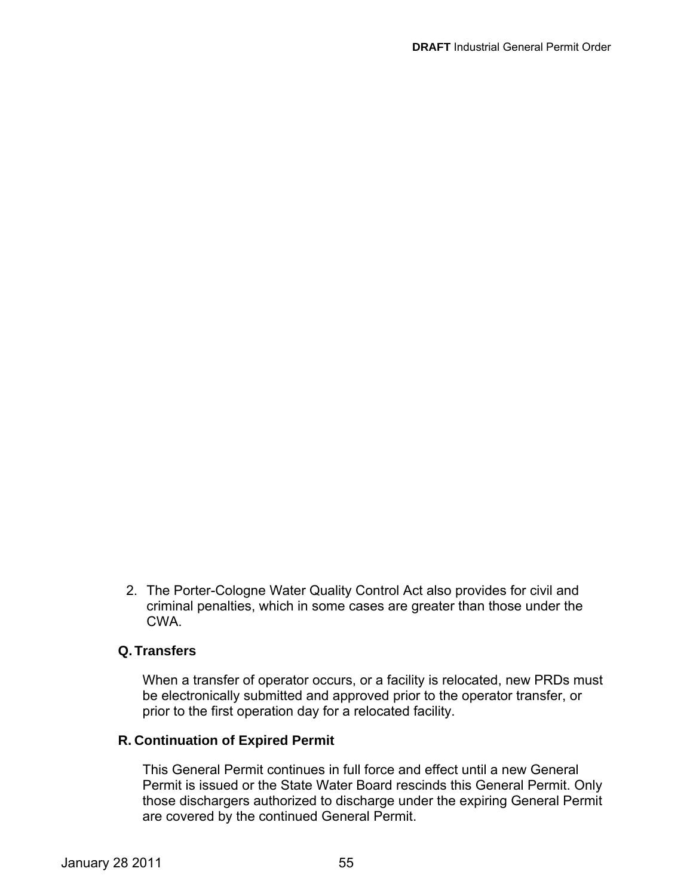2. The Porter-Cologne Water Quality Control Act also provides for civil and criminal penalties, which in some cases are greater than those under the CWA.

### Q. Transfers

When a transfer of operator occurs, or a facility is relocated, new PRDs must be electronically submitted and approved prior to the operator transfer, or prior to the first operation day for a relocated facility.

### R. Continuation of Expired Permit

This General Permit continues in full force and effect until a new General Permit is issued or the State Water Board rescinds this General Permit. Only those dischargers authorized to discharge under the expiring General Permit are covered by the continued General Permit.